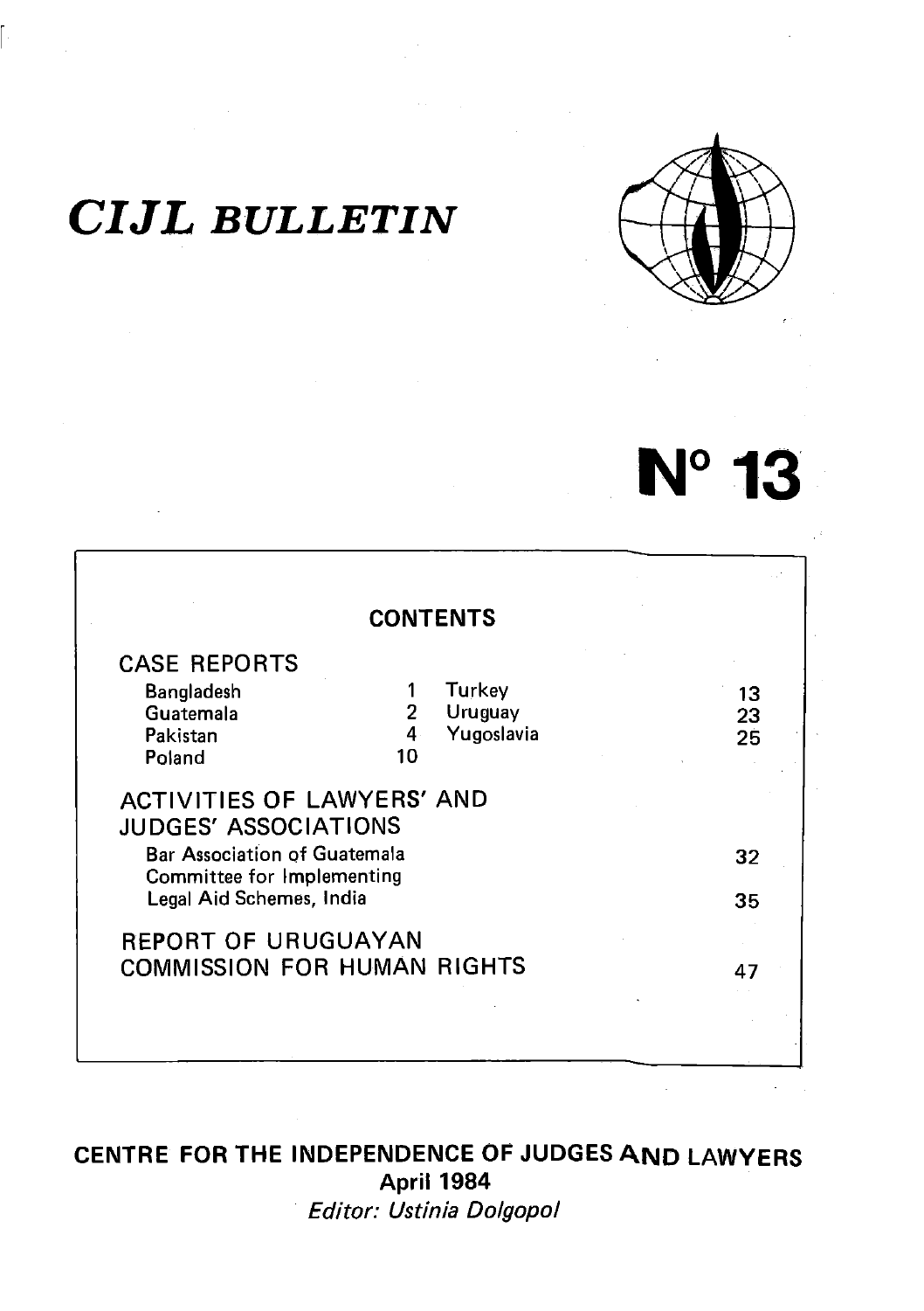# CIJL BULLETIN

# N° 13

**CONTENTS**

**CASE REPORTS**

| | | | |
|---|---|---|---|
| Bangladesh | 1 | Turkey | 13 |
| Guatemala | 2 | Uruguay | 23 |
| Pakistan | 4 | Yugoslavia | 25 |
| Poland | 10 | | |

**ACTIVITIES OF LAWYERS' AND JUDGES' ASSOCIATIONS**

Bar Association of Guatemala — 32

Committee for Implementing Legal Aid Schemes, India — 35

**REPORT OF URUGUAYAN COMMISSION FOR HUMAN RIGHTS** — 47

**CENTRE FOR THE INDEPENDENCE OF JUDGES AND LAWYERS**

**April 1984**

*Editor: Ustinia Dolgopol*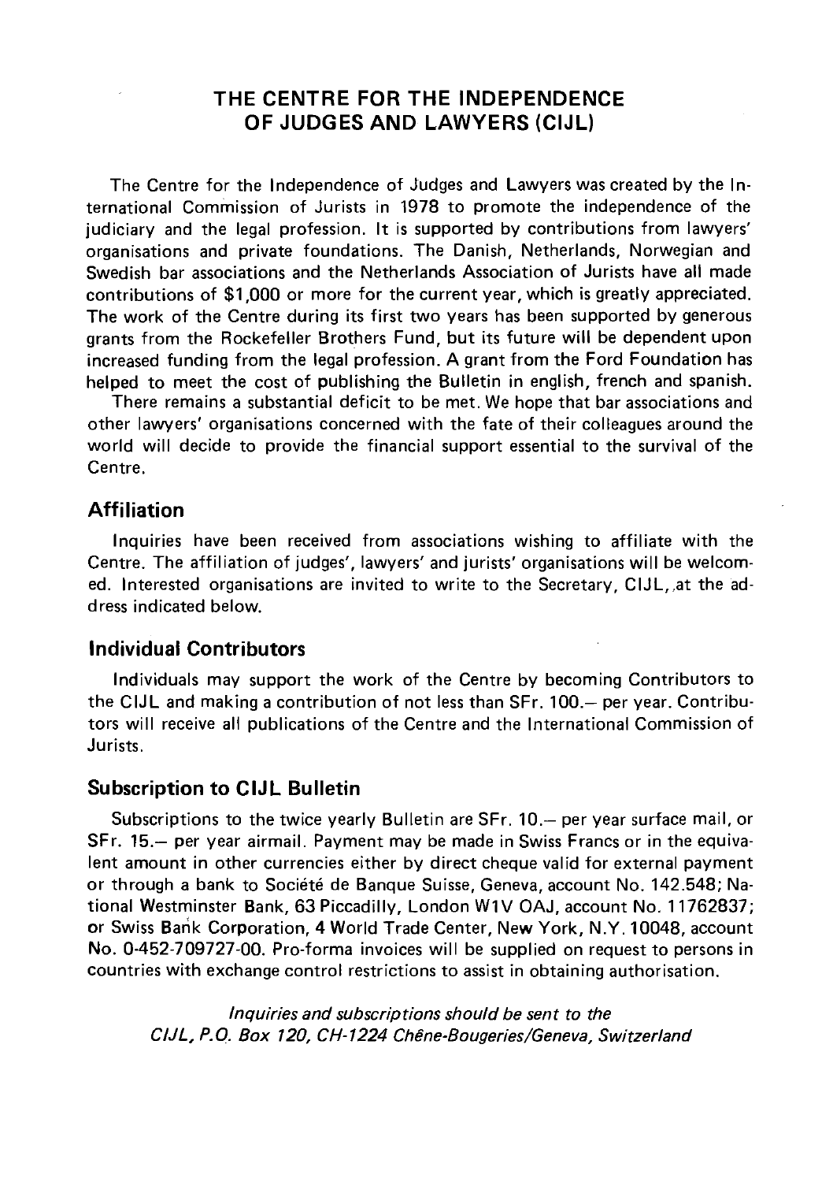# THE CENTRE FOR THE INDEPENDENCE OF JUDGES AND LAWYERS (CIJL)

The Centre for the Independence of Judges and Lawyers was created by the International Commission of Jurists in 1978 to promote the independence of the judiciary and the legal profession. It is supported by contributions from lawyers' organisations and private foundations. The Danish, Netherlands, Norwegian and Swedish bar associations and the Netherlands Association of Jurists have all made contributions of $1,000 or more for the current year, which is greatly appreciated. The work of the Centre during its first two years has been supported by generous grants from the Rockefeller Brothers Fund, but its future will be dependent upon increased funding from the legal profession. A grant from the Ford Foundation has helped to meet the cost of publishing the Bulletin in english, french and spanish.

There remains a substantial deficit to be met. We hope that bar associations and other lawyers' organisations concerned with the fate of their colleagues around the world will decide to provide the financial support essential to the survival of the Centre.

## Affiliation

Inquiries have been received from associations wishing to affiliate with the Centre. The affiliation of judges', lawyers' and jurists' organisations will be welcomed. Interested organisations are invited to write to the Secretary, CIJL, at the address indicated below.

## Individual Contributors

Individuals may support the work of the Centre by becoming Contributors to the CIJL and making a contribution of not less than SFr. 100.– per year. Contributors will receive all publications of the Centre and the International Commission of Jurists.

## Subscription to CIJL Bulletin

Subscriptions to the twice yearly Bulletin are SFr. 10.– per year surface mail, or SFr. 15.– per year airmail. Payment may be made in Swiss Francs or in the equivalent amount in other currencies either by direct cheque valid for external payment or through a bank to Société de Banque Suisse, Geneva, account No. 142.548; National Westminster Bank, 63 Piccadilly, London W1V OAJ, account No. 11762837; or Swiss Bank Corporation, 4 World Trade Center, New York, N.Y. 10048, account No. 0-452-709727-00. Pro-forma invoices will be supplied on request to persons in countries with exchange control restrictions to assist in obtaining authorisation.

*Inquiries and subscriptions should be sent to the CIJL, P.O. Box 120, CH-1224 Chêne-Bougeries/Geneva, Switzerland*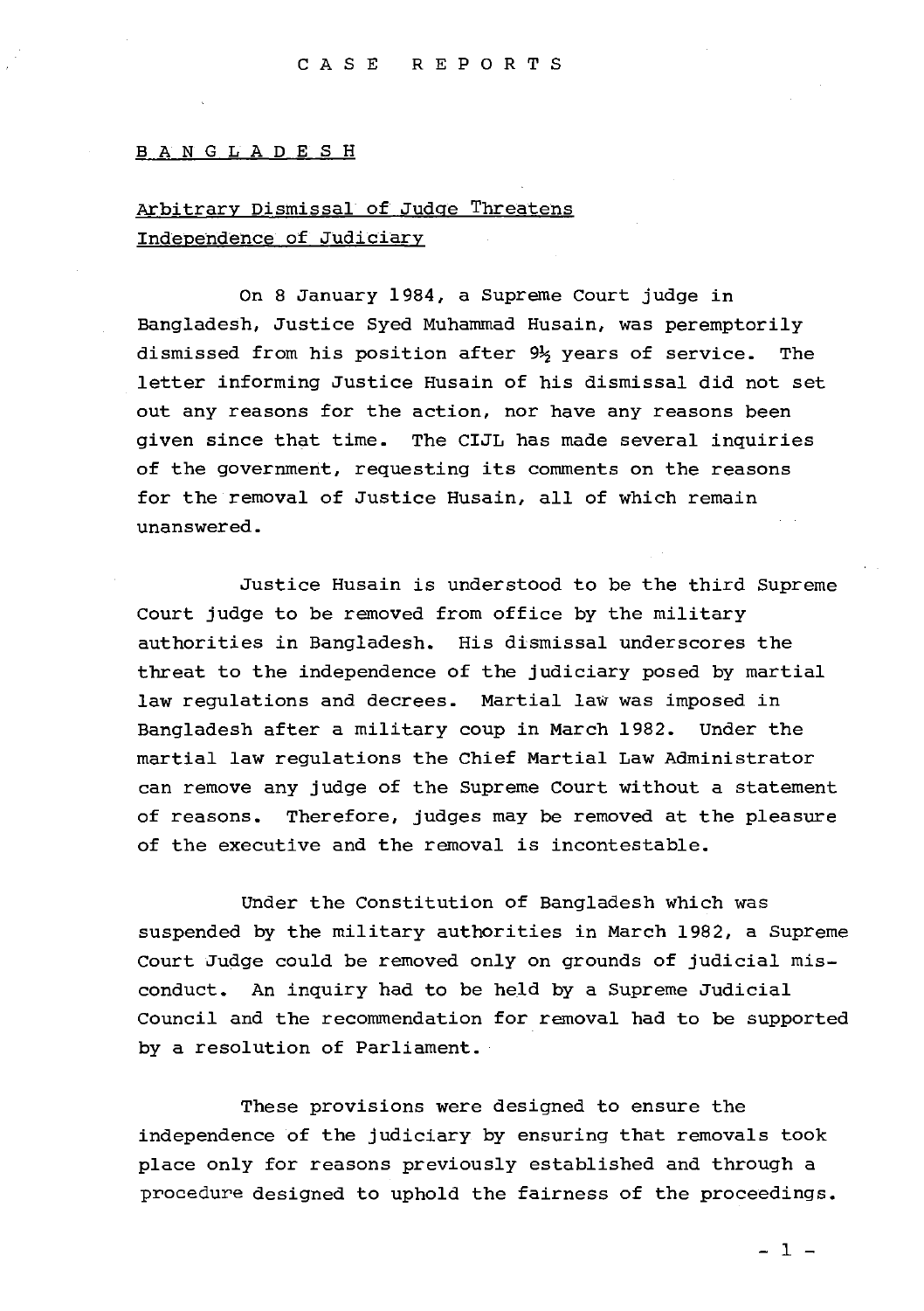# CASE REPORTS

## BANGLADESH

### Arbitrary Dismissal of Judge Threatens Independence of Judiciary

On 8 January 1984, a Supreme Court judge in Bangladesh, Justice Syed Muhammad Husain, was peremptorily dismissed from his position after 9½ years of service. The letter informing Justice Husain of his dismissal did not set out any reasons for the action, nor have any reasons been given since that time. The CIJL has made several inquiries of the government, requesting its comments on the reasons for the removal of Justice Husain, all of which remain unanswered.

Justice Husain is understood to be the third Supreme Court judge to be removed from office by the military authorities in Bangladesh. His dismissal underscores the threat to the independence of the judiciary posed by martial law regulations and decrees. Martial law was imposed in Bangladesh after a military coup in March 1982. Under the martial law regulations the Chief Martial Law Administrator can remove any judge of the Supreme Court without a statement of reasons. Therefore, judges may be removed at the pleasure of the executive and the removal is incontestable.

Under the Constitution of Bangladesh which was suspended by the military authorities in March 1982, a Supreme Court Judge could be removed only on grounds of judicial misconduct. An inquiry had to be held by a Supreme Judicial Council and the recommendation for removal had to be supported by a resolution of Parliament.

These provisions were designed to ensure the independence of the judiciary by ensuring that removals took place only for reasons previously established and through a procedure designed to uphold the fairness of the proceedings.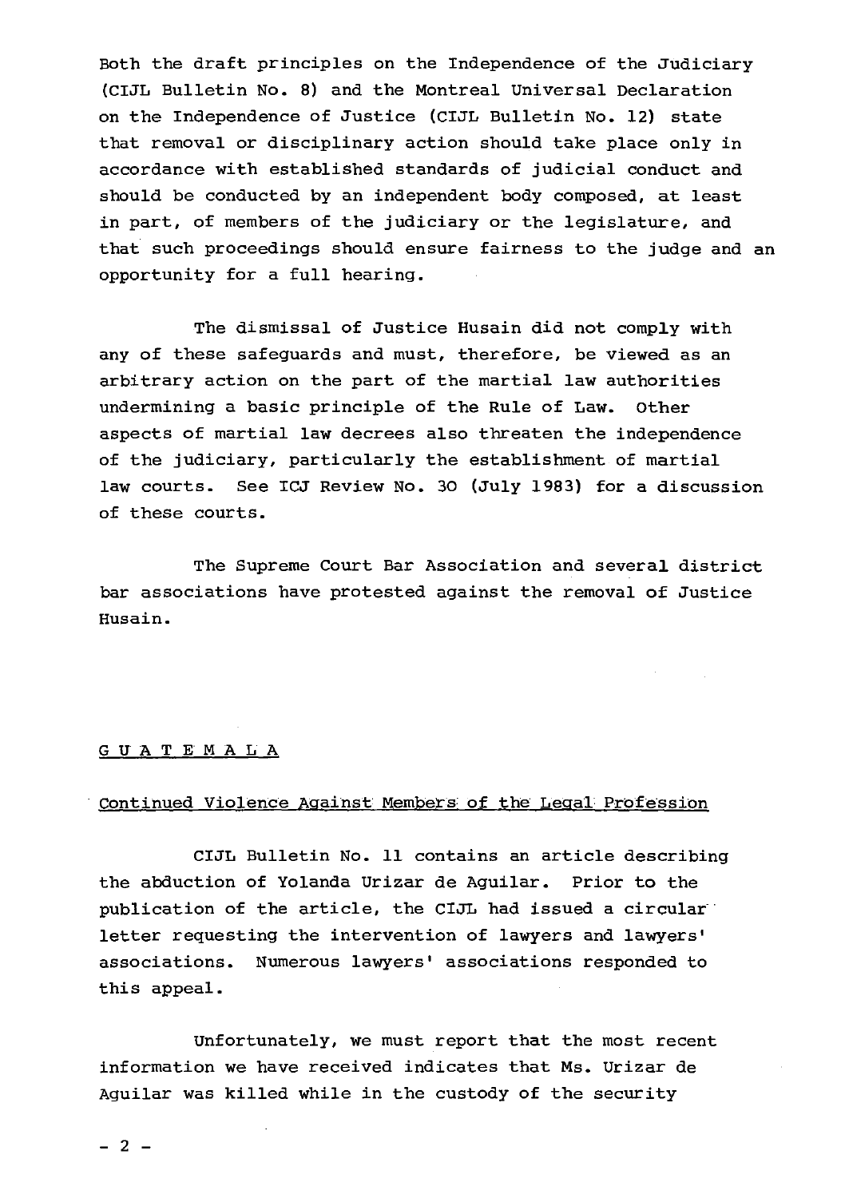Both the draft principles on the Independence of the Judiciary (CIJL Bulletin No. 8) and the Montreal Universal Declaration on the Independence of Justice (CIJL Bulletin No. 12) state that removal or disciplinary action should take place only in accordance with established standards of judicial conduct and should be conducted by an independent body composed, at least in part, of members of the judiciary or the legislature, and that such proceedings should ensure fairness to the judge and an opportunity for a full hearing.

The dismissal of Justice Husain did not comply with any of these safeguards and must, therefore, be viewed as an arbitrary action on the part of the martial law authorities undermining a basic principle of the Rule of Law. Other aspects of martial law decrees also threaten the independence of the judiciary, particularly the establishment of martial law courts. See ICJ Review No. 30 (July 1983) for a discussion of these courts.

The Supreme Court Bar Association and several district bar associations have protested against the removal of Justice Husain.

## GUATEMALA

### Continued Violence Against Members of the Legal Profession

CIJL Bulletin No. 11 contains an article describing the abduction of Yolanda Urizar de Aguilar. Prior to the publication of the article, the CIJL had issued a circular letter requesting the intervention of lawyers and lawyers' associations. Numerous lawyers' associations responded to this appeal.

Unfortunately, we must report that the most recent information we have received indicates that Ms. Urizar de Aguilar was killed while in the custody of the security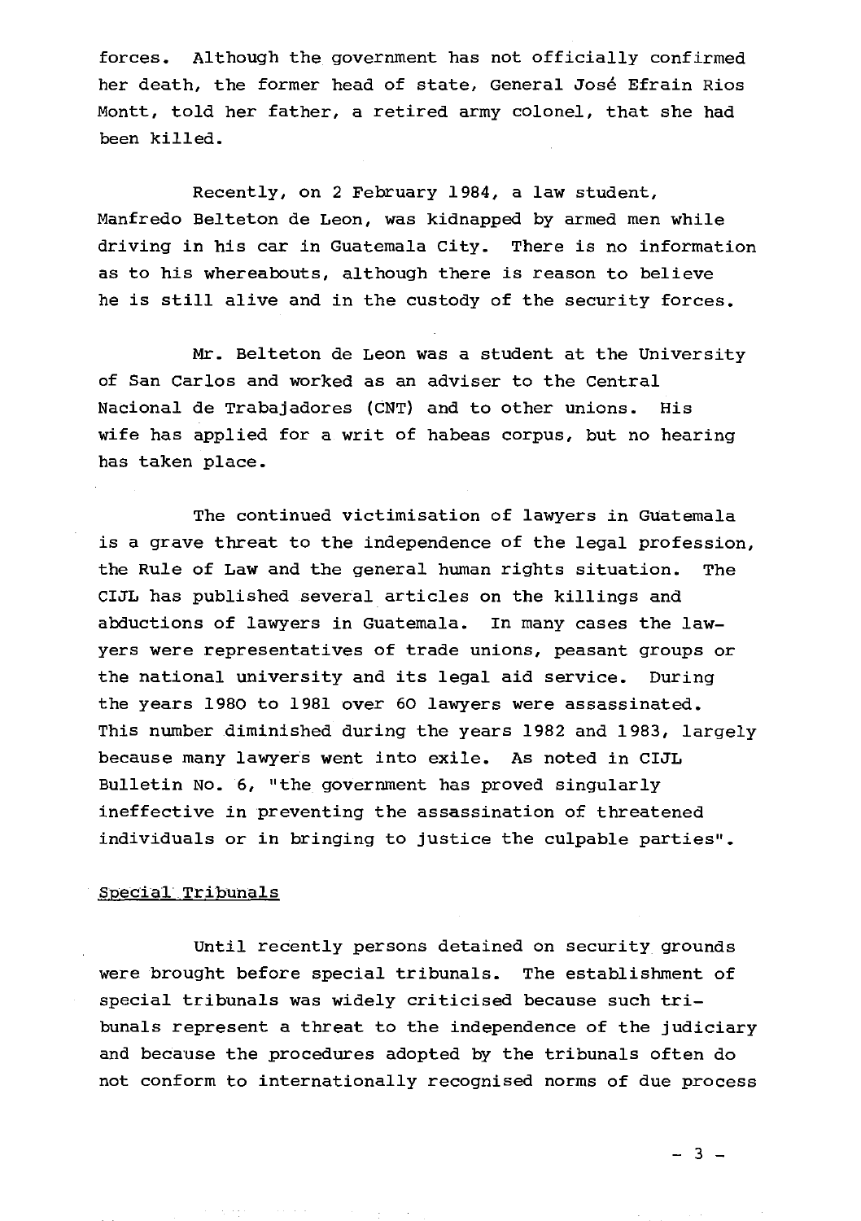forces. Although the government has not officially confirmed her death, the former head of state, General José Efrain Rios Montt, told her father, a retired army colonel, that she had been killed.

Recently, on 2 February 1984, a law student, Manfredo Belteton de Leon, was kidnapped by armed men while driving in his car in Guatemala City. There is no information as to his whereabouts, although there is reason to believe he is still alive and in the custody of the security forces.

Mr. Belteton de Leon was a student at the University of San Carlos and worked as an adviser to the Central Nacional de Trabajadores (CNT) and to other unions. His wife has applied for a writ of habeas corpus, but no hearing has taken place.

The continued victimisation of lawyers in Guatemala is a grave threat to the independence of the legal profession, the Rule of Law and the general human rights situation. The CIJL has published several articles on the killings and abductions of lawyers in Guatemala. In many cases the lawyers were representatives of trade unions, peasant groups or the national university and its legal aid service. During the years 1980 to 1981 over 60 lawyers were assassinated. This number diminished during the years 1982 and 1983, largely because many lawyers went into exile. As noted in CIJL Bulletin No. 6, "the government has proved singularly ineffective in preventing the assassination of threatened individuals or in bringing to justice the culpable parties".

Special Tribunals

Until recently persons detained on security grounds were brought before special tribunals. The establishment of special tribunals was widely criticised because such tribunals represent a threat to the independence of the judiciary and because the procedures adopted by the tribunals often do not conform to internationally recognised norms of due process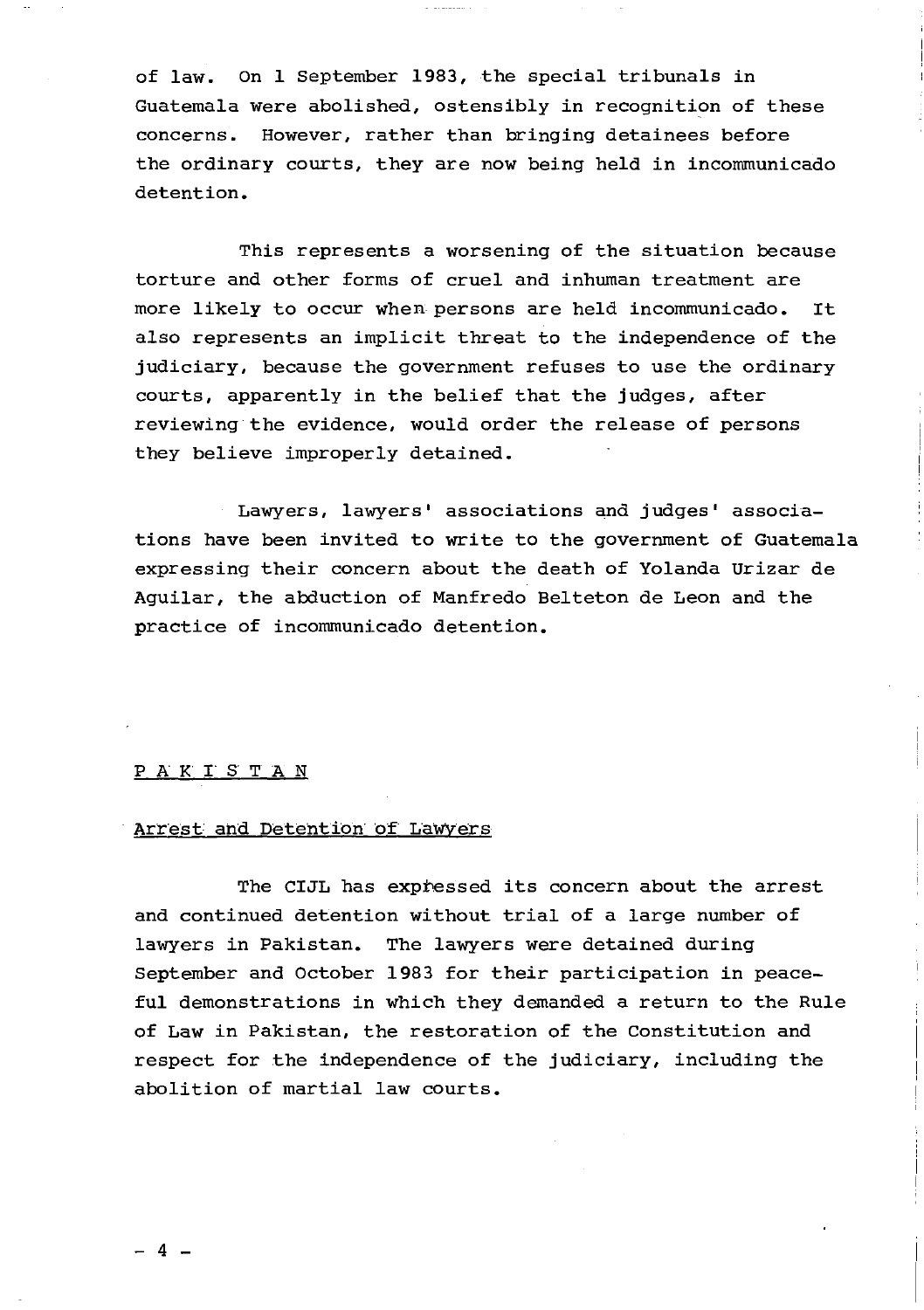of law. On 1 September 1983, the special tribunals in Guatemala were abolished, ostensibly in recognition of these concerns. However, rather than bringing detainees before the ordinary courts, they are now being held in incommunicado detention.

This represents a worsening of the situation because torture and other forms of cruel and inhuman treatment are more likely to occur when persons are held incommunicado. It also represents an implicit threat to the independence of the judiciary, because the government refuses to use the ordinary courts, apparently in the belief that the judges, after reviewing the evidence, would order the release of persons they believe improperly detained.

Lawyers, lawyers' associations and judges' associations have been invited to write to the government of Guatemala expressing their concern about the death of Yolanda Urizar de Aguilar, the abduction of Manfredo Belteton de Leon and the practice of incommunicado detention.

## PAKISTAN

### Arrest and Detention of Lawyers

The CIJL has expressed its concern about the arrest and continued detention without trial of a large number of lawyers in Pakistan. The lawyers were detained during September and October 1983 for their participation in peaceful demonstrations in which they demanded a return to the Rule of Law in Pakistan, the restoration of the Constitution and respect for the independence of the judiciary, including the abolition of martial law courts.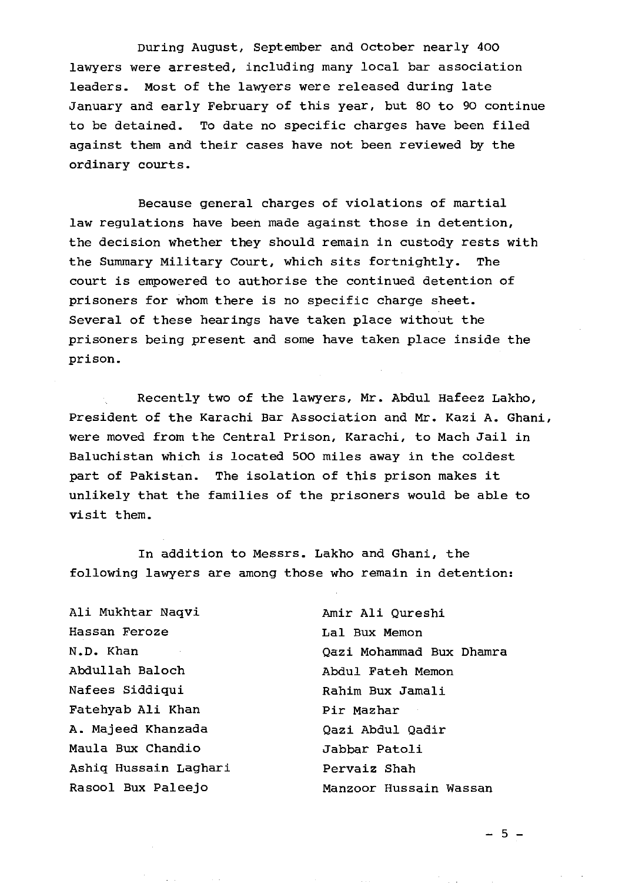During August, September and October nearly 400 lawyers were arrested, including many local bar association leaders. Most of the lawyers were released during late January and early February of this year, but 80 to 90 continue to be detained. To date no specific charges have been filed against them and their cases have not been reviewed by the ordinary courts.

Because general charges of violations of martial law regulations have been made against those in detention, the decision whether they should remain in custody rests with the Summary Military Court, which sits fortnightly. The court is empowered to authorise the continued detention of prisoners for whom there is no specific charge sheet. Several of these hearings have taken place without the prisoners being present and some have taken place inside the prison.

Recently two of the lawyers, Mr. Abdul Hafeez Lakho, President of the Karachi Bar Association and Mr. Kazi A. Ghani, were moved from the Central Prison, Karachi, to Mach Jail in Baluchistan which is located 500 miles away in the coldest part of Pakistan. The isolation of this prison makes it unlikely that the families of the prisoners would be able to visit them.

In addition to Messrs. Lakho and Ghani, the following lawyers are among those who remain in detention:

Ali Mukhtar Naqvi
Hassan Feroze
N.D. Khan
Abdullah Baloch
Nafees Siddiqui
Fatehyab Ali Khan
A. Majeed Khanzada
Maula Bux Chandio
Ashiq Hussain Laghari
Rasool Bux Paleejo
Amir Ali Qureshi
Lal Bux Memon
Qazi Mohammad Bux Dhamra
Abdul Fateh Memon
Rahim Bux Jamali
Pir Mazhar
Qazi Abdul Qadir
Jabbar Patoli
Pervaiz Shah
Manzoor Hussain Wassan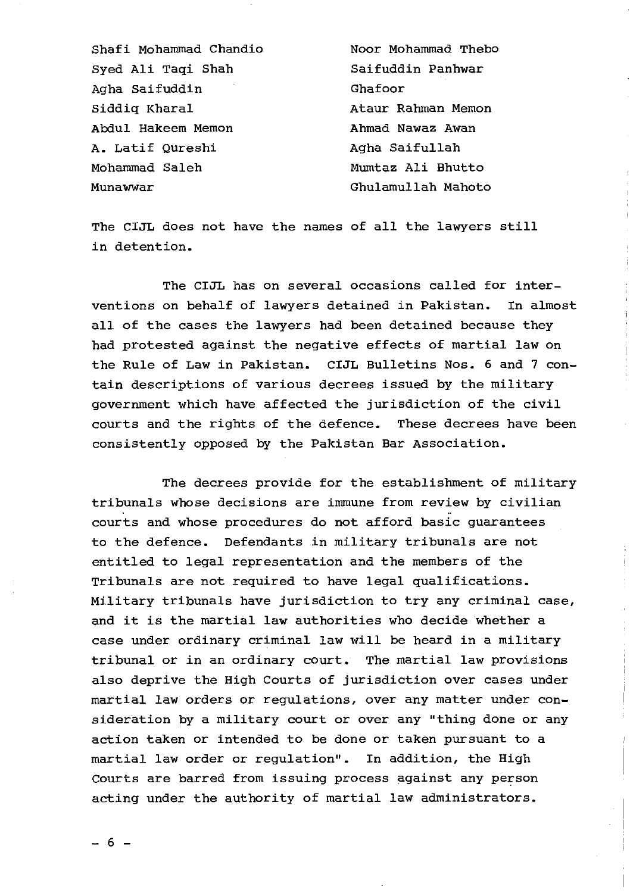| | |
|---|---|
| Shafi Mohammad Chandio | Noor Mohammad Thebo |
| Syed Ali Taqi Shah | Saifuddin Panhwar |
| Agha Saifuddin | Ghafoor |
| Siddiq Kharal | Ataur Rahman Memon |
| Abdul Hakeem Memon | Ahmad Nawaz Awan |
| A. Latif Qureshi | Agha Saifullah |
| Mohammad Saleh | Mumtaz Ali Bhutto |
| Munawwar | Ghulamullah Mahoto |

The CIJL does not have the names of all the lawyers still in detention.

The CIJL has on several occasions called for interventions on behalf of lawyers detained in Pakistan. In almost all of the cases the lawyers had been detained because they had protested against the negative effects of martial law on the Rule of Law in Pakistan. CIJL Bulletins Nos. 6 and 7 contain descriptions of various decrees issued by the military government which have affected the jurisdiction of the civil courts and the rights of the defence. These decrees have been consistently opposed by the Pakistan Bar Association.

The decrees provide for the establishment of military tribunals whose decisions are immune from review by civilian courts and whose procedures do not afford basic guarantees to the defence. Defendants in military tribunals are not entitled to legal representation and the members of the Tribunals are not required to have legal qualifications. Military tribunals have jurisdiction to try any criminal case, and it is the martial law authorities who decide whether a case under ordinary criminal law will be heard in a military tribunal or in an ordinary court. The martial law provisions also deprive the High Courts of jurisdiction over cases under martial law orders or regulations, over any matter under consideration by a military court or over any "thing done or any action taken or intended to be done or taken pursuant to a martial law order or regulation". In addition, the High Courts are barred from issuing process against any person acting under the authority of martial law administrators.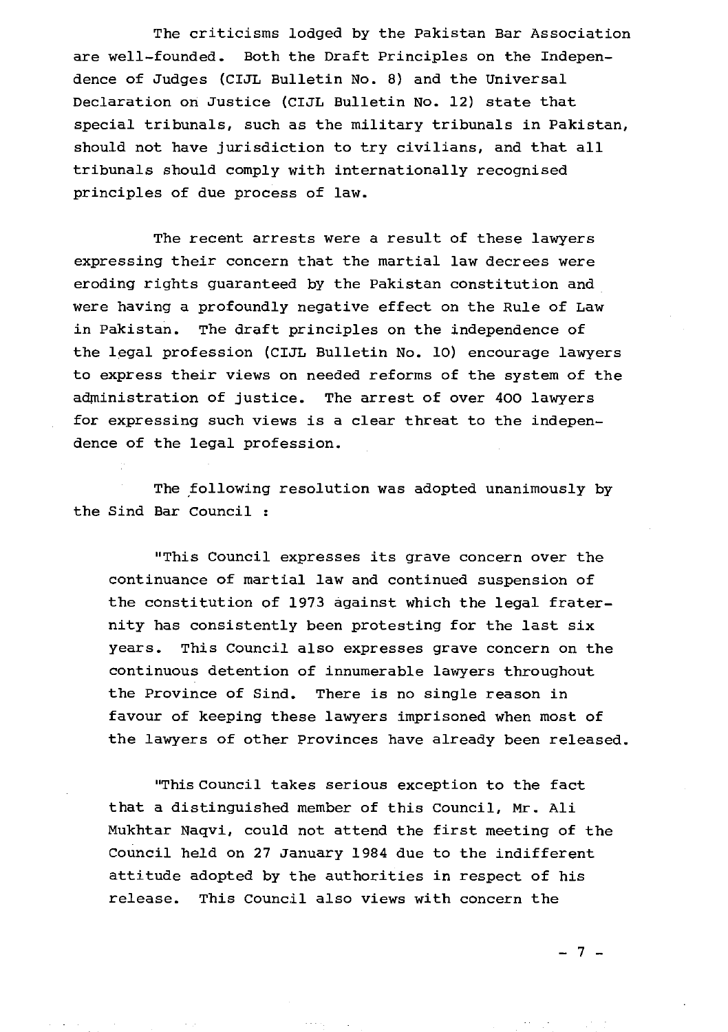The criticisms lodged by the Pakistan Bar Association are well-founded. Both the Draft Principles on the Independence of Judges (CIJL Bulletin No. 8) and the Universal Declaration on Justice (CIJL Bulletin No. 12) state that special tribunals, such as the military tribunals in Pakistan, should not have jurisdiction to try civilians, and that all tribunals should comply with internationally recognised principles of due process of law.

The recent arrests were a result of these lawyers expressing their concern that the martial law decrees were eroding rights guaranteed by the Pakistan constitution and were having a profoundly negative effect on the Rule of Law in Pakistan. The draft principles on the independence of the legal profession (CIJL Bulletin No. 10) encourage lawyers to express their views on needed reforms of the system of the administration of justice. The arrest of over 400 lawyers for expressing such views is a clear threat to the independence of the legal profession.

The following resolution was adopted unanimously by the Sind Bar Council :

> "This Council expresses its grave concern over the continuance of martial law and continued suspension of the constitution of 1973 against which the legal fraternity has consistently been protesting for the last six years. This Council also expresses grave concern on the continuous detention of innumerable lawyers throughout the Province of Sind. There is no single reason in favour of keeping these lawyers imprisoned when most of the lawyers of other Provinces have already been released.
>
> "This Council takes serious exception to the fact that a distinguished member of this Council, Mr. Ali Mukhtar Naqvi, could not attend the first meeting of the Council held on 27 January 1984 due to the indifferent attitude adopted by the authorities in respect of his release. This Council also views with concern the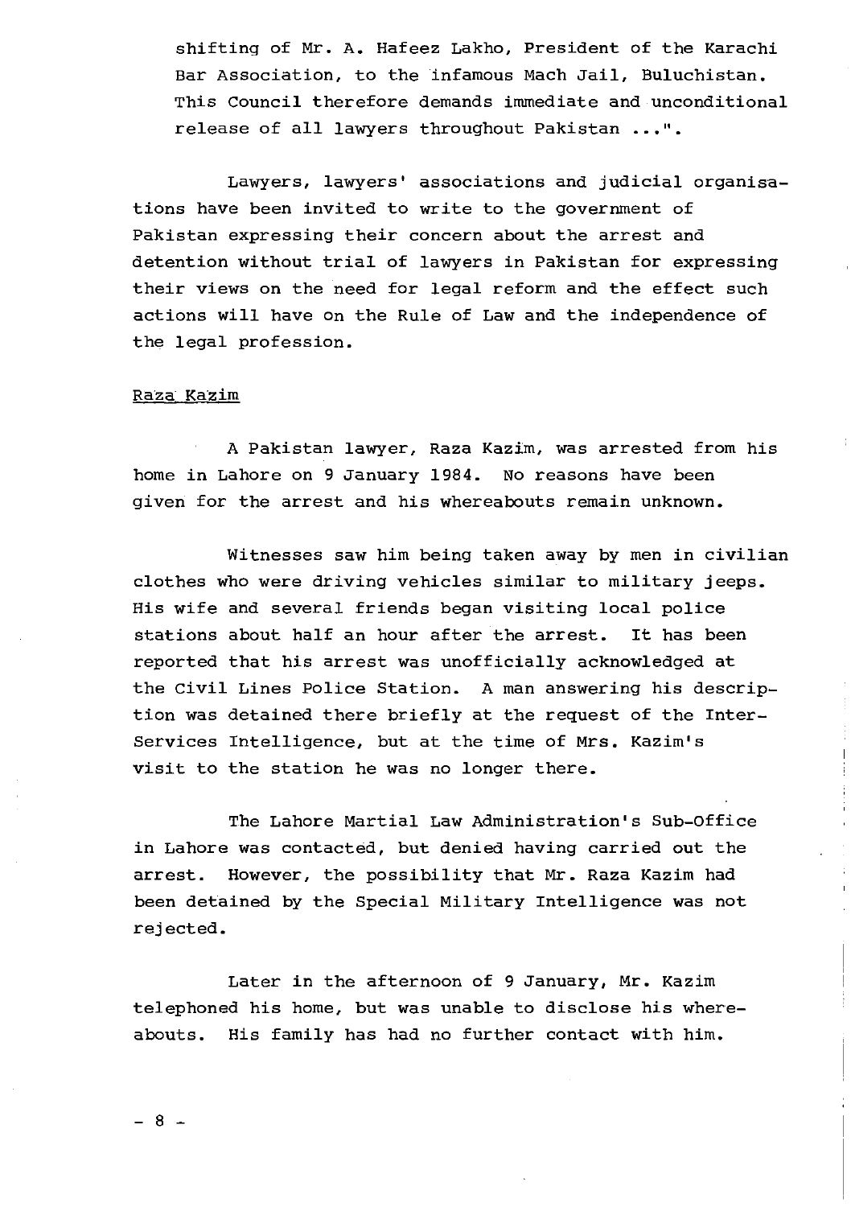shifting of Mr. A. Hafeez Lakho, President of the Karachi Bar Association, to the infamous Mach Jail, Buluchistan. This Council therefore demands immediate and unconditional release of all lawyers throughout Pakistan ...".

Lawyers, lawyers' associations and judicial organisations have been invited to write to the government of Pakistan expressing their concern about the arrest and detention without trial of lawyers in Pakistan for expressing their views on the need for legal reform and the effect such actions will have on the Rule of Law and the independence of the legal profession.

Raza Kazim

A Pakistan lawyer, Raza Kazim, was arrested from his home in Lahore on 9 January 1984. No reasons have been given for the arrest and his whereabouts remain unknown.

Witnesses saw him being taken away by men in civilian clothes who were driving vehicles similar to military jeeps. His wife and several friends began visiting local police stations about half an hour after the arrest. It has been reported that his arrest was unofficially acknowledged at the Civil Lines Police Station. A man answering his description was detained there briefly at the request of the Inter-Services Intelligence, but at the time of Mrs. Kazim's visit to the station he was no longer there.

The Lahore Martial Law Administration's Sub-Office in Lahore was contacted, but denied having carried out the arrest. However, the possibility that Mr. Raza Kazim had been detained by the Special Military Intelligence was not rejected.

Later in the afternoon of 9 January, Mr. Kazim telephoned his home, but was unable to disclose his whereabouts. His family has had no further contact with him.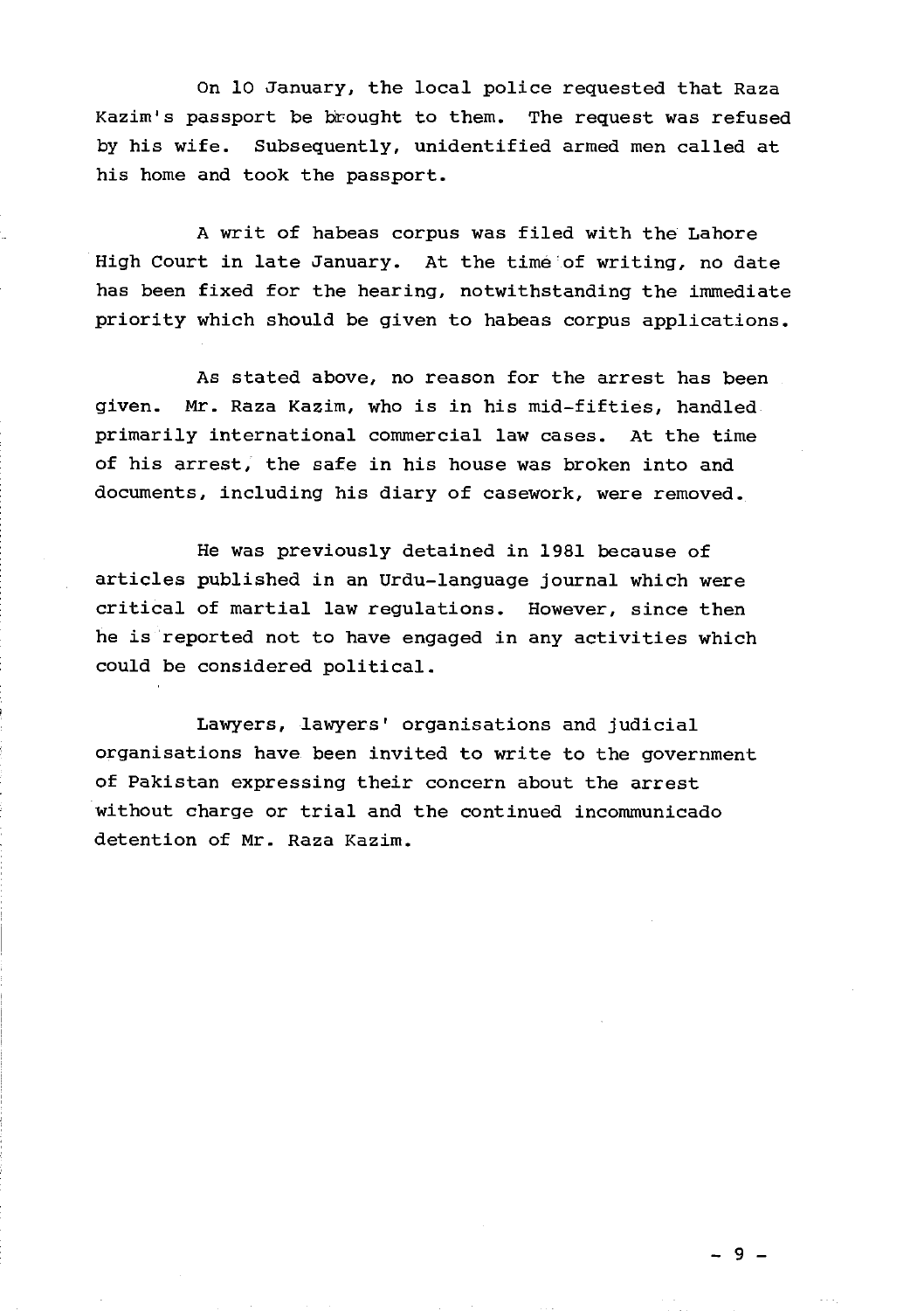On 10 January, the local police requested that Raza Kazim's passport be brought to them. The request was refused by his wife. Subsequently, unidentified armed men called at his home and took the passport.

A writ of habeas corpus was filed with the Lahore High Court in late January. At the time of writing, no date has been fixed for the hearing, notwithstanding the immediate priority which should be given to habeas corpus applications.

As stated above, no reason for the arrest has been given. Mr. Raza Kazim, who is in his mid-fifties, handled primarily international commercial law cases. At the time of his arrest, the safe in his house was broken into and documents, including his diary of casework, were removed.

He was previously detained in 1981 because of articles published in an Urdu-language journal which were critical of martial law regulations. However, since then he is reported not to have engaged in any activities which could be considered political.

Lawyers, lawyers' organisations and judicial organisations have been invited to write to the government of Pakistan expressing their concern about the arrest without charge or trial and the continued incommunicado detention of Mr. Raza Kazim.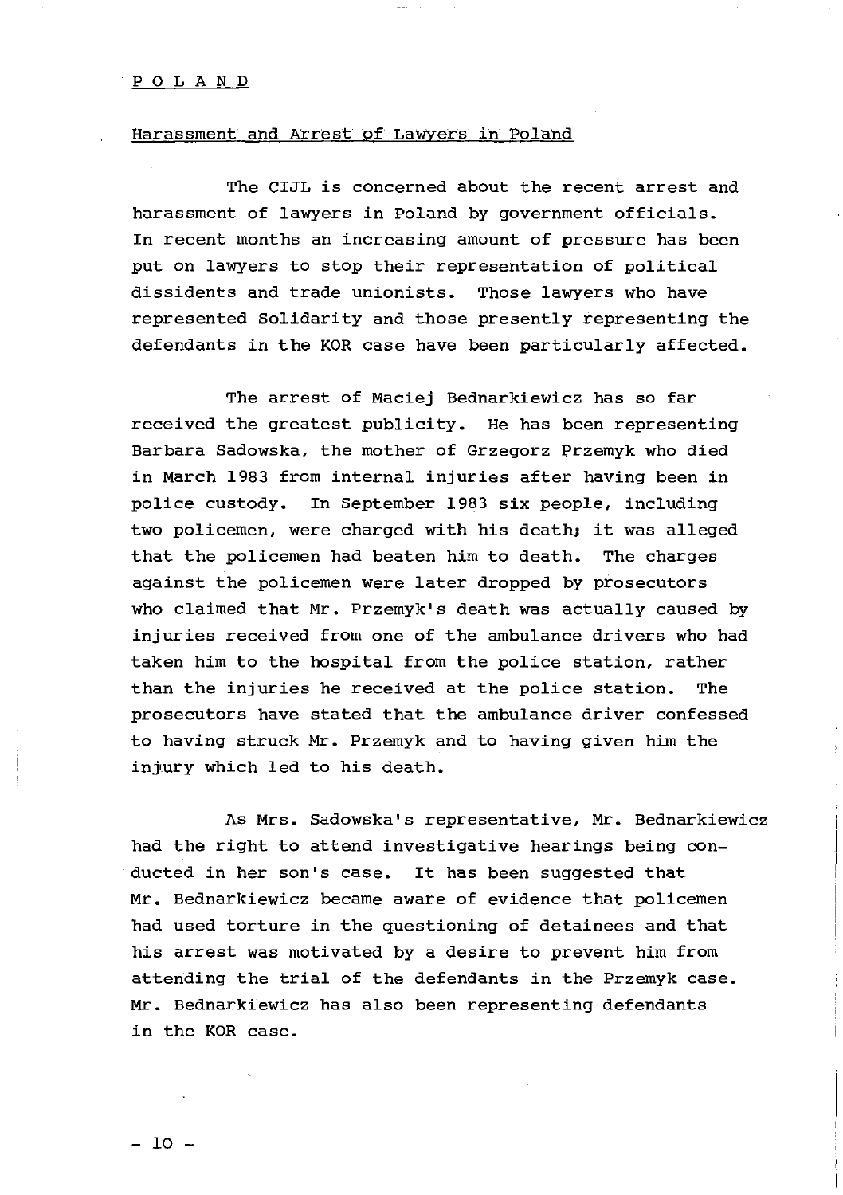## POLAND

### Harassment and Arrest of Lawyers in Poland

The CIJL is concerned about the recent arrest and harassment of lawyers in Poland by government officials. In recent months an increasing amount of pressure has been put on lawyers to stop their representation of political dissidents and trade unionists. Those lawyers who have represented Solidarity and those presently representing the defendants in the KOR case have been particularly affected.

The arrest of Maciej Bednarkiewicz has so far received the greatest publicity. He has been representing Barbara Sadowska, the mother of Grzegorz Przemyk who died in March 1983 from internal injuries after having been in police custody. In September 1983 six people, including two policemen, were charged with his death; it was alleged that the policemen had beaten him to death. The charges against the policemen were later dropped by prosecutors who claimed that Mr. Przemyk's death was actually caused by injuries received from one of the ambulance drivers who had taken him to the hospital from the police station, rather than the injuries he received at the police station. The prosecutors have stated that the ambulance driver confessed to having struck Mr. Przemyk and to having given him the injury which led to his death.

As Mrs. Sadowska's representative, Mr. Bednarkiewicz had the right to attend investigative hearings being conducted in her son's case. It has been suggested that Mr. Bednarkiewicz became aware of evidence that policemen had used torture in the questioning of detainees and that his arrest was motivated by a desire to prevent him from attending the trial of the defendants in the Przemyk case. Mr. Bednarkiewicz has also been representing defendants in the KOR case.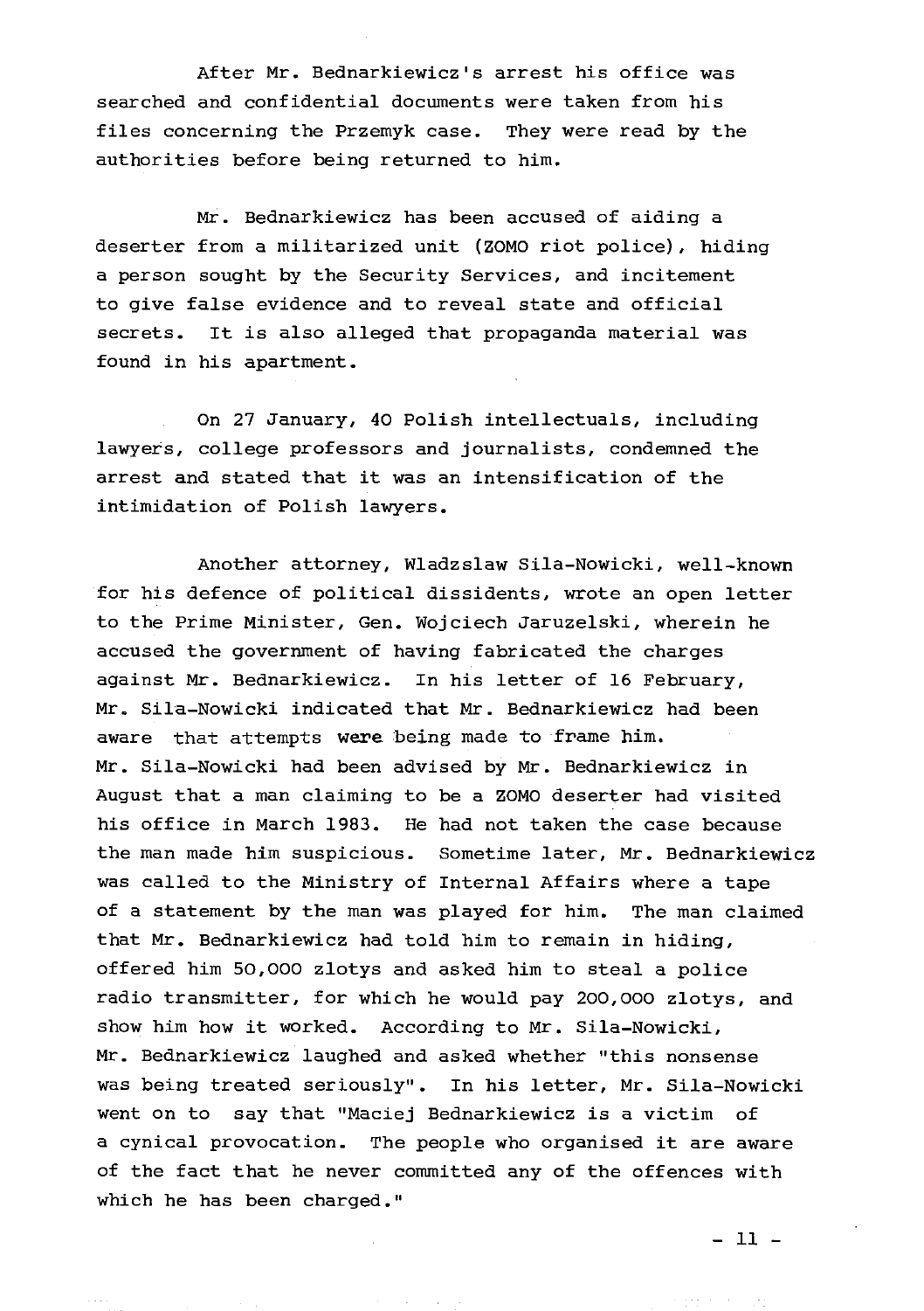After Mr. Bednarkiewicz's arrest his office was searched and confidential documents were taken from his files concerning the Przemyk case. They were read by the authorities before being returned to him.

Mr. Bednarkiewicz has been accused of aiding a deserter from a militarized unit (ZOMO riot police), hiding a person sought by the Security Services, and incitement to give false evidence and to reveal state and official secrets. It is also alleged that propaganda material was found in his apartment.

On 27 January, 40 Polish intellectuals, including lawyers, college professors and journalists, condemned the arrest and stated that it was an intensification of the intimidation of Polish lawyers.

Another attorney, Wladzslaw Sila-Nowicki, well-known for his defence of political dissidents, wrote an open letter to the Prime Minister, Gen. Wojciech Jaruzelski, wherein he accused the government of having fabricated the charges against Mr. Bednarkiewicz. In his letter of 16 February, Mr. Sila-Nowicki indicated that Mr. Bednarkiewicz had been aware that attempts were being made to frame him. Mr. Sila-Nowicki had been advised by Mr. Bednarkiewicz in August that a man claiming to be a ZOMO deserter had visited his office in March 1983. He had not taken the case because the man made him suspicious. Sometime later, Mr. Bednarkiewicz was called to the Ministry of Internal Affairs where a tape of a statement by the man was played for him. The man claimed that Mr. Bednarkiewicz had told him to remain in hiding, offered him 50,000 zlotys and asked him to steal a police radio transmitter, for which he would pay 200,000 zlotys, and show him how it worked. According to Mr. Sila-Nowicki, Mr. Bednarkiewicz laughed and asked whether "this nonsense was being treated seriously". In his letter, Mr. Sila-Nowicki went on to say that "Maciej Bednarkiewicz is a victim of a cynical provocation. The people who organised it are aware of the fact that he never committed any of the offences with which he has been charged."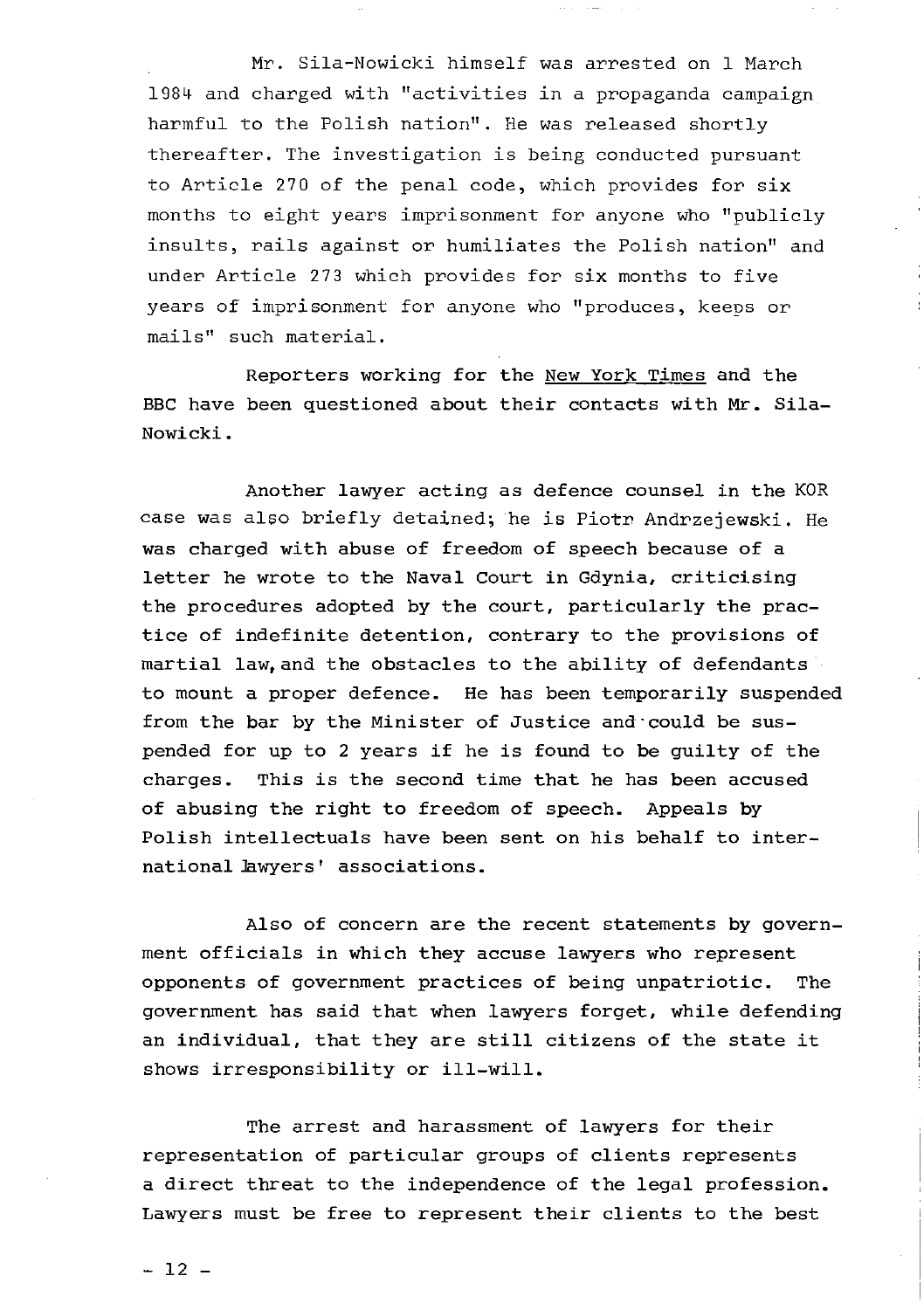Mr. Sila-Nowicki himself was arrested on 1 March 1984 and charged with "activities in a propaganda campaign harmful to the Polish nation". He was released shortly thereafter. The investigation is being conducted pursuant to Article 270 of the penal code, which provides for six months to eight years imprisonment for anyone who "publicly insults, rails against or humiliates the Polish nation" and under Article 273 which provides for six months to five years of imprisonment for anyone who "produces, keeps or mails" such material.

Reporters working for the New York Times and the BBC have been questioned about their contacts with Mr. Sila-Nowicki.

Another lawyer acting as defence counsel in the KOR case was also briefly detained; he is Piotr Andrzejewski. He was charged with abuse of freedom of speech because of a letter he wrote to the Naval Court in Gdynia, criticising the procedures adopted by the court, particularly the practice of indefinite detention, contrary to the provisions of martial law, and the obstacles to the ability of defendants to mount a proper defence. He has been temporarily suspended from the bar by the Minister of Justice and could be suspended for up to 2 years if he is found to be guilty of the charges. This is the second time that he has been accused of abusing the right to freedom of speech. Appeals by Polish intellectuals have been sent on his behalf to international lawyers' associations.

Also of concern are the recent statements by government officials in which they accuse lawyers who represent opponents of government practices of being unpatriotic. The government has said that when lawyers forget, while defending an individual, that they are still citizens of the state it shows irresponsibility or ill-will.

The arrest and harassment of lawyers for their representation of particular groups of clients represents a direct threat to the independence of the legal profession. Lawyers must be free to represent their clients to the best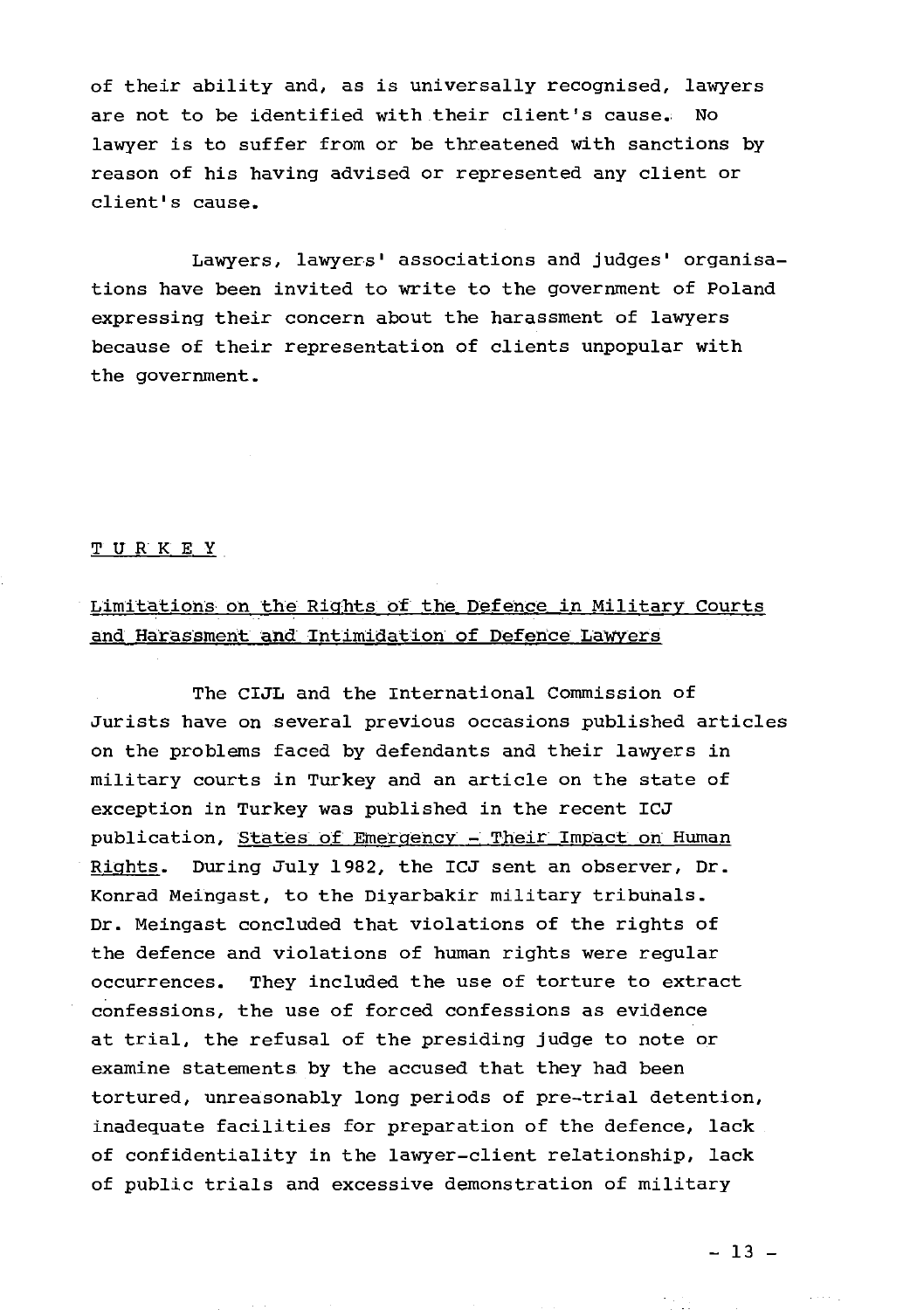of their ability and, as is universally recognised, lawyers are not to be identified with their client's cause. No lawyer is to suffer from or be threatened with sanctions by reason of his having advised or represented any client or client's cause.

Lawyers, lawyers' associations and judges' organisations have been invited to write to the government of Poland expressing their concern about the harassment of lawyers because of their representation of clients unpopular with the government.

## TURKEY

### Limitations on the Rights of the Defence in Military Courts and Harassment and Intimidation of Defence Lawyers

The CIJL and the International Commission of Jurists have on several previous occasions published articles on the problems faced by defendants and their lawyers in military courts in Turkey and an article on the state of exception in Turkey was published in the recent ICJ publication, States of Emergency - Their Impact on Human Rights. During July 1982, the ICJ sent an observer, Dr. Konrad Meingast, to the Diyarbakir military tribunals. Dr. Meingast concluded that violations of the rights of the defence and violations of human rights were regular occurrences. They included the use of torture to extract confessions, the use of forced confessions as evidence at trial, the refusal of the presiding judge to note or examine statements by the accused that they had been tortured, unreasonably long periods of pre-trial detention, inadequate facilities for preparation of the defence, lack of confidentiality in the lawyer-client relationship, lack of public trials and excessive demonstration of military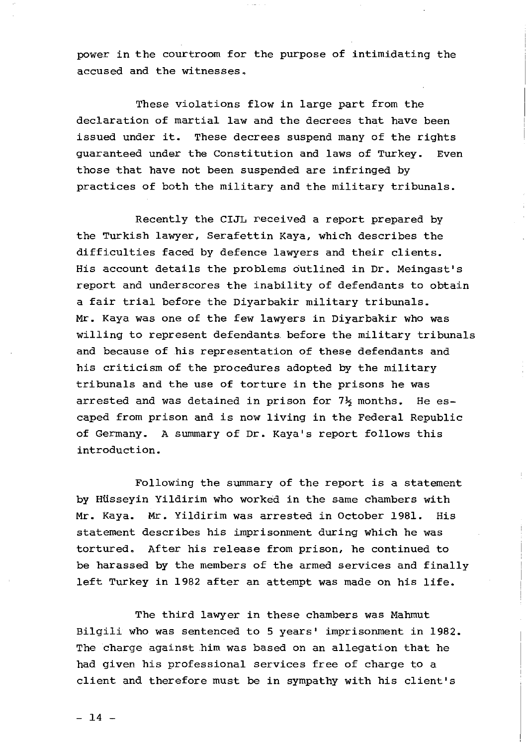power in the courtroom for the purpose of intimidating the accused and the witnesses.

These violations flow in large part from the declaration of martial law and the decrees that have been issued under it. These decrees suspend many of the rights guaranteed under the Constitution and laws of Turkey. Even those that have not been suspended are infringed by practices of both the military and the military tribunals.

Recently the CIJL received a report prepared by the Turkish lawyer, Serafettin Kaya, which describes the difficulties faced by defence lawyers and their clients. His account details the problems outlined in Dr. Meingast's report and underscores the inability of defendants to obtain a fair trial before the Diyarbakir military tribunals. Mr. Kaya was one of the few lawyers in Diyarbakir who was willing to represent defendants before the military tribunals and because of his representation of these defendants and his criticism of the procedures adopted by the military tribunals and the use of torture in the prisons he was arrested and was detained in prison for 7½ months. He escaped from prison and is now living in the Federal Republic of Germany. A summary of Dr. Kaya's report follows this introduction.

Following the summary of the report is a statement by Hüsseyin Yildirim who worked in the same chambers with Mr. Kaya. Mr. Yildirim was arrested in October 1981. His statement describes his imprisonment during which he was tortured. After his release from prison, he continued to be harassed by the members of the armed services and finally left Turkey in 1982 after an attempt was made on his life.

The third lawyer in these chambers was Mahmut Bilgili who was sentenced to 5 years' imprisonment in 1982. The charge against him was based on an allegation that he had given his professional services free of charge to a client and therefore must be in sympathy with his client's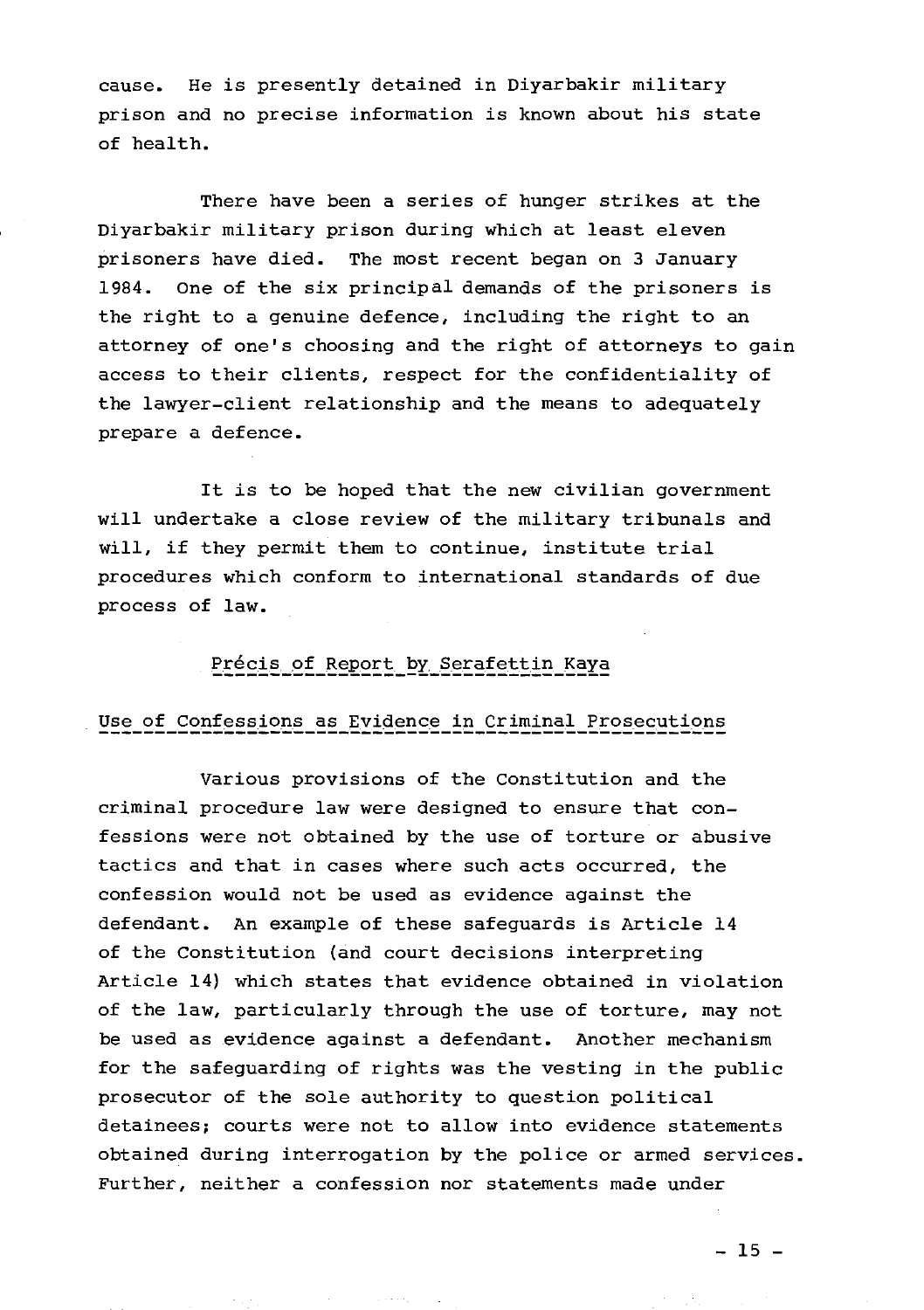cause. He is presently detained in Diyarbakir military prison and no precise information is known about his state of health.

There have been a series of hunger strikes at the Diyarbakir military prison during which at least eleven prisoners have died. The most recent began on 3 January 1984. One of the six principal demands of the prisoners is the right to a genuine defence, including the right to an attorney of one's choosing and the right of attorneys to gain access to their clients, respect for the confidentiality of the lawyer-client relationship and the means to adequately prepare a defence.

It is to be hoped that the new civilian government will undertake a close review of the military tribunals and will, if they permit them to continue, institute trial procedures which conform to international standards of due process of law.

## Précis of Report by Serafettin Kaya

### Use of Confessions as Evidence in Criminal Prosecutions

Various provisions of the Constitution and the criminal procedure law were designed to ensure that confessions were not obtained by the use of torture or abusive tactics and that in cases where such acts occurred, the confession would not be used as evidence against the defendant. An example of these safeguards is Article 14 of the Constitution (and court decisions interpreting Article 14) which states that evidence obtained in violation of the law, particularly through the use of torture, may not be used as evidence against a defendant. Another mechanism for the safeguarding of rights was the vesting in the public prosecutor of the sole authority to question political detainees; courts were not to allow into evidence statements obtained during interrogation by the police or armed services. Further, neither a confession nor statements made under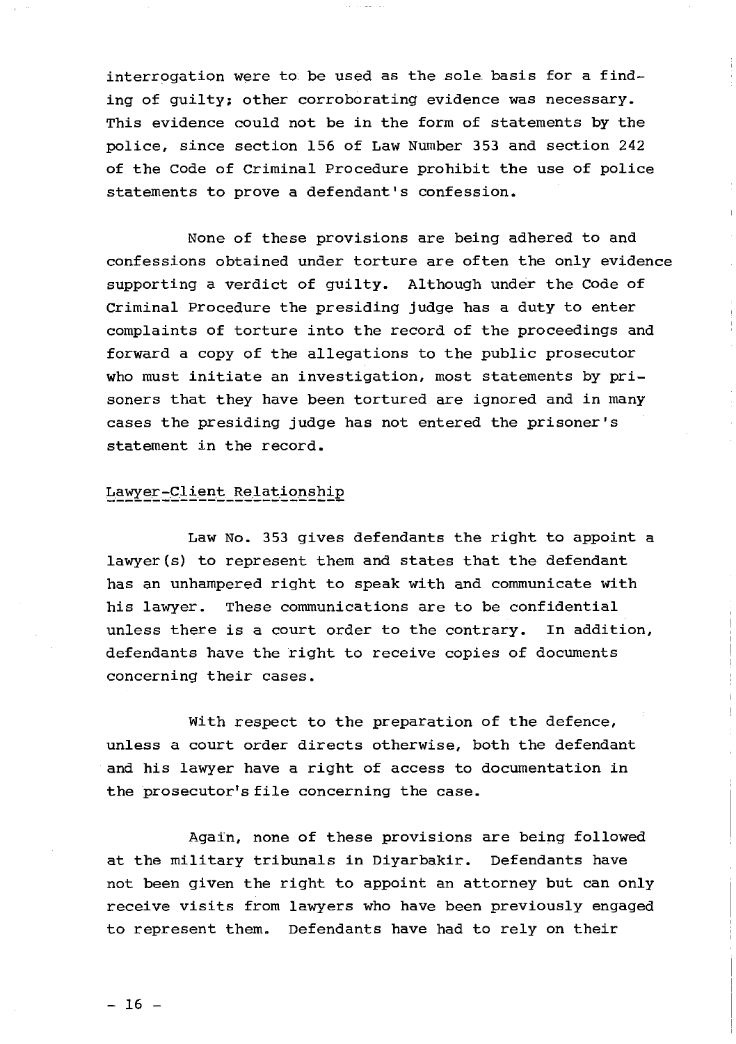interrogation were to be used as the sole basis for a finding of guilty; other corroborating evidence was necessary. This evidence could not be in the form of statements by the police, since section 156 of Law Number 353 and section 242 of the Code of Criminal Procedure prohibit the use of police statements to prove a defendant's confession.

None of these provisions are being adhered to and confessions obtained under torture are often the only evidence supporting a verdict of guilty. Although under the Code of Criminal Procedure the presiding judge has a duty to enter complaints of torture into the record of the proceedings and forward a copy of the allegations to the public prosecutor who must initiate an investigation, most statements by prisoners that they have been tortured are ignored and in many cases the presiding judge has not entered the prisoner's statement in the record.

## Lawyer-Client Relationship

Law No. 353 gives defendants the right to appoint a lawyer(s) to represent them and states that the defendant has an unhampered right to speak with and communicate with his lawyer. These communications are to be confidential unless there is a court order to the contrary. In addition, defendants have the right to receive copies of documents concerning their cases.

With respect to the preparation of the defence, unless a court order directs otherwise, both the defendant and his lawyer have a right of access to documentation in the prosecutor's file concerning the case.

Again, none of these provisions are being followed at the military tribunals in Diyarbakir. Defendants have not been given the right to appoint an attorney but can only receive visits from lawyers who have been previously engaged to represent them. Defendants have had to rely on their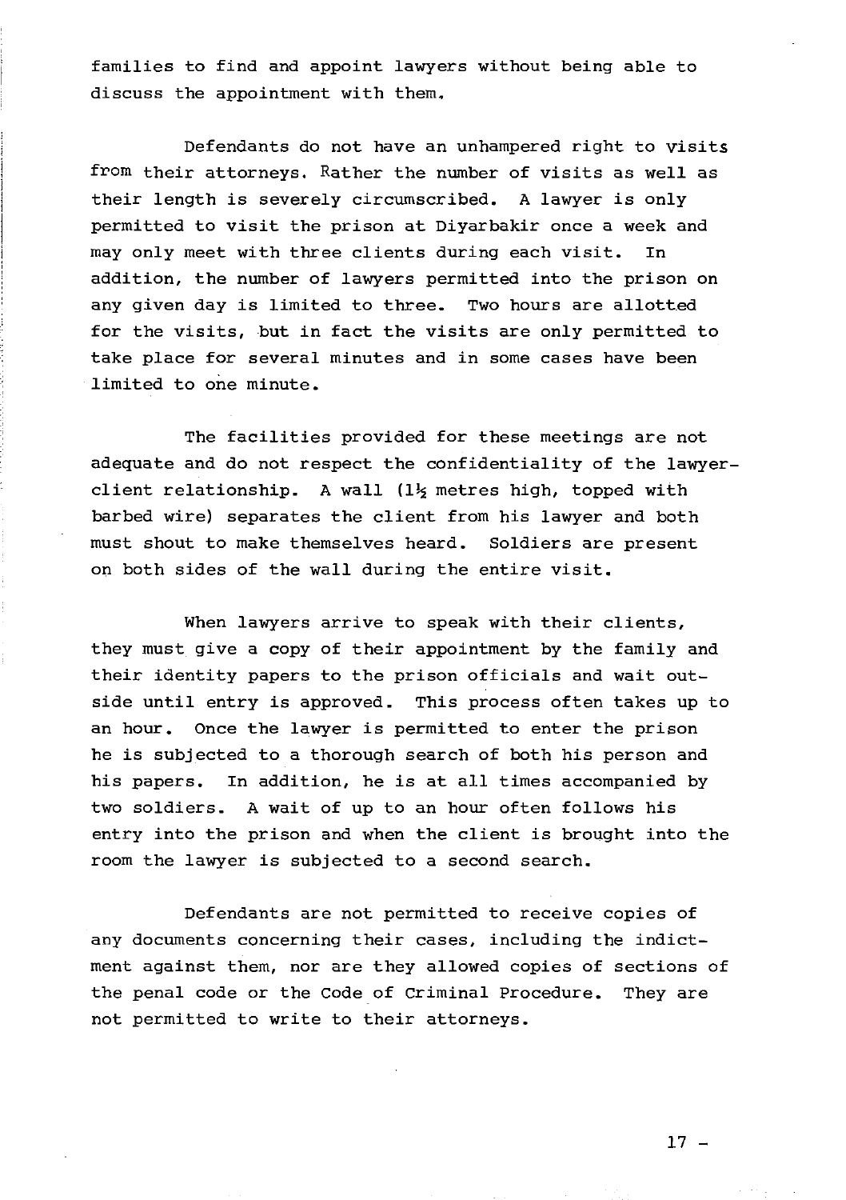families to find and appoint lawyers without being able to discuss the appointment with them.

Defendants do not have an unhampered right to visits from their attorneys. Rather the number of visits as well as their length is severely circumscribed. A lawyer is only permitted to visit the prison at Diyarbakir once a week and may only meet with three clients during each visit. In addition, the number of lawyers permitted into the prison on any given day is limited to three. Two hours are allotted for the visits, but in fact the visits are only permitted to take place for several minutes and in some cases have been limited to one minute.

The facilities provided for these meetings are not adequate and do not respect the confidentiality of the lawyer-client relationship. A wall (1½ metres high, topped with barbed wire) separates the client from his lawyer and both must shout to make themselves heard. Soldiers are present on both sides of the wall during the entire visit.

When lawyers arrive to speak with their clients, they must give a copy of their appointment by the family and their identity papers to the prison officials and wait outside until entry is approved. This process often takes up to an hour. Once the lawyer is permitted to enter the prison he is subjected to a thorough search of both his person and his papers. In addition, he is at all times accompanied by two soldiers. A wait of up to an hour often follows his entry into the prison and when the client is brought into the room the lawyer is subjected to a second search.

Defendants are not permitted to receive copies of any documents concerning their cases, including the indictment against them, nor are they allowed copies of sections of the penal code or the Code of Criminal Procedure. They are not permitted to write to their attorneys.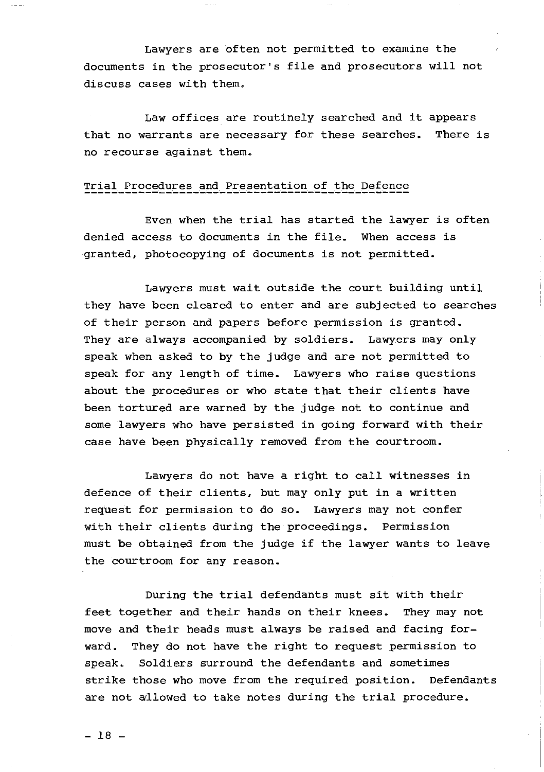Lawyers are often not permitted to examine the documents in the prosecutor's file and prosecutors will not discuss cases with them.

Law offices are routinely searched and it appears that no warrants are necessary for these searches. There is no recourse against them.

## Trial Procedures and Presentation of the Defence

Even when the trial has started the lawyer is often denied access to documents in the file. When access is granted, photocopying of documents is not permitted.

Lawyers must wait outside the court building until they have been cleared to enter and are subjected to searches of their person and papers before permission is granted. They are always accompanied by soldiers. Lawyers may only speak when asked to by the judge and are not permitted to speak for any length of time. Lawyers who raise questions about the procedures or who state that their clients have been tortured are warned by the judge not to continue and some lawyers who have persisted in going forward with their case have been physically removed from the courtroom.

Lawyers do not have a right to call witnesses in defence of their clients, but may only put in a written request for permission to do so. Lawyers may not confer with their clients during the proceedings. Permission must be obtained from the judge if the lawyer wants to leave the courtroom for any reason.

During the trial defendants must sit with their feet together and their hands on their knees. They may not move and their heads must always be raised and facing forward. They do not have the right to request permission to speak. Soldiers surround the defendants and sometimes strike those who move from the required position. Defendants are not allowed to take notes during the trial procedure.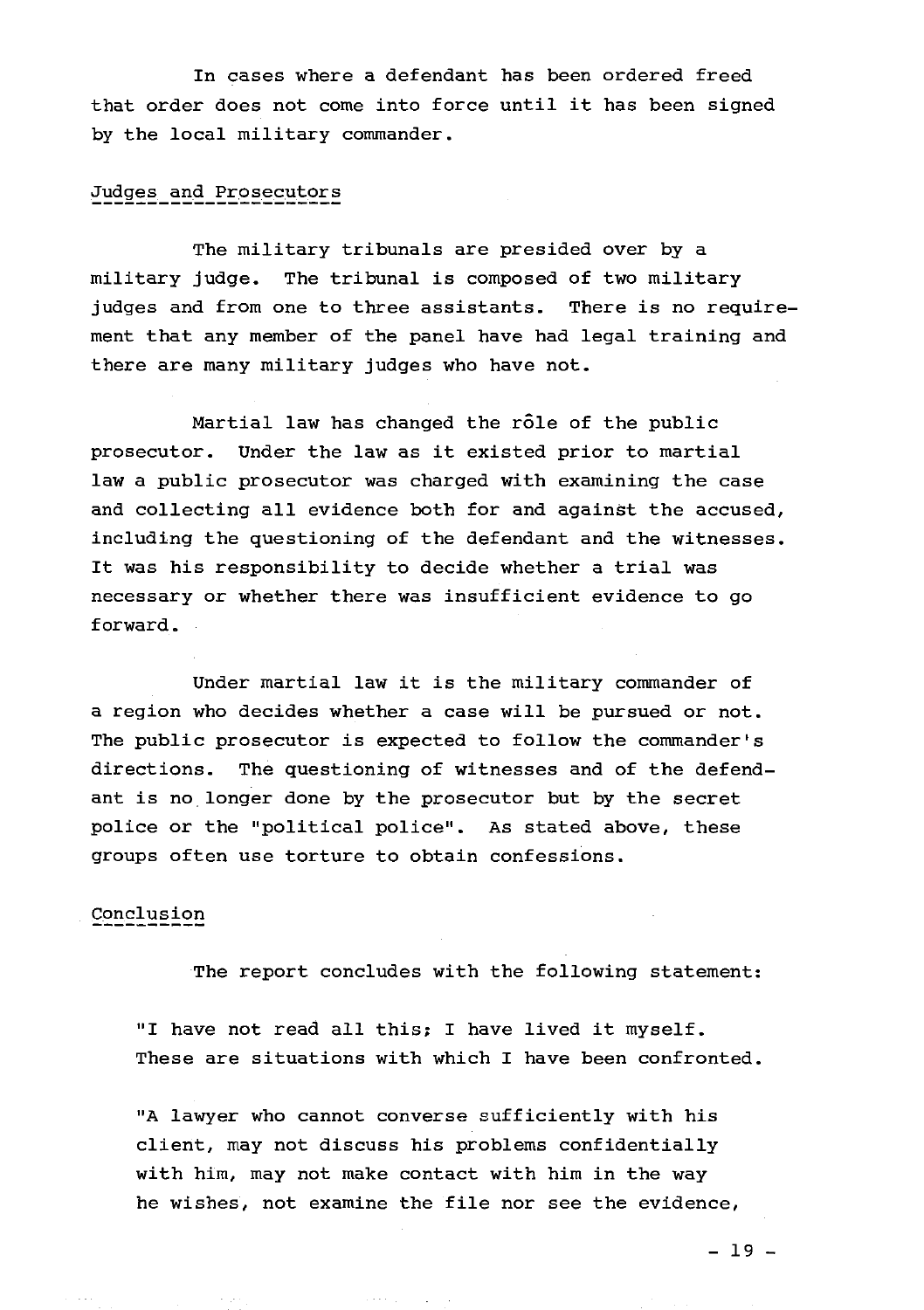In cases where a defendant has been ordered freed that order does not come into force until it has been signed by the local military commander.

## Judges and Prosecutors

The military tribunals are presided over by a military judge. The tribunal is composed of two military judges and from one to three assistants. There is no requirement that any member of the panel have had legal training and there are many military judges who have not.

Martial law has changed the rôle of the public prosecutor. Under the law as it existed prior to martial law a public prosecutor was charged with examining the case and collecting all evidence both for and against the accused, including the questioning of the defendant and the witnesses. It was his responsibility to decide whether a trial was necessary or whether there was insufficient evidence to go forward.

Under martial law it is the military commander of a region who decides whether a case will be pursued or not. The public prosecutor is expected to follow the commander's directions. The questioning of witnesses and of the defendant is no longer done by the prosecutor but by the secret police or the "political police". As stated above, these groups often use torture to obtain confessions.

## Conclusion

The report concludes with the following statement:

> "I have not read all this; I have lived it myself. These are situations with which I have been confronted.
>
> "A lawyer who cannot converse sufficiently with his client, may not discuss his problems confidentially with him, may not make contact with him in the way he wishes, not examine the file nor see the evidence,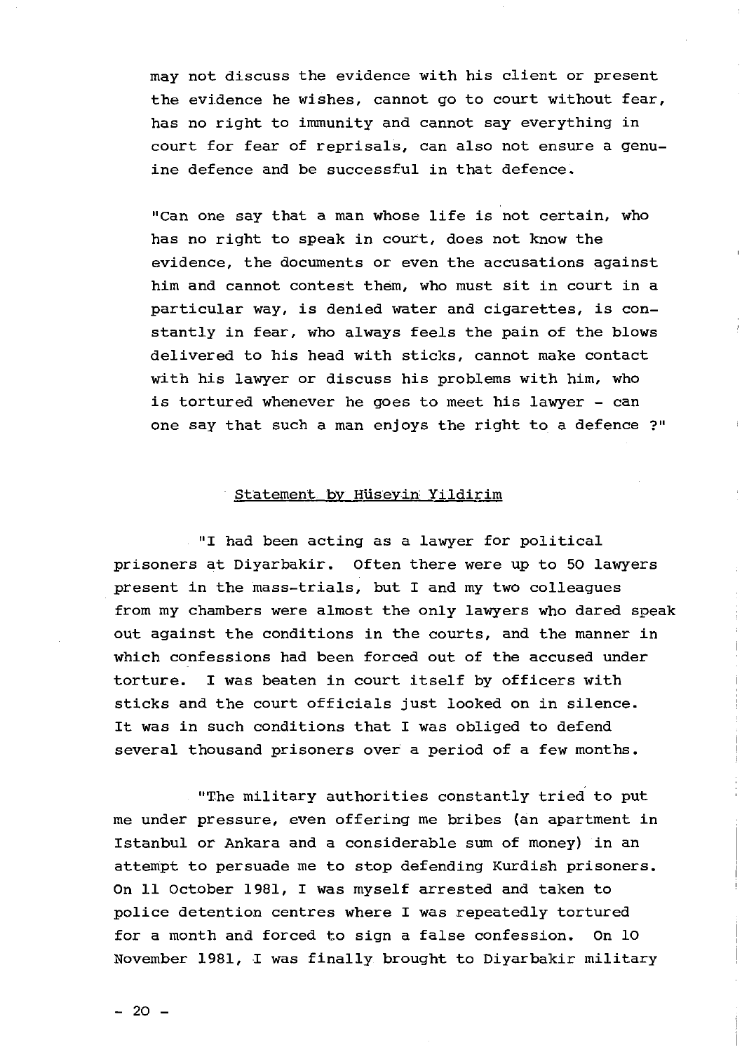may not discuss the evidence with his client or present the evidence he wishes, cannot go to court without fear, has no right to immunity and cannot say everything in court for fear of reprisals, can also not ensure a genuine defence and be successful in that defence.

"Can one say that a man whose life is not certain, who has no right to speak in court, does not know the evidence, the documents or even the accusations against him and cannot contest them, who must sit in court in a particular way, is denied water and cigarettes, is constantly in fear, who always feels the pain of the blows delivered to his head with sticks, cannot make contact with his lawyer or discuss his problems with him, who is tortured whenever he goes to meet his lawyer - can one say that such a man enjoys the right to a defence ?"

## Statement by Hüseyin Yildirim

"I had been acting as a lawyer for political prisoners at Diyarbakir. Often there were up to 50 lawyers present in the mass-trials, but I and my two colleagues from my chambers were almost the only lawyers who dared speak out against the conditions in the courts, and the manner in which confessions had been forced out of the accused under torture. I was beaten in court itself by officers with sticks and the court officials just looked on in silence. It was in such conditions that I was obliged to defend several thousand prisoners over a period of a few months.

"The military authorities constantly tried to put me under pressure, even offering me bribes (an apartment in Istanbul or Ankara and a considerable sum of money) in an attempt to persuade me to stop defending Kurdish prisoners. On 11 October 1981, I was myself arrested and taken to police detention centres where I was repeatedly tortured for a month and forced to sign a false confession. On 10 November 1981, I was finally brought to Diyarbakir military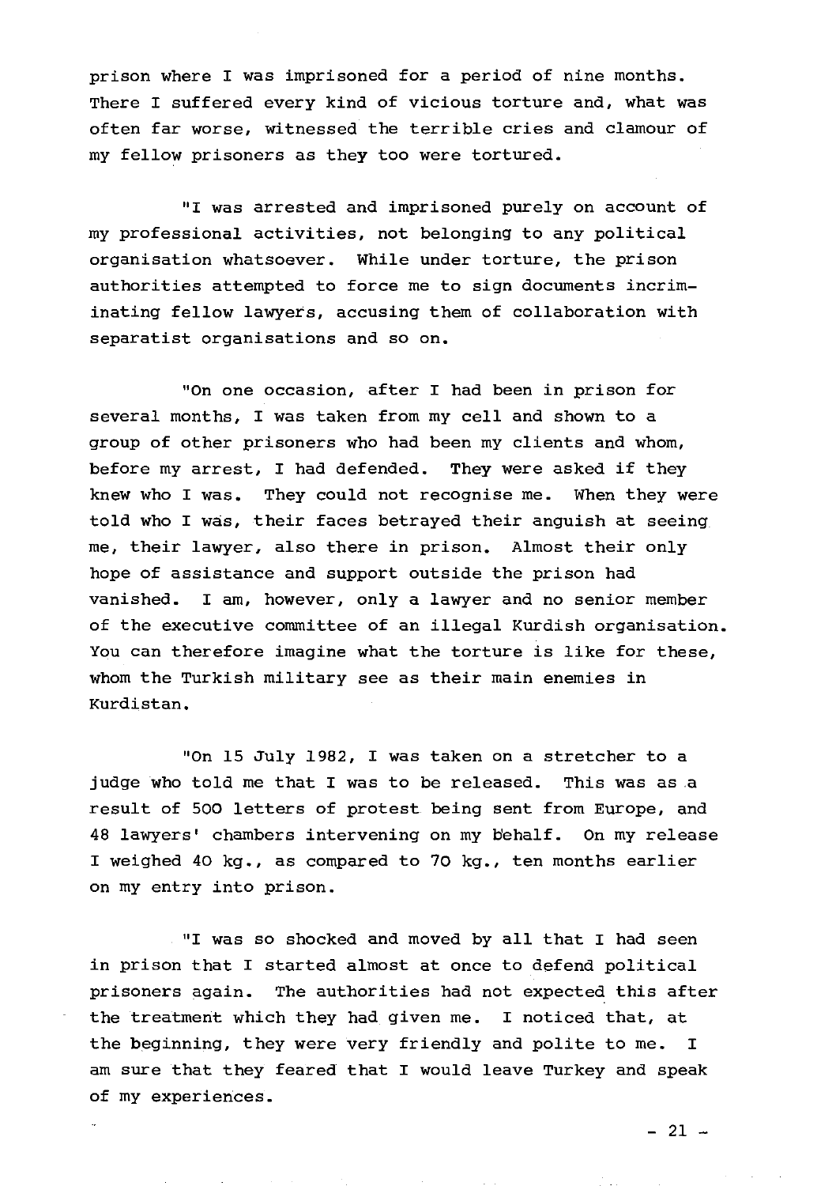prison where I was imprisoned for a period of nine months. There I suffered every kind of vicious torture and, what was often far worse, witnessed the terrible cries and clamour of my fellow prisoners as they too were tortured.

"I was arrested and imprisoned purely on account of my professional activities, not belonging to any political organisation whatsoever. While under torture, the prison authorities attempted to force me to sign documents incriminating fellow lawyers, accusing them of collaboration with separatist organisations and so on.

"On one occasion, after I had been in prison for several months, I was taken from my cell and shown to a group of other prisoners who had been my clients and whom, before my arrest, I had defended. They were asked if they knew who I was. They could not recognise me. When they were told who I was, their faces betrayed their anguish at seeing me, their lawyer, also there in prison. Almost their only hope of assistance and support outside the prison had vanished. I am, however, only a lawyer and no senior member of the executive committee of an illegal Kurdish organisation. You can therefore imagine what the torture is like for these, whom the Turkish military see as their main enemies in Kurdistan.

"On 15 July 1982, I was taken on a stretcher to a judge who told me that I was to be released. This was as a result of 500 letters of protest being sent from Europe, and 48 lawyers' chambers intervening on my behalf. On my release I weighed 40 kg., as compared to 70 kg., ten months earlier on my entry into prison.

"I was so shocked and moved by all that I had seen in prison that I started almost at once to defend political prisoners again. The authorities had not expected this after the treatment which they had given me. I noticed that, at the beginning, they were very friendly and polite to me. I am sure that they feared that I would leave Turkey and speak of my experiences.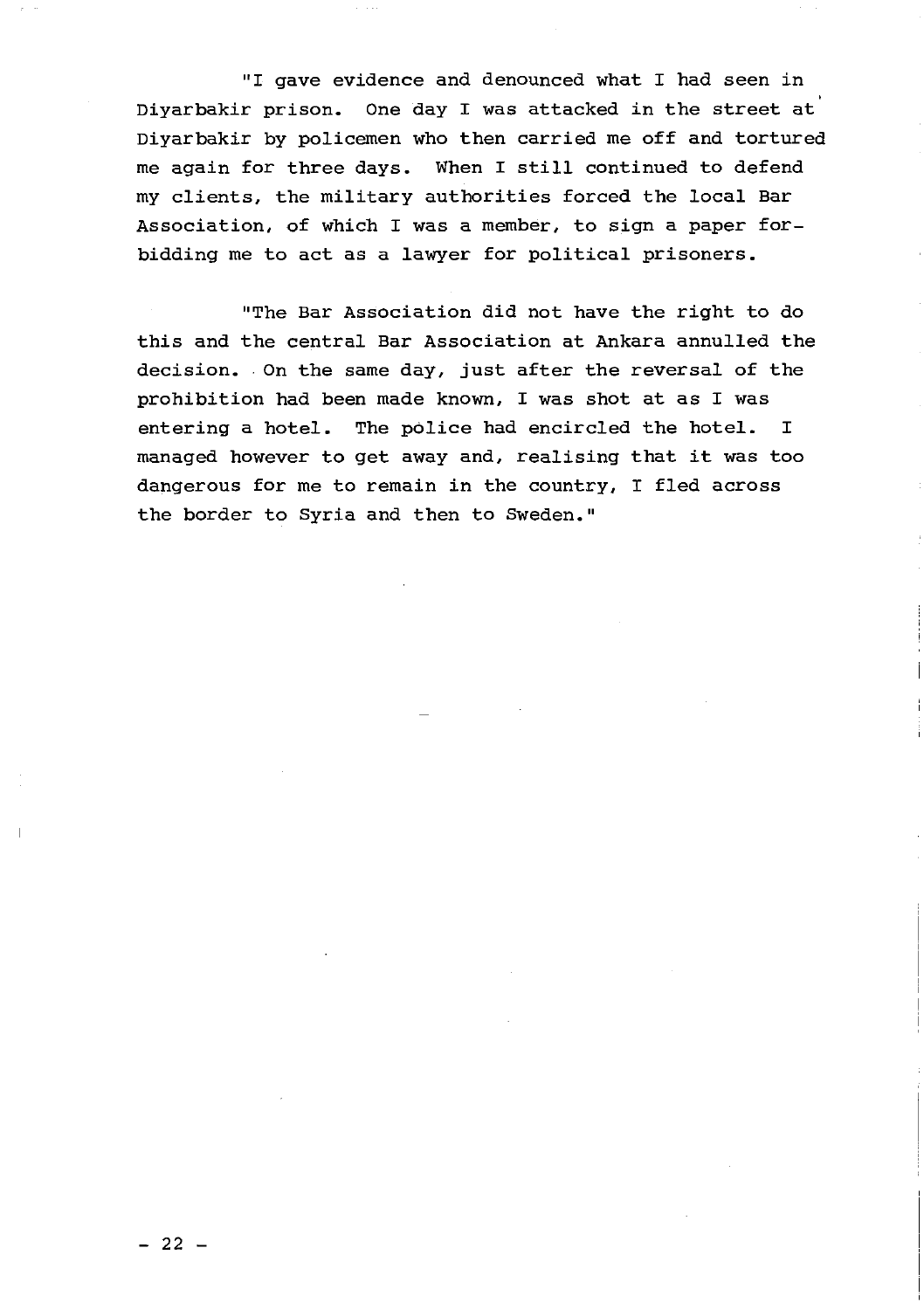"I gave evidence and denounced what I had seen in Diyarbakir prison. One day I was attacked in the street at Diyarbakir by policemen who then carried me off and tortured me again for three days. When I still continued to defend my clients, the military authorities forced the local Bar Association, of which I was a member, to sign a paper forbidding me to act as a lawyer for political prisoners.

"The Bar Association did not have the right to do this and the central Bar Association at Ankara annulled the decision. On the same day, just after the reversal of the prohibition had been made known, I was shot at as I was entering a hotel. The police had encircled the hotel. I managed however to get away and, realising that it was too dangerous for me to remain in the country, I fled across the border to Syria and then to Sweden."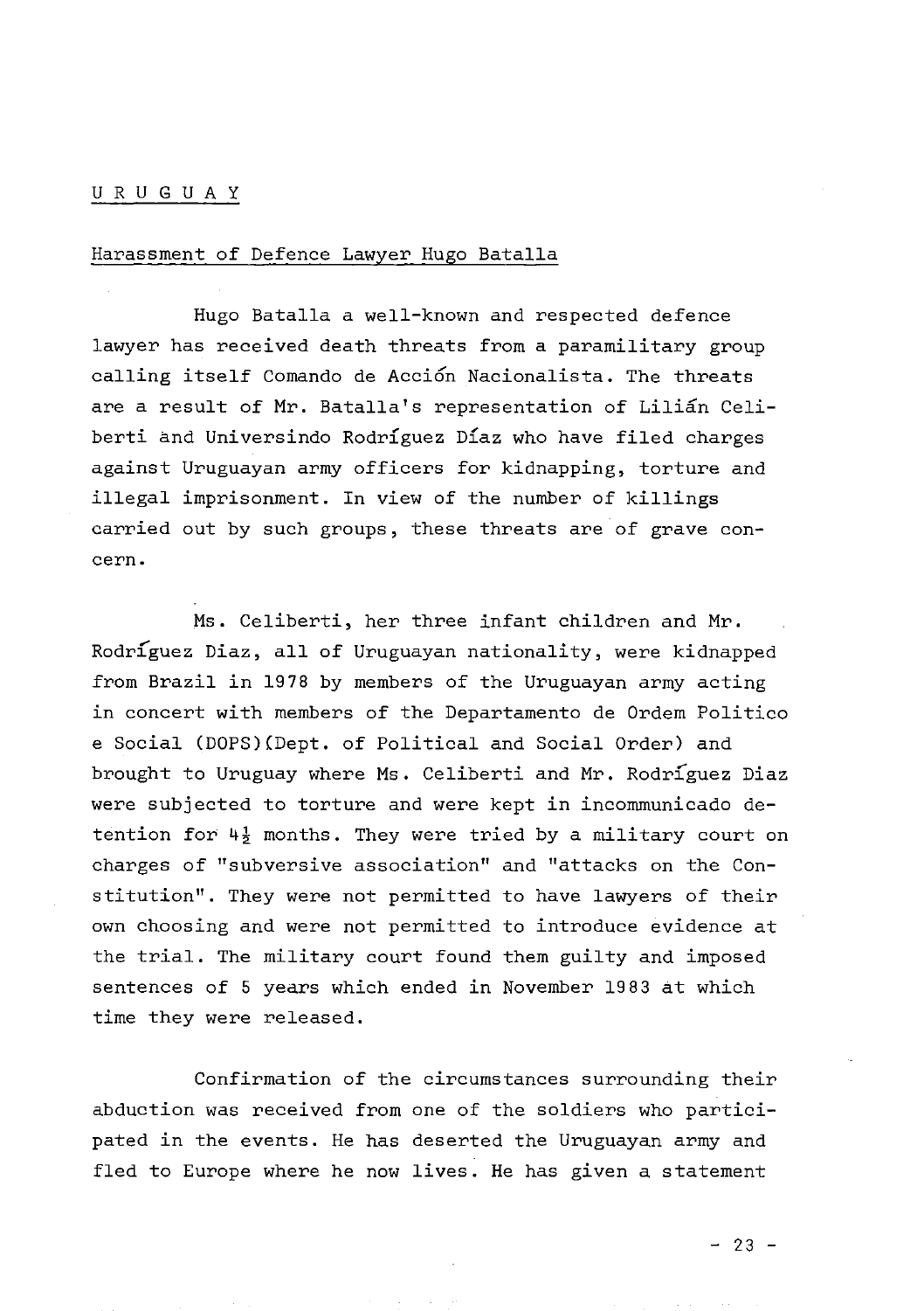URUGUAY

## Harassment of Defence Lawyer Hugo Batalla

Hugo Batalla a well-known and respected defence lawyer has received death threats from a paramilitary group calling itself Comando de Acción Nacionalista. The threats are a result of Mr. Batalla's representation of Lilián Celiberti and Universindo Rodríguez Díaz who have filed charges against Uruguayan army officers for kidnapping, torture and illegal imprisonment. In view of the number of killings carried out by such groups, these threats are of grave concern.

Ms. Celiberti, her three infant children and Mr. Rodríguez Diaz, all of Uruguayan nationality, were kidnapped from Brazil in 1978 by members of the Uruguayan army acting in concert with members of the Departamento de Ordem Politico e Social (DOPS)(Dept. of Political and Social Order) and brought to Uruguay where Ms. Celiberti and Mr. Rodríguez Diaz were subjected to torture and were kept in incommunicado detention for 4½ months. They were tried by a military court on charges of "subversive association" and "attacks on the Constitution". They were not permitted to have lawyers of their own choosing and were not permitted to introduce evidence at the trial. The military court found them guilty and imposed sentences of 5 years which ended in November 1983 at which time they were released.

Confirmation of the circumstances surrounding their abduction was received from one of the soldiers who participated in the events. He has deserted the Uruguayan army and fled to Europe where he now lives. He has given a statement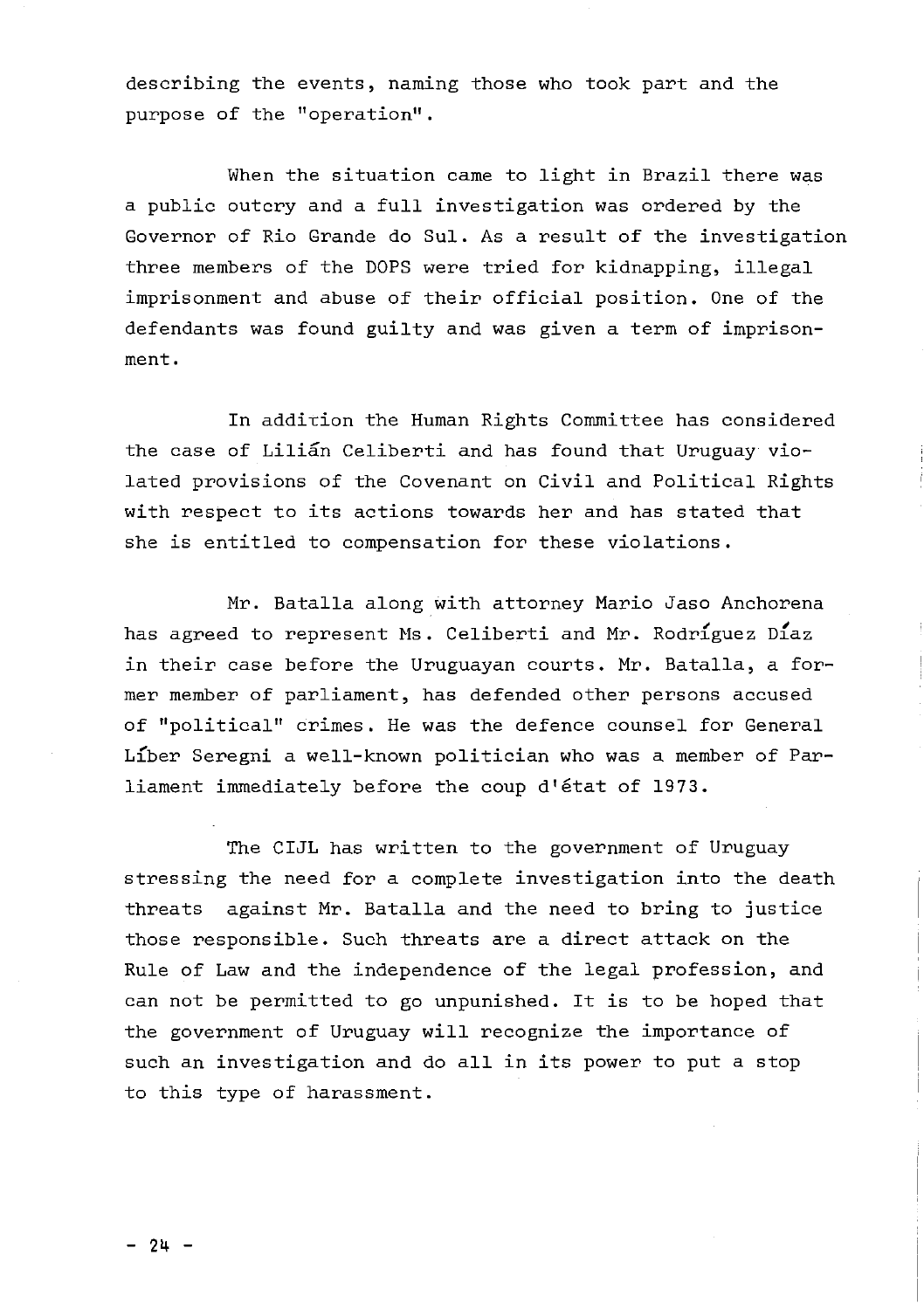describing the events, naming those who took part and the purpose of the "operation".

When the situation came to light in Brazil there was a public outcry and a full investigation was ordered by the Governor of Rio Grande do Sul. As a result of the investigation three members of the DOPS were tried for kidnapping, illegal imprisonment and abuse of their official position. One of the defendants was found guilty and was given a term of imprisonment.

In addition the Human Rights Committee has considered the case of Lilián Celiberti and has found that Uruguay violated provisions of the Covenant on Civil and Political Rights with respect to its actions towards her and has stated that she is entitled to compensation for these violations.

Mr. Batalla along with attorney Mario Jaso Anchorena has agreed to represent Ms. Celiberti and Mr. Rodríguez Díaz in their case before the Uruguayan courts. Mr. Batalla, a former member of parliament, has defended other persons accused of "political" crimes. He was the defence counsel for General Líber Seregni a well-known politician who was a member of Parliament immediately before the coup d'état of 1973.

The CIJL has written to the government of Uruguay stressing the need for a complete investigation into the death threats against Mr. Batalla and the need to bring to justice those responsible. Such threats are a direct attack on the Rule of Law and the independence of the legal profession, and can not be permitted to go unpunished. It is to be hoped that the government of Uruguay will recognize the importance of such an investigation and do all in its power to put a stop to this type of harassment.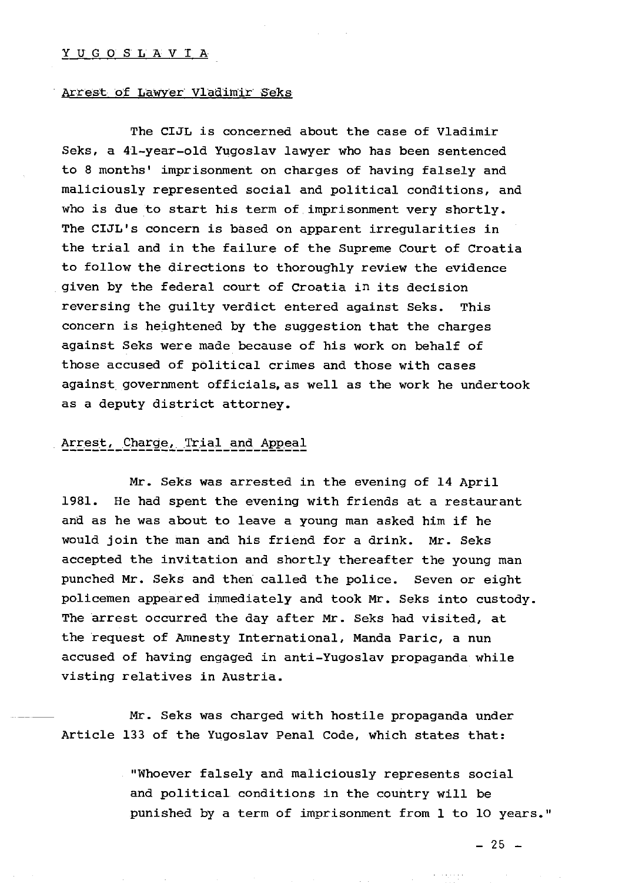## YUGOSLAVIA

### Arrest of Lawyer Vladimir Seks

The CIJL is concerned about the case of Vladimir Seks, a 41-year-old Yugoslav lawyer who has been sentenced to 8 months' imprisonment on charges of having falsely and maliciously represented social and political conditions, and who is due to start his term of imprisonment very shortly. The CIJL's concern is based on apparent irregularities in the trial and in the failure of the Supreme Court of Croatia to follow the directions to thoroughly review the evidence given by the federal court of Croatia in its decision reversing the guilty verdict entered against Seks. This concern is heightened by the suggestion that the charges against Seks were made because of his work on behalf of those accused of political crimes and those with cases against government officials, as well as the work he undertook as a deputy district attorney.

### Arrest, Charge, Trial and Appeal

Mr. Seks was arrested in the evening of 14 April 1981. He had spent the evening with friends at a restaurant and as he was about to leave a young man asked him if he would join the man and his friend for a drink. Mr. Seks accepted the invitation and shortly thereafter the young man punched Mr. Seks and then called the police. Seven or eight policemen appeared immediately and took Mr. Seks into custody. The arrest occurred the day after Mr. Seks had visited, at the request of Amnesty International, Manda Paric, a nun accused of having engaged in anti-Yugoslav propaganda while visting relatives in Austria.

Mr. Seks was charged with hostile propaganda under Article 133 of the Yugoslav Penal Code, which states that:

> "Whoever falsely and maliciously represents social and political conditions in the country will be punished by a term of imprisonment from 1 to 10 years."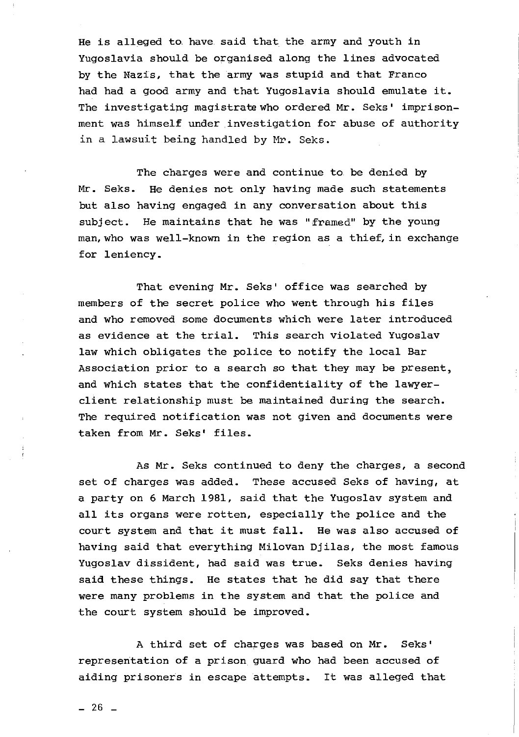He is alleged to have said that the army and youth in Yugoslavia should be organised along the lines advocated by the Nazis, that the army was stupid and that Franco had had a good army and that Yugoslavia should emulate it. The investigating magistrate who ordered Mr. Seks' imprisonment was himself under investigation for abuse of authority in a lawsuit being handled by Mr. Seks.

The charges were and continue to be denied by Mr. Seks. He denies not only having made such statements but also having engaged in any conversation about this subject. He maintains that he was "framed" by the young man, who was well-known in the region as a thief, in exchange for leniency.

That evening Mr. Seks' office was searched by members of the secret police who went through his files and who removed some documents which were later introduced as evidence at the trial. This search violated Yugoslav law which obligates the police to notify the local Bar Association prior to a search so that they may be present, and which states that the confidentiality of the lawyer-client relationship must be maintained during the search. The required notification was not given and documents were taken from Mr. Seks' files.

As Mr. Seks continued to deny the charges, a second set of charges was added. These accused Seks of having, at a party on 6 March 1981, said that the Yugoslav system and all its organs were rotten, especially the police and the court system and that it must fall. He was also accused of having said that everything Milovan Djilas, the most famous Yugoslav dissident, had said was true. Seks denies having said these things. He states that he did say that there were many problems in the system and that the police and the court system should be improved.

A third set of charges was based on Mr. Seks' representation of a prison guard who had been accused of aiding prisoners in escape attempts. It was alleged that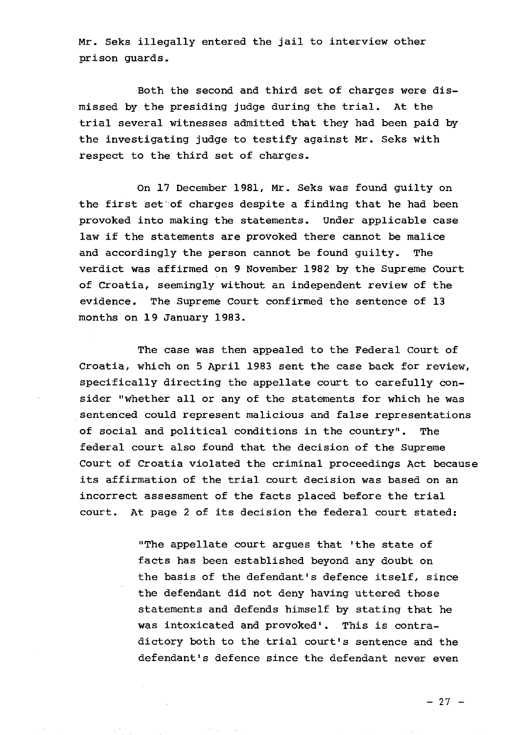Mr. Seks illegally entered the jail to interview other prison guards.

Both the second and third set of charges were dismissed by the presiding judge during the trial. At the trial several witnesses admitted that they had been paid by the investigating judge to testify against Mr. Seks with respect to the third set of charges.

On 17 December 1981, Mr. Seks was found guilty on the first set of charges despite a finding that he had been provoked into making the statements. Under applicable case law if the statements are provoked there cannot be malice and accordingly the person cannot be found guilty. The verdict was affirmed on 9 November 1982 by the Supreme Court of Croatia, seemingly without an independent review of the evidence. The Supreme Court confirmed the sentence of 13 months on 19 January 1983.

The case was then appealed to the Federal Court of Croatia, which on 5 April 1983 sent the case back for review, specifically directing the appellate court to carefully consider "whether all or any of the statements for which he was sentenced could represent malicious and false representations of social and political conditions in the country". The federal court also found that the decision of the Supreme Court of Croatia violated the criminal proceedings Act because its affirmation of the trial court decision was based on an incorrect assessment of the facts placed before the trial court. At page 2 of its decision the federal court stated:

> "The appellate court argues that 'the state of facts has been established beyond any doubt on the basis of the defendant's defence itself, since the defendant did not deny having uttered those statements and defends himself by stating that he was intoxicated and provoked'. This is contradictory both to the trial court's sentence and the defendant's defence since the defendant never even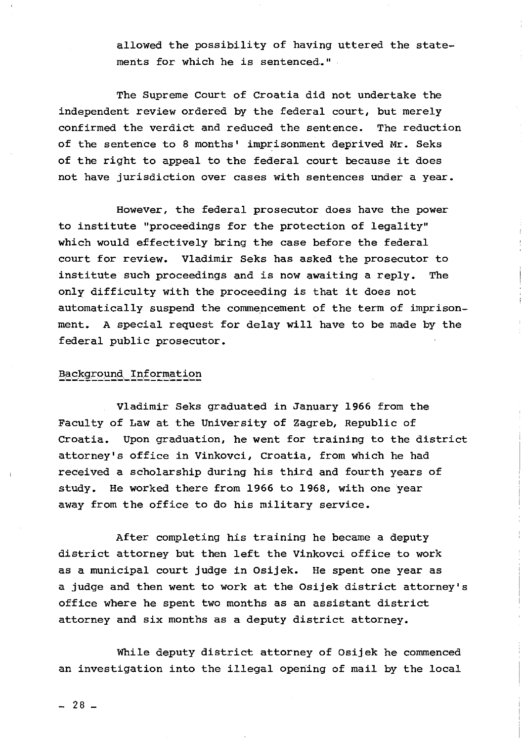allowed the possibility of having uttered the statements for which he is sentenced."

The Supreme Court of Croatia did not undertake the independent review ordered by the federal court, but merely confirmed the verdict and reduced the sentence. The reduction of the sentence to 8 months' imprisonment deprived Mr. Seks of the right to appeal to the federal court because it does not have jurisdiction over cases with sentences under a year.

However, the federal prosecutor does have the power to institute "proceedings for the protection of legality" which would effectively bring the case before the federal court for review. Vladimir Seks has asked the prosecutor to institute such proceedings and is now awaiting a reply. The only difficulty with the proceeding is that it does not automatically suspend the commencement of the term of imprisonment. A special request for delay will have to be made by the federal public prosecutor.

## Background Information

Vladimir Seks graduated in January 1966 from the Faculty of Law at the University of Zagreb, Republic of Croatia. Upon graduation, he went for training to the district attorney's office in Vinkovci, Croatia, from which he had received a scholarship during his third and fourth years of study. He worked there from 1966 to 1968, with one year away from the office to do his military service.

After completing his training he became a deputy district attorney but then left the Vinkovci office to work as a municipal court judge in Osijek. He spent one year as a judge and then went to work at the Osijek district attorney's office where he spent two months as an assistant district attorney and six months as a deputy district attorney.

While deputy district attorney of Osijek he commenced an investigation into the illegal opening of mail by the local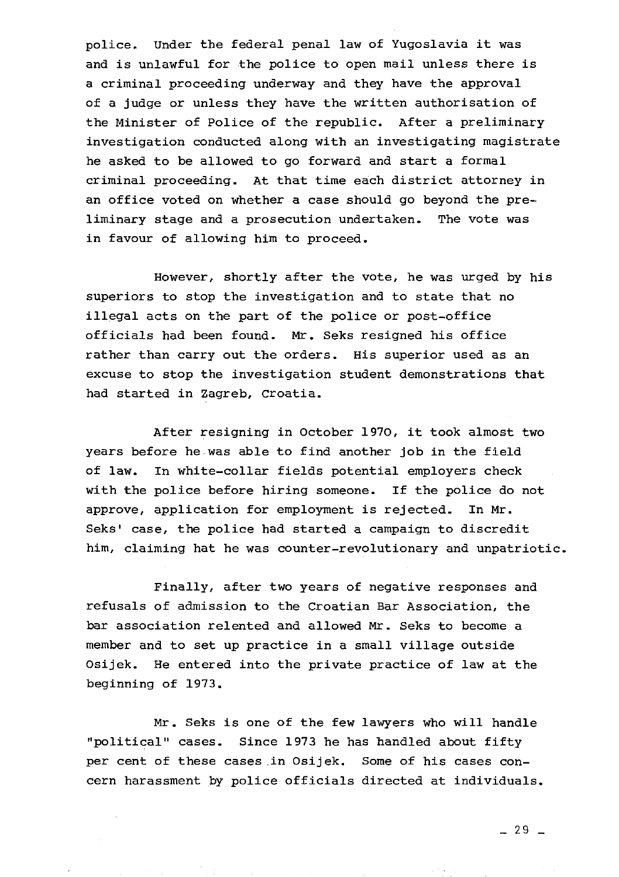police. Under the federal penal law of Yugoslavia it was and is unlawful for the police to open mail unless there is a criminal proceeding underway and they have the approval of a judge or unless they have the written authorisation of the Minister of Police of the republic. After a preliminary investigation conducted along with an investigating magistrate he asked to be allowed to go forward and start a formal criminal proceeding. At that time each district attorney in an office voted on whether a case should go beyond the preliminary stage and a prosecution undertaken. The vote was in favour of allowing him to proceed.

However, shortly after the vote, he was urged by his superiors to stop the investigation and to state that no illegal acts on the part of the police or post-office officials had been found. Mr. Seks resigned his office rather than carry out the orders. His superior used as an excuse to stop the investigation student demonstrations that had started in Zagreb, Croatia.

After resigning in October 1970, it took almost two years before he was able to find another job in the field of law. In white-collar fields potential employers check with the police before hiring someone. If the police do not approve, application for employment is rejected. In Mr. Seks' case, the police had started a campaign to discredit him, claiming hat he was counter-revolutionary and unpatriotic.

Finally, after two years of negative responses and refusals of admission to the Croatian Bar Association, the bar association relented and allowed Mr. Seks to become a member and to set up practice in a small village outside Osijek. He entered into the private practice of law at the beginning of 1973.

Mr. Seks is one of the few lawyers who will handle "political" cases. Since 1973 he has handled about fifty per cent of these cases in Osijek. Some of his cases concern harassment by police officials directed at individuals.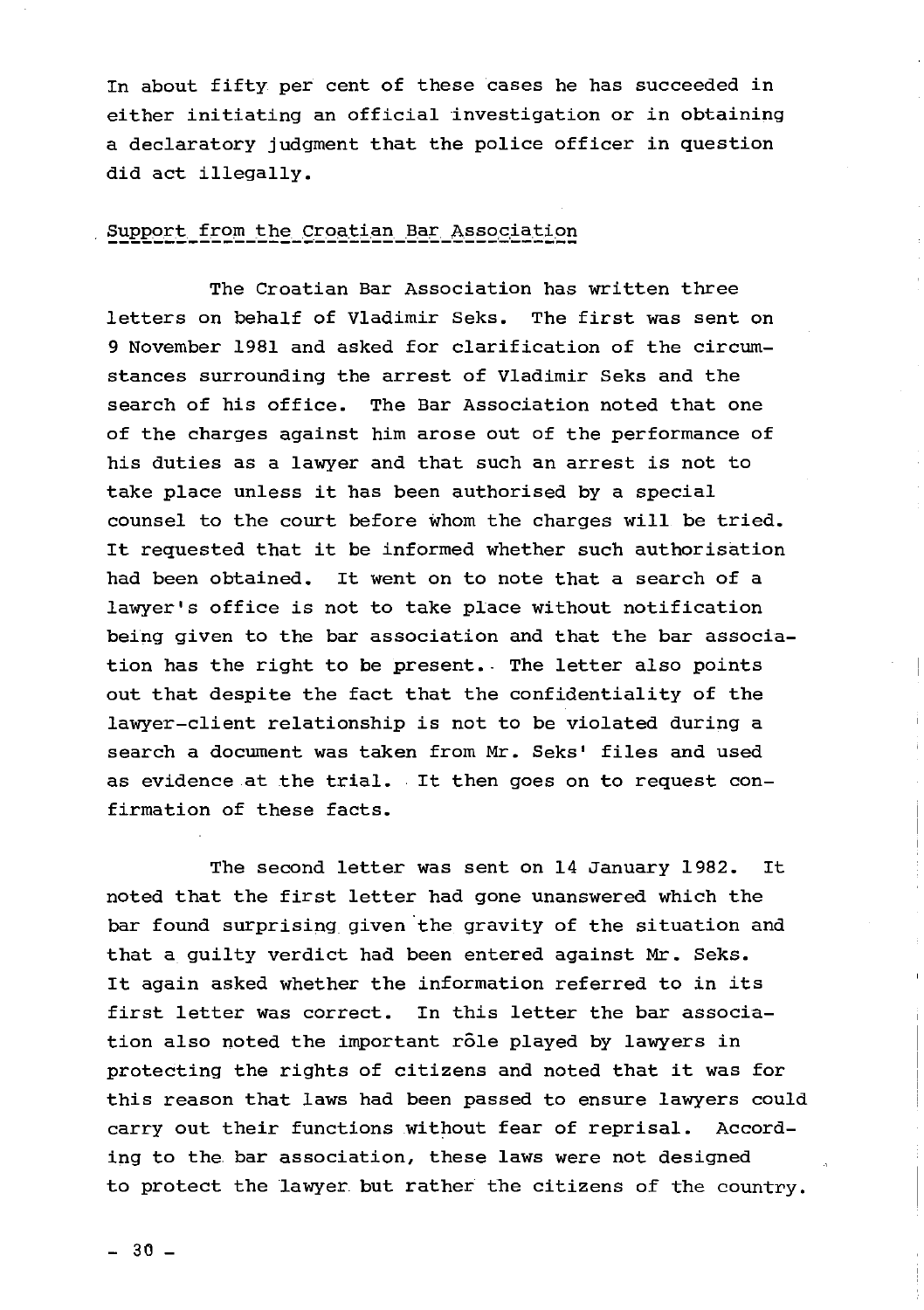In about fifty per cent of these cases he has succeeded in either initiating an official investigation or in obtaining a declaratory judgment that the police officer in question did act illegally.

## Support from the Croatian Bar Association

The Croatian Bar Association has written three letters on behalf of Vladimir Seks. The first was sent on 9 November 1981 and asked for clarification of the circumstances surrounding the arrest of Vladimir Seks and the search of his office. The Bar Association noted that one of the charges against him arose out of the performance of his duties as a lawyer and that such an arrest is not to take place unless it has been authorised by a special counsel to the court before whom the charges will be tried. It requested that it be informed whether such authorisation had been obtained. It went on to note that a search of a lawyer's office is not to take place without notification being given to the bar association and that the bar association has the right to be present. The letter also points out that despite the fact that the confidentiality of the lawyer-client relationship is not to be violated during a search a document was taken from Mr. Seks' files and used as evidence at the trial. It then goes on to request confirmation of these facts.

The second letter was sent on 14 January 1982. It noted that the first letter had gone unanswered which the bar found surprising given the gravity of the situation and that a guilty verdict had been entered against Mr. Seks. It again asked whether the information referred to in its first letter was correct. In this letter the bar association also noted the important rôle played by lawyers in protecting the rights of citizens and noted that it was for this reason that laws had been passed to ensure lawyers could carry out their functions without fear of reprisal. According to the bar association, these laws were not designed to protect the lawyer but rather the citizens of the country.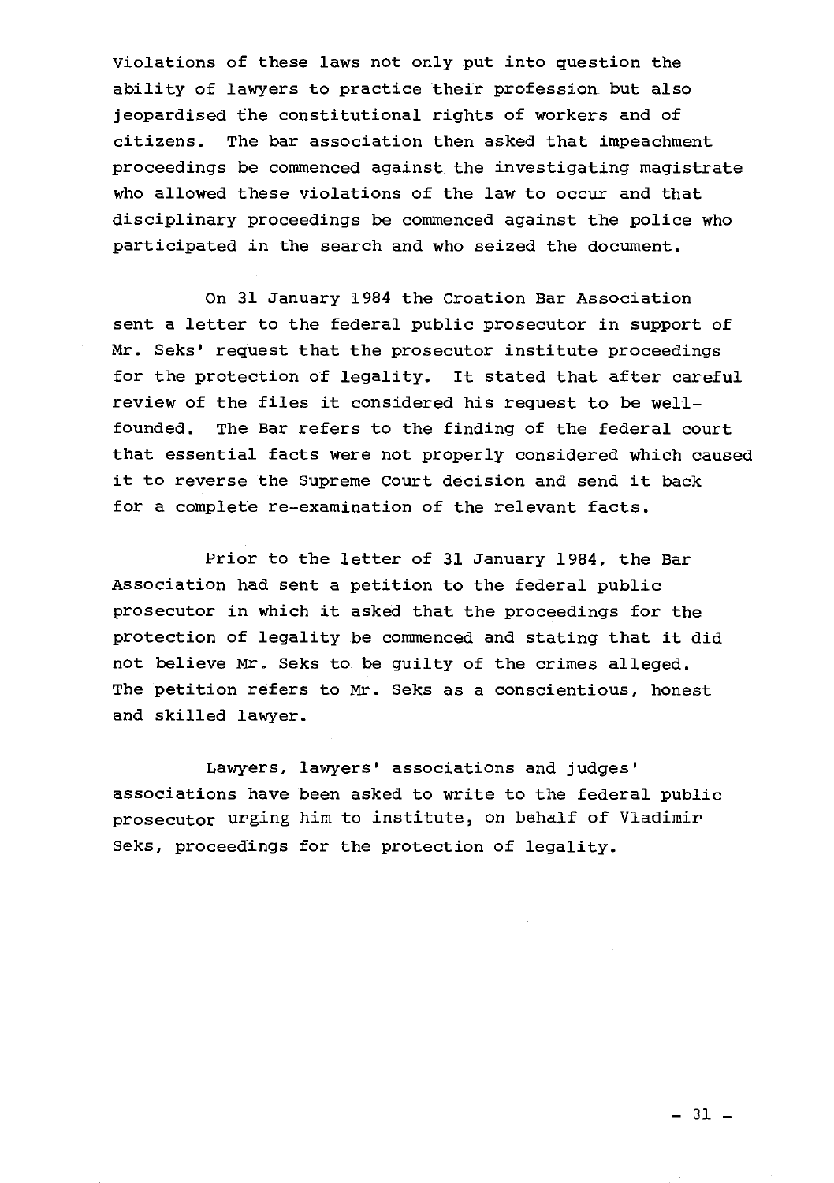Violations of these laws not only put into question the ability of lawyers to practice their profession but also jeopardised the constitutional rights of workers and of citizens. The bar association then asked that impeachment proceedings be commenced against the investigating magistrate who allowed these violations of the law to occur and that disciplinary proceedings be commenced against the police who participated in the search and who seized the document.

On 31 January 1984 the Croation Bar Association sent a letter to the federal public prosecutor in support of Mr. Seks' request that the prosecutor institute proceedings for the protection of legality. It stated that after careful review of the files it considered his request to be well-founded. The Bar refers to the finding of the federal court that essential facts were not properly considered which caused it to reverse the Supreme Court decision and send it back for a complete re-examination of the relevant facts.

Prior to the letter of 31 January 1984, the Bar Association had sent a petition to the federal public prosecutor in which it asked that the proceedings for the protection of legality be commenced and stating that it did not believe Mr. Seks to be guilty of the crimes alleged. The petition refers to Mr. Seks as a conscientious, honest and skilled lawyer.

Lawyers, lawyers' associations and judges' associations have been asked to write to the federal public prosecutor urging him to institute, on behalf of Vladimir Seks, proceedings for the protection of legality.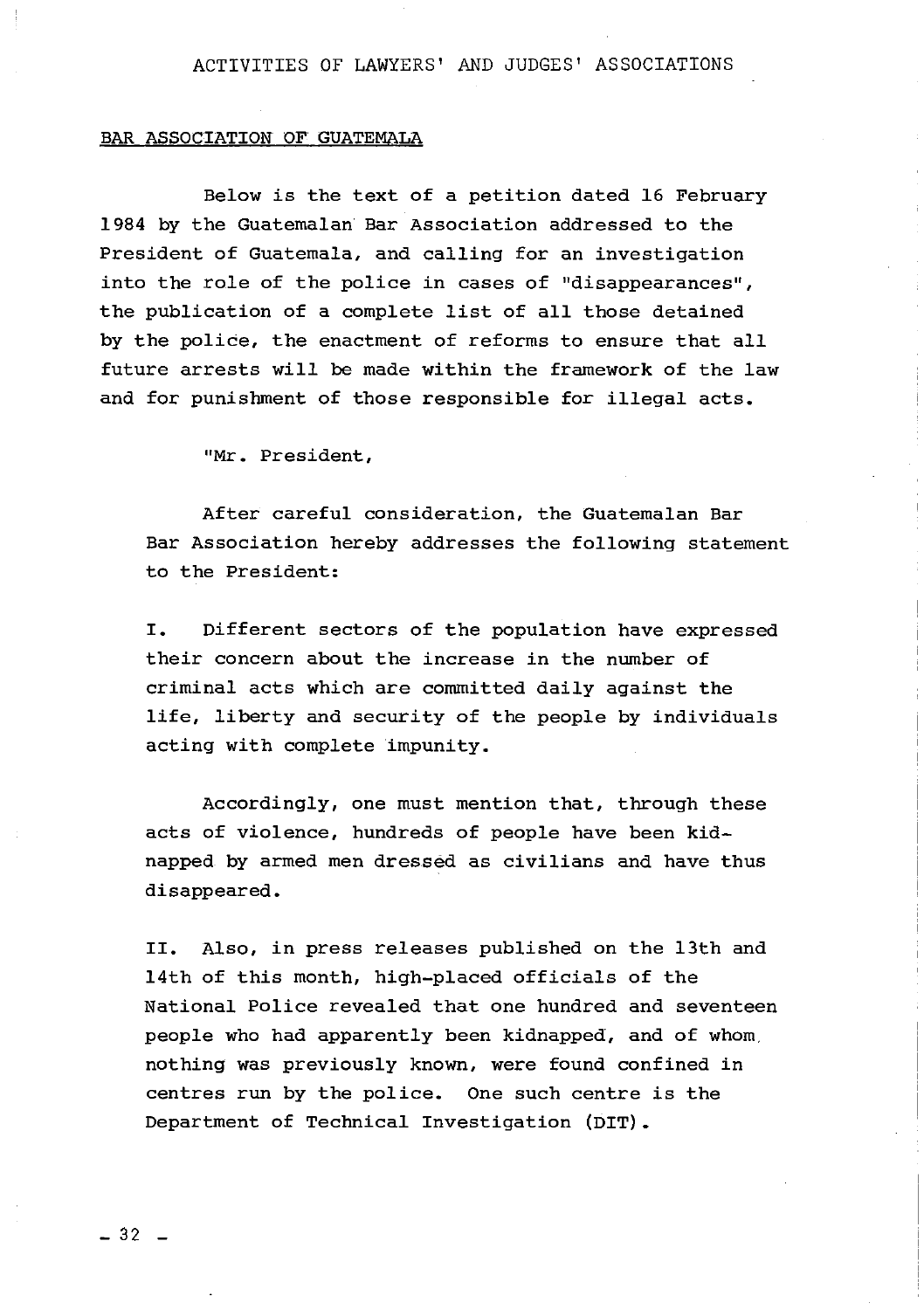# ACTIVITIES OF LAWYERS' AND JUDGES' ASSOCIATIONS

## BAR ASSOCIATION OF GUATEMALA

Below is the text of a petition dated 16 February 1984 by the Guatemalan Bar Association addressed to the President of Guatemala, and calling for an investigation into the role of the police in cases of "disappearances", the publication of a complete list of all those detained by the police, the enactment of reforms to ensure that all future arrests will be made within the framework of the law and for punishment of those responsible for illegal acts.

"Mr. President,

After careful consideration, the Guatemalan Bar Bar Association hereby addresses the following statement to the President:

I. Different sectors of the population have expressed their concern about the increase in the number of criminal acts which are committed daily against the life, liberty and security of the people by individuals acting with complete impunity.

Accordingly, one must mention that, through these acts of violence, hundreds of people have been kidnapped by armed men dressed as civilians and have thus disappeared.

II. Also, in press releases published on the 13th and 14th of this month, high-placed officials of the National Police revealed that one hundred and seventeen people who had apparently been kidnapped, and of whom nothing was previously known, were found confined in centres run by the police. One such centre is the Department of Technical Investigation (DIT).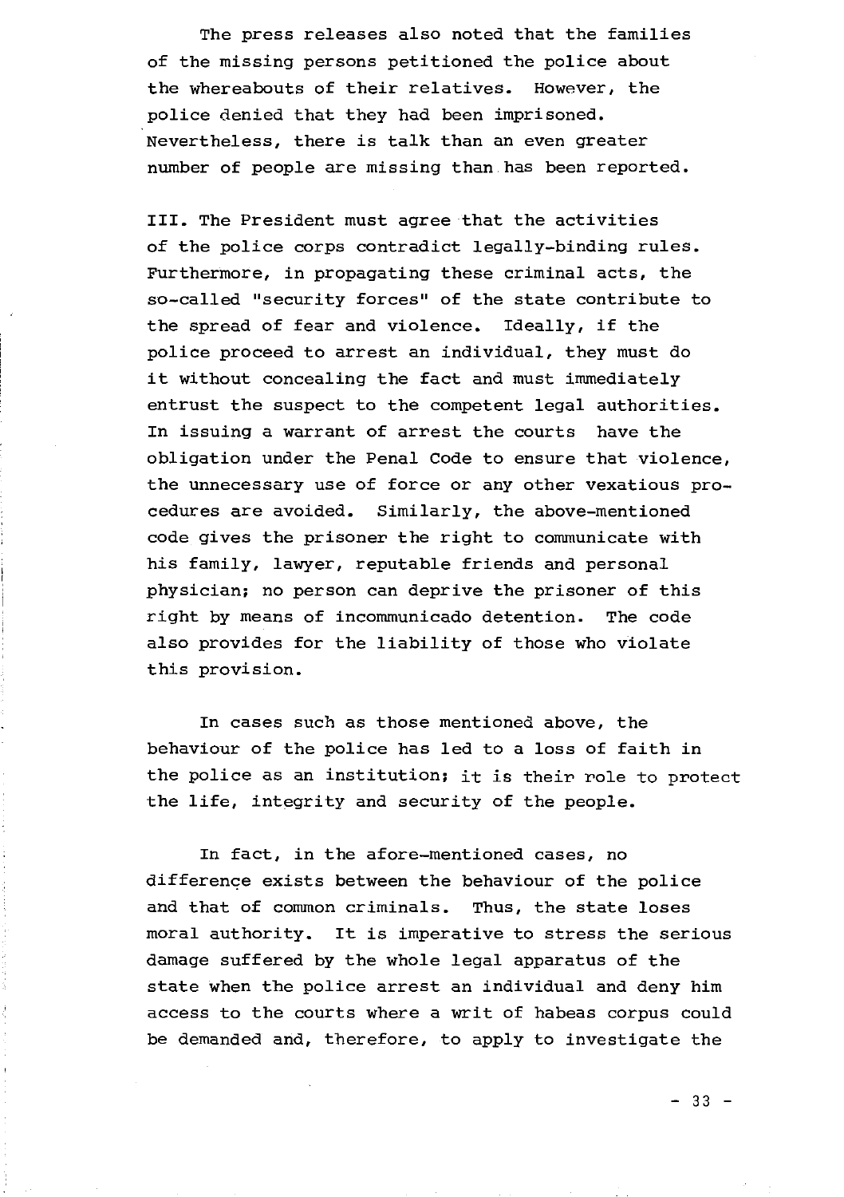The press releases also noted that the families of the missing persons petitioned the police about the whereabouts of their relatives. However, the police denied that they had been imprisoned. Nevertheless, there is talk than an even greater number of people are missing than has been reported.

III. The President must agree that the activities of the police corps contradict legally-binding rules. Furthermore, in propagating these criminal acts, the so-called "security forces" of the state contribute to the spread of fear and violence. Ideally, if the police proceed to arrest an individual, they must do it without concealing the fact and must immediately entrust the suspect to the competent legal authorities. In issuing a warrant of arrest the courts have the obligation under the Penal Code to ensure that violence, the unnecessary use of force or any other vexatious procedures are avoided. Similarly, the above-mentioned code gives the prisoner the right to communicate with his family, lawyer, reputable friends and personal physician; no person can deprive the prisoner of this right by means of incommunicado detention. The code also provides for the liability of those who violate this provision.

In cases such as those mentioned above, the behaviour of the police has led to a loss of faith in the police as an institution; it is their role to protect the life, integrity and security of the people.

In fact, in the afore-mentioned cases, no difference exists between the behaviour of the police and that of common criminals. Thus, the state loses moral authority. It is imperative to stress the serious damage suffered by the whole legal apparatus of the state when the police arrest an individual and deny him access to the courts where a writ of habeas corpus could be demanded and, therefore, to apply to investigate the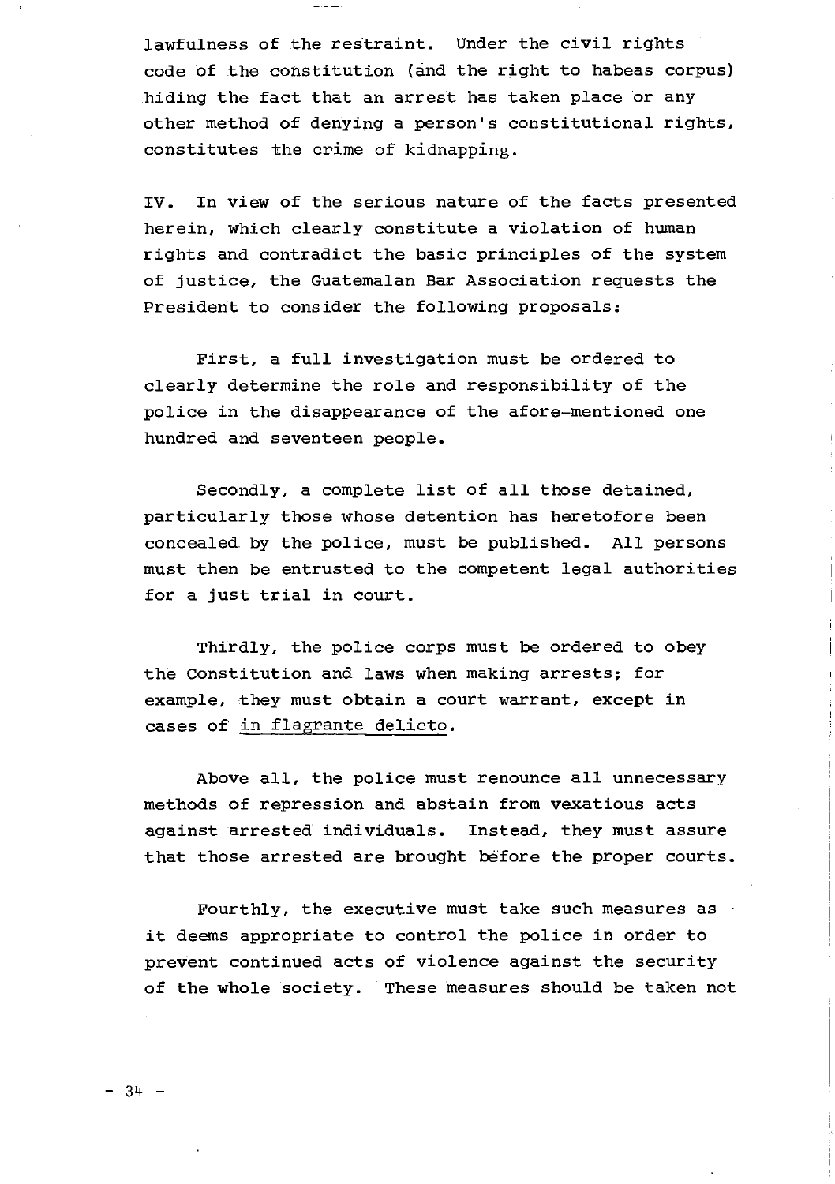lawfulness of the restraint. Under the civil rights code of the constitution (and the right to habeas corpus) hiding the fact that an arrest has taken place or any other method of denying a person's constitutional rights, constitutes the crime of kidnapping.

IV. In view of the serious nature of the facts presented herein, which clearly constitute a violation of human rights and contradict the basic principles of the system of justice, the Guatemalan Bar Association requests the President to consider the following proposals:

First, a full investigation must be ordered to clearly determine the role and responsibility of the police in the disappearance of the afore-mentioned one hundred and seventeen people.

Secondly, a complete list of all those detained, particularly those whose detention has heretofore been concealed by the police, must be published. All persons must then be entrusted to the competent legal authorities for a just trial in court.

Thirdly, the police corps must be ordered to obey the Constitution and laws when making arrests; for example, they must obtain a court warrant, except in cases of in flagrante delicto.

Above all, the police must renounce all unnecessary methods of repression and abstain from vexatious acts against arrested individuals. Instead, they must assure that those arrested are brought before the proper courts.

Fourthly, the executive must take such measures as it deems appropriate to control the police in order to prevent continued acts of violence against the security of the whole society. These measures should be taken not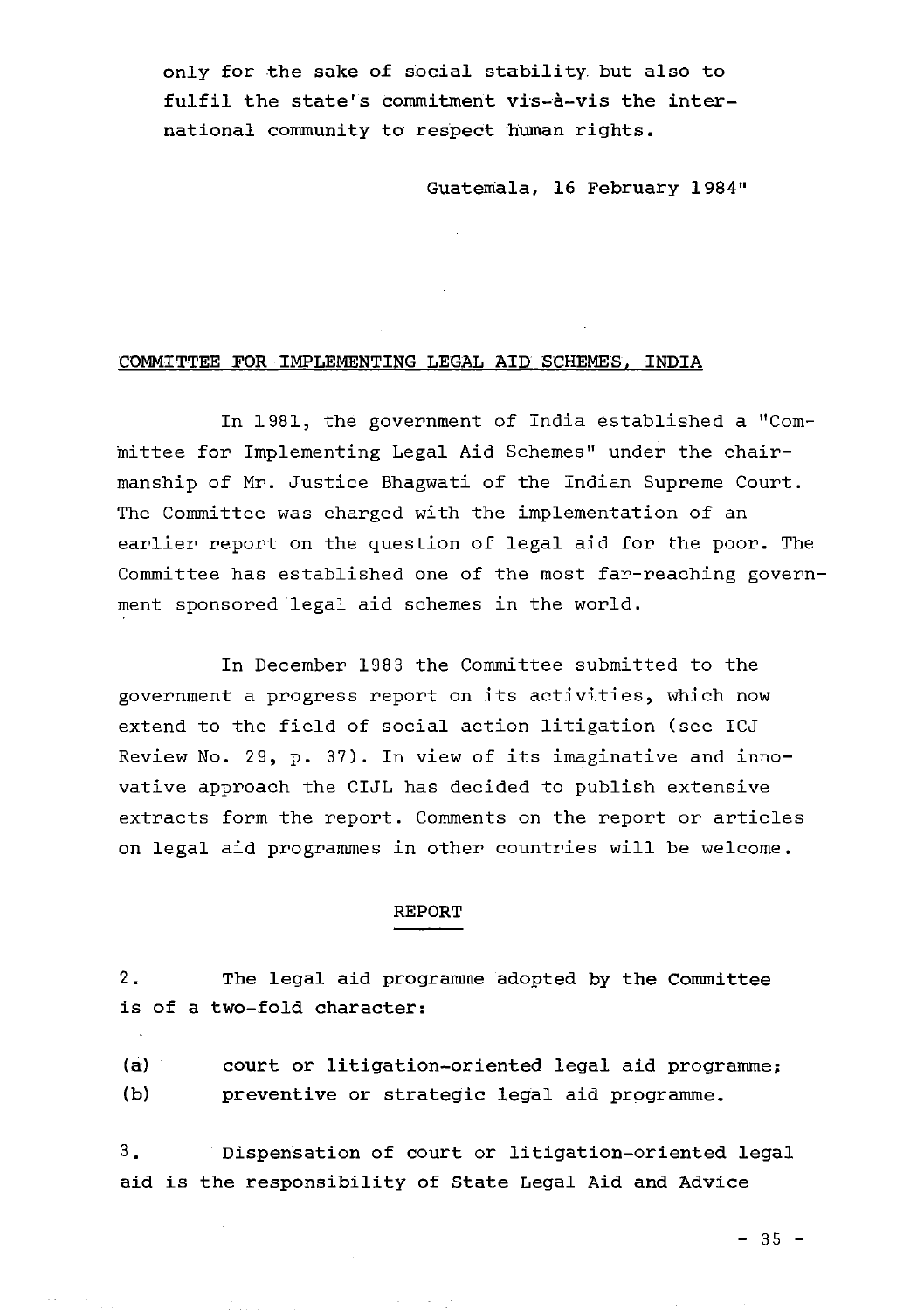only for the sake of social stability but also to fulfil the state's commitment vis-à-vis the international community to respect human rights.

Guatemala, 16 February 1984"

## COMMITTEE FOR IMPLEMENTING LEGAL AID SCHEMES, INDIA

In 1981, the government of India established a "Committee for Implementing Legal Aid Schemes" under the chairmanship of Mr. Justice Bhagwati of the Indian Supreme Court. The Committee was charged with the implementation of an earlier report on the question of legal aid for the poor. The Committee has established one of the most far-reaching government sponsored legal aid schemes in the world.

In December 1983 the Committee submitted to the government a progress report on its activities, which now extend to the field of social action litigation (see ICJ Review No. 29, p. 37). In view of its imaginative and innovative approach the CIJL has decided to publish extensive extracts form the report. Comments on the report or articles on legal aid programmes in other countries will be welcome.

### REPORT

2. The legal aid programme adopted by the Committee is of a two-fold character:

(a) court or litigation-oriented legal aid programme;
(b) preventive or strategic legal aid programme.

3. Dispensation of court or litigation-oriented legal aid is the responsibility of State Legal Aid and Advice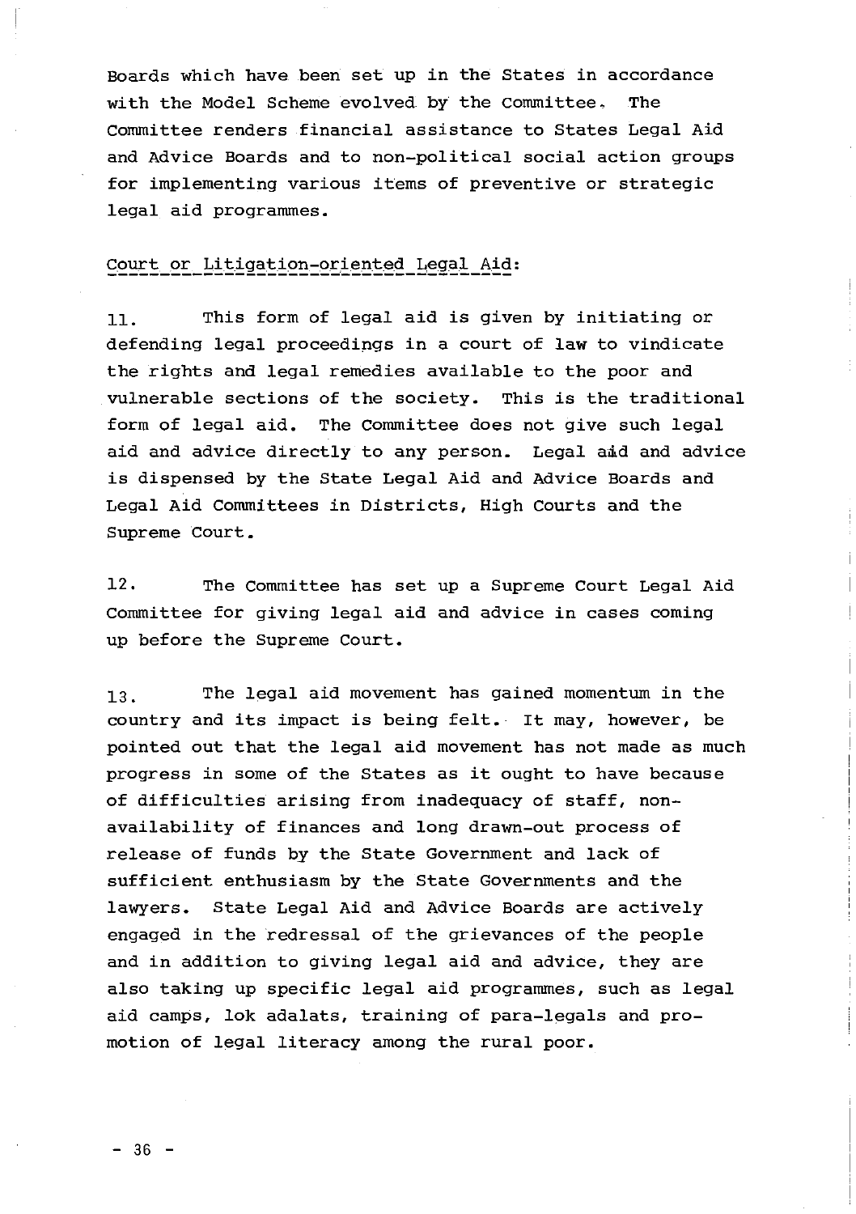Boards which have been set up in the States in accordance with the Model Scheme evolved by the Committee. The Committee renders financial assistance to States Legal Aid and Advice Boards and to non-political social action groups for implementing various items of preventive or strategic legal aid programmes.

## Court or Litigation-oriented Legal Aid:

11. This form of legal aid is given by initiating or defending legal proceedings in a court of law to vindicate the rights and legal remedies available to the poor and vulnerable sections of the society. This is the traditional form of legal aid. The Committee does not give such legal aid and advice directly to any person. Legal aid and advice is dispensed by the State Legal Aid and Advice Boards and Legal Aid Committees in Districts, High Courts and the Supreme Court.

12. The Committee has set up a Supreme Court Legal Aid Committee for giving legal aid and advice in cases coming up before the Supreme Court.

13. The legal aid movement has gained momentum in the country and its impact is being felt. It may, however, be pointed out that the legal aid movement has not made as much progress in some of the States as it ought to have because of difficulties arising from inadequacy of staff, non-availability of finances and long drawn-out process of release of funds by the State Government and lack of sufficient enthusiasm by the State Governments and the lawyers. State Legal Aid and Advice Boards are actively engaged in the redressal of the grievances of the people and in addition to giving legal aid and advice, they are also taking up specific legal aid programmes, such as legal aid camps, lok adalats, training of para-legals and promotion of legal literacy among the rural poor.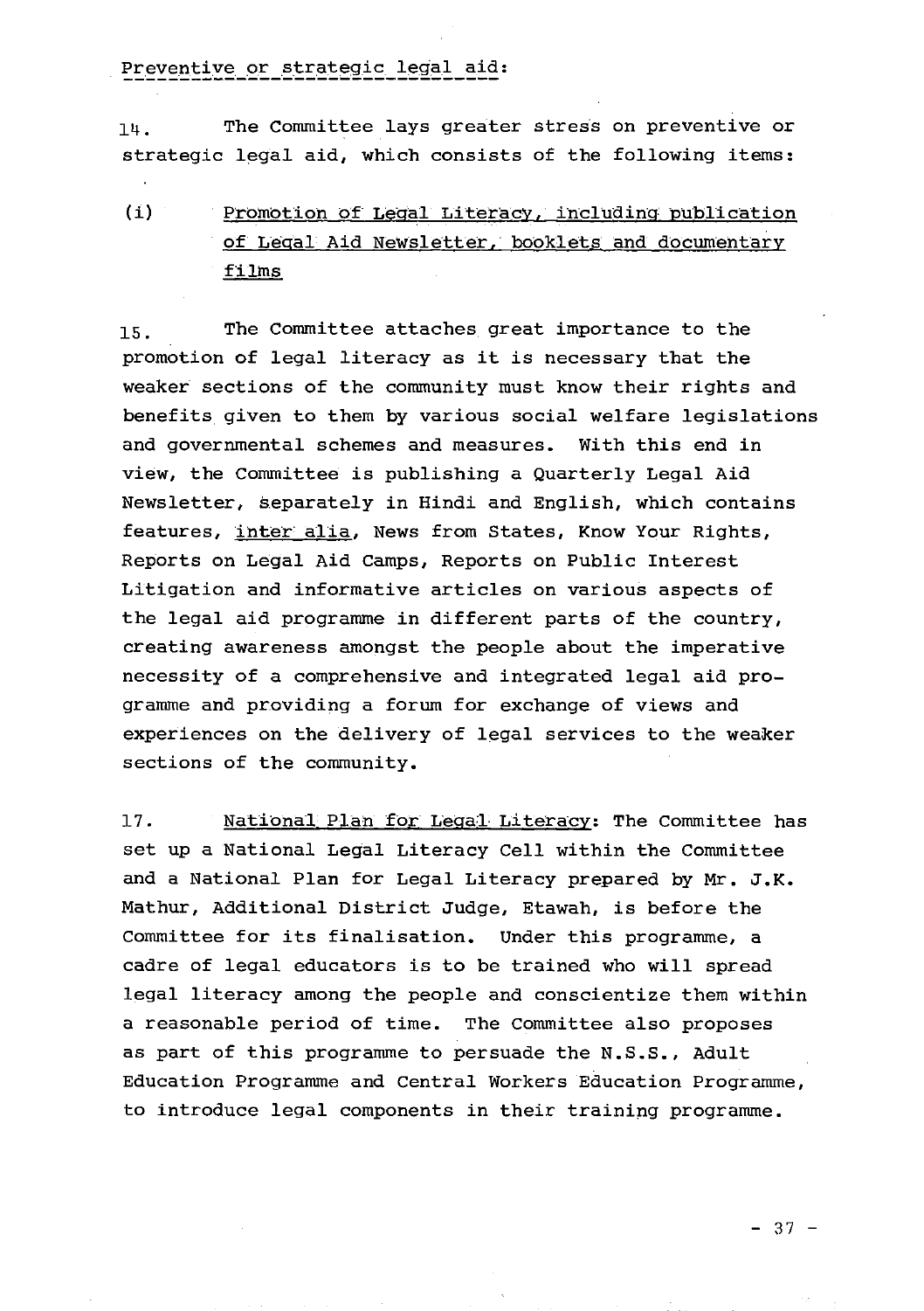Preventive or strategic legal aid:

14. The Committee lays greater stress on preventive or strategic legal aid, which consists of the following items:

(i) Promotion of Legal Literacy, including publication of Legal Aid Newsletter, booklets and documentary films

15. The Committee attaches great importance to the promotion of legal literacy as it is necessary that the weaker sections of the community must know their rights and benefits given to them by various social welfare legislations and governmental schemes and measures. With this end in view, the Committee is publishing a Quarterly Legal Aid Newsletter, separately in Hindi and English, which contains features, *inter alia*, News from States, Know Your Rights, Reports on Legal Aid Camps, Reports on Public Interest Litigation and informative articles on various aspects of the legal aid programme in different parts of the country, creating awareness amongst the people about the imperative necessity of a comprehensive and integrated legal aid programme and providing a forum for exchange of views and experiences on the delivery of legal services to the weaker sections of the community.

17. National Plan for Legal Literacy: The Committee has set up a National Legal Literacy Cell within the Committee and a National Plan for Legal Literacy prepared by Mr. J.K. Mathur, Additional District Judge, Etawah, is before the Committee for its finalisation. Under this programme, a cadre of legal educators is to be trained who will spread legal literacy among the people and conscientize them within a reasonable period of time. The Committee also proposes as part of this programme to persuade the N.S.S., Adult Education Programme and Central Workers Education Programme, to introduce legal components in their training programme.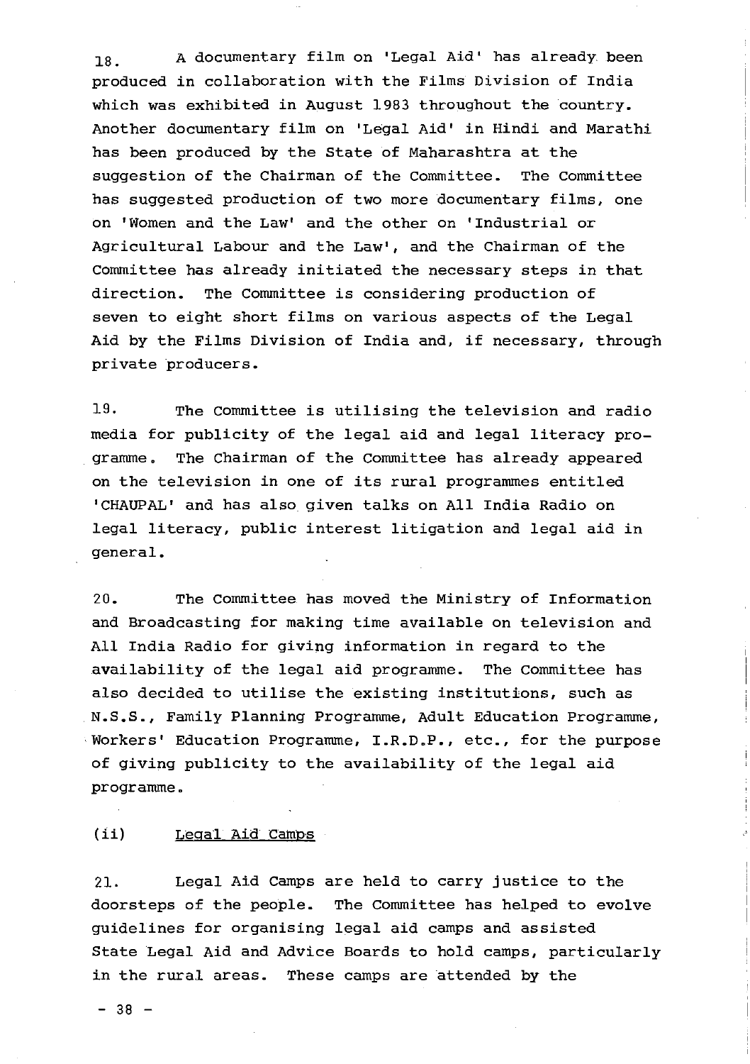18. A documentary film on 'Legal Aid' has already been produced in collaboration with the Films Division of India which was exhibited in August 1983 throughout the country. Another documentary film on 'Legal Aid' in Hindi and Marathi has been produced by the State of Maharashtra at the suggestion of the Chairman of the Committee. The Committee has suggested production of two more documentary films, one on 'Women and the Law' and the other on 'Industrial or Agricultural Labour and the Law', and the Chairman of the Committee has already initiated the necessary steps in that direction. The Committee is considering production of seven to eight short films on various aspects of the Legal Aid by the Films Division of India and, if necessary, through private producers.

19. The Committee is utilising the television and radio media for publicity of the legal aid and legal literacy programme. The Chairman of the Committee has already appeared on the television in one of its rural programmes entitled 'CHAUPAL' and has also given talks on All India Radio on legal literacy, public interest litigation and legal aid in general.

20. The Committee has moved the Ministry of Information and Broadcasting for making time available on television and All India Radio for giving information in regard to the availability of the legal aid programme. The Committee has also decided to utilise the existing institutions, such as N.S.S., Family Planning Programme, Adult Education Programme, Workers' Education Programme, I.R.D.P., etc., for the purpose of giving publicity to the availability of the legal aid programme.

(ii) Legal Aid Camps

21. Legal Aid Camps are held to carry justice to the doorsteps of the people. The Committee has helped to evolve guidelines for organising legal aid camps and assisted State Legal Aid and Advice Boards to hold camps, particularly in the rural areas. These camps are attended by the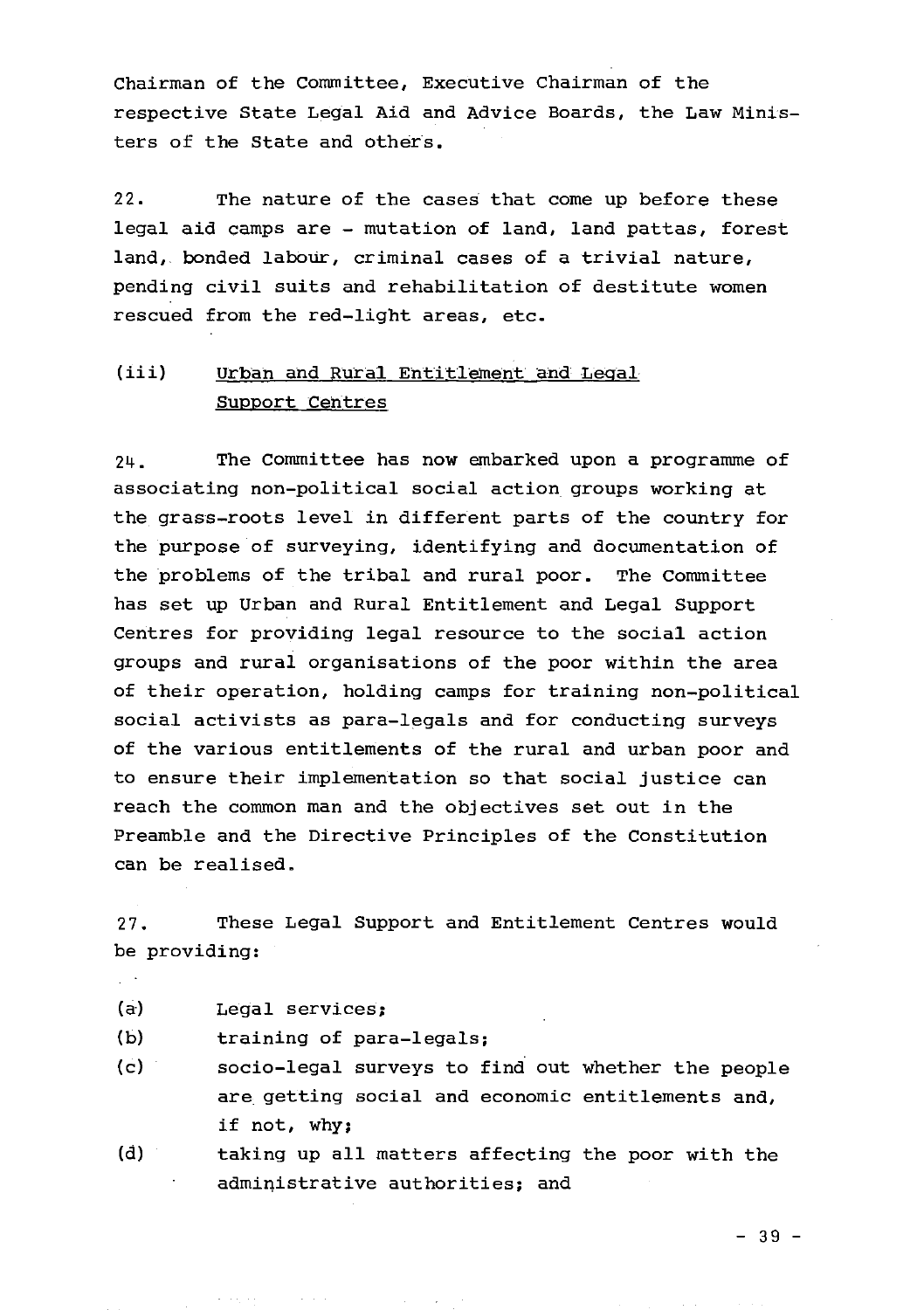Chairman of the Committee, Executive Chairman of the respective State Legal Aid and Advice Boards, the Law Ministers of the State and others.

22. The nature of the cases that come up before these legal aid camps are - mutation of land, land pattas, forest land, bonded labour, criminal cases of a trivial nature, pending civil suits and rehabilitation of destitute women rescued from the red-light areas, etc.

### (iii) Urban and Rural Entitlement and Legal Support Centres

24. The Committee has now embarked upon a programme of associating non-political social action groups working at the grass-roots level in different parts of the country for the purpose of surveying, identifying and documentation of the problems of the tribal and rural poor. The Committee has set up Urban and Rural Entitlement and Legal Support Centres for providing legal resource to the social action groups and rural organisations of the poor within the area of their operation, holding camps for training non-political social activists as para-legals and for conducting surveys of the various entitlements of the rural and urban poor and to ensure their implementation so that social justice can reach the common man and the objectives set out in the Preamble and the Directive Principles of the Constitution can be realised.

27. These Legal Support and Entitlement Centres would be providing:

(a) Legal services;

(b) training of para-legals;

(c) socio-legal surveys to find out whether the people are getting social and economic entitlements and, if not, why;

(d) taking up all matters affecting the poor with the administrative authorities; and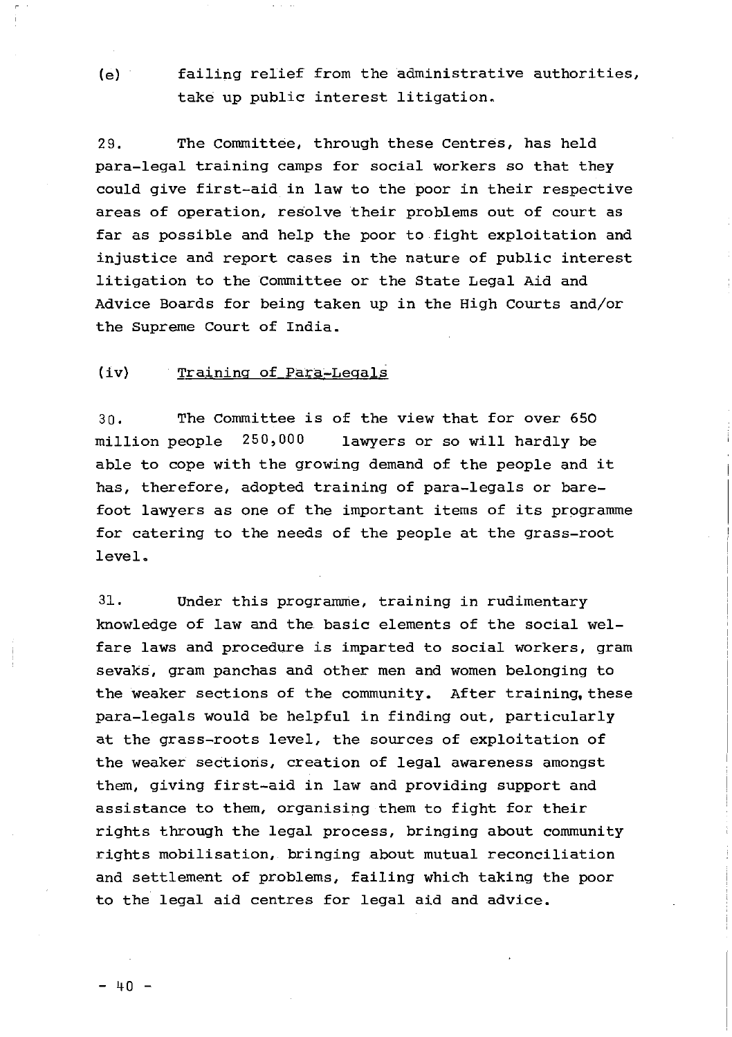(e) failing relief from the administrative authorities, take up public interest litigation.

29. The Committee, through these Centres, has held para-legal training camps for social workers so that they could give first-aid in law to the poor in their respective areas of operation, resolve their problems out of court as far as possible and help the poor to fight exploitation and injustice and report cases in the nature of public interest litigation to the Committee or the State Legal Aid and Advice Boards for being taken up in the High Courts and/or the Supreme Court of India.

(iv) Training of Para-Legals

30. The Committee is of the view that for over 650 million people 250,000 lawyers or so will hardly be able to cope with the growing demand of the people and it has, therefore, adopted training of para-legals or bare-foot lawyers as one of the important items of its programme for catering to the needs of the people at the grass-root level.

31. Under this programme, training in rudimentary knowledge of law and the basic elements of the social welfare laws and procedure is imparted to social workers, gram sevaks, gram panchas and other men and women belonging to the weaker sections of the community. After training, these para-legals would be helpful in finding out, particularly at the grass-roots level, the sources of exploitation of the weaker sections, creation of legal awareness amongst them, giving first-aid in law and providing support and assistance to them, organising them to fight for their rights through the legal process, bringing about community rights mobilisation, bringing about mutual reconciliation and settlement of problems, failing which taking the poor to the legal aid centres for legal aid and advice.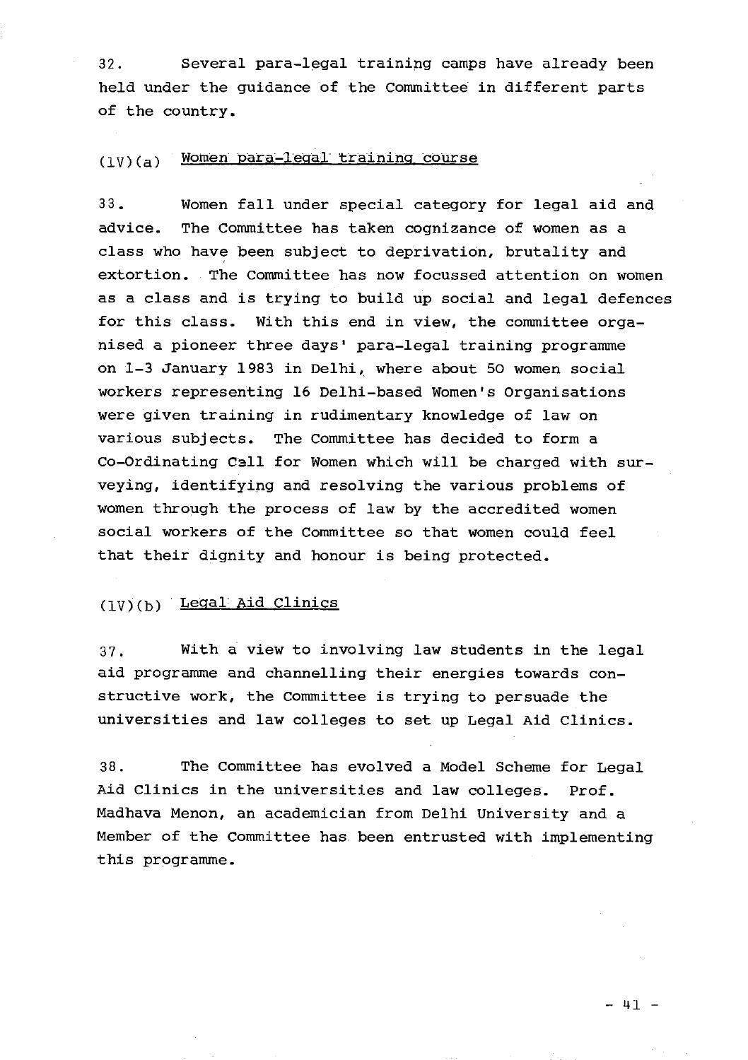32. Several para-legal training camps have already been held under the guidance of the Committee in different parts of the country.

### (1V)(a) Women para-legal training course

33. Women fall under special category for legal aid and advice. The Committee has taken cognizance of women as a class who have been subject to deprivation, brutality and extortion. The Committee has now focussed attention on women as a class and is trying to build up social and legal defences for this class. With this end in view, the committee organised a pioneer three days' para-legal training programme on 1-3 January 1983 in Delhi, where about 50 women social workers representing 16 Delhi-based Women's Organisations were given training in rudimentary knowledge of law on various subjects. The Committee has decided to form a Co-Ordinating Cell for Women which will be charged with surveying, identifying and resolving the various problems of women through the process of law by the accredited women social workers of the Committee so that women could feel that their dignity and honour is being protected.

### (1V)(b) Legal Aid Clinics

37. With a view to involving law students in the legal aid programme and channelling their energies towards constructive work, the Committee is trying to persuade the universities and law colleges to set up Legal Aid Clinics.

38. The Committee has evolved a Model Scheme for Legal Aid Clinics in the universities and law colleges. Prof. Madhava Menon, an academician from Delhi University and a Member of the Committee has been entrusted with implementing this programme.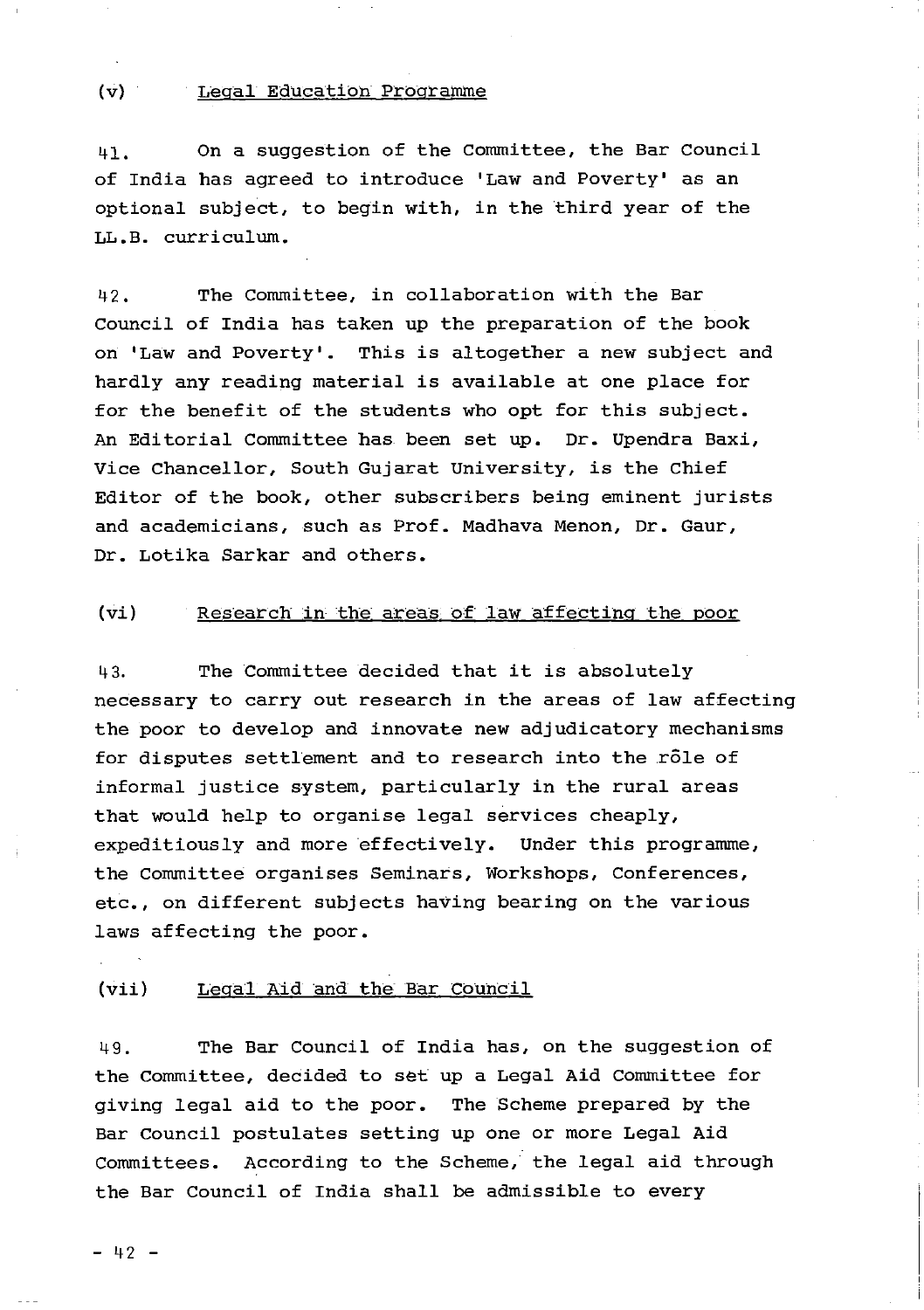(v) Legal Education Programme

41. On a suggestion of the Committee, the Bar Council of India has agreed to introduce 'Law and Poverty' as an optional subject, to begin with, in the third year of the LL.B. curriculum.

42. The Committee, in collaboration with the Bar Council of India has taken up the preparation of the book on 'Law and Poverty'. This is altogether a new subject and hardly any reading material is available at one place for for the benefit of the students who opt for this subject. An Editorial Committee has been set up. Dr. Upendra Baxi, Vice Chancellor, South Gujarat University, is the Chief Editor of the book, other subscribers being eminent jurists and academicians, such as Prof. Madhava Menon, Dr. Gaur, Dr. Lotika Sarkar and others.

(vi) Research in the areas of law affecting the poor

43. The Committee decided that it is absolutely necessary to carry out research in the areas of law affecting the poor to develop and innovate new adjudicatory mechanisms for disputes settlement and to research into the rôle of informal justice system, particularly in the rural areas that would help to organise legal services cheaply, expeditiously and more effectively. Under this programme, the Committee organises Seminars, Workshops, Conferences, etc., on different subjects having bearing on the various laws affecting the poor.

(vii) Legal Aid and the Bar Council

49. The Bar Council of India has, on the suggestion of the Committee, decided to set up a Legal Aid Committee for giving legal aid to the poor. The Scheme prepared by the Bar Council postulates setting up one or more Legal Aid Committees. According to the Scheme, the legal aid through the Bar Council of India shall be admissible to every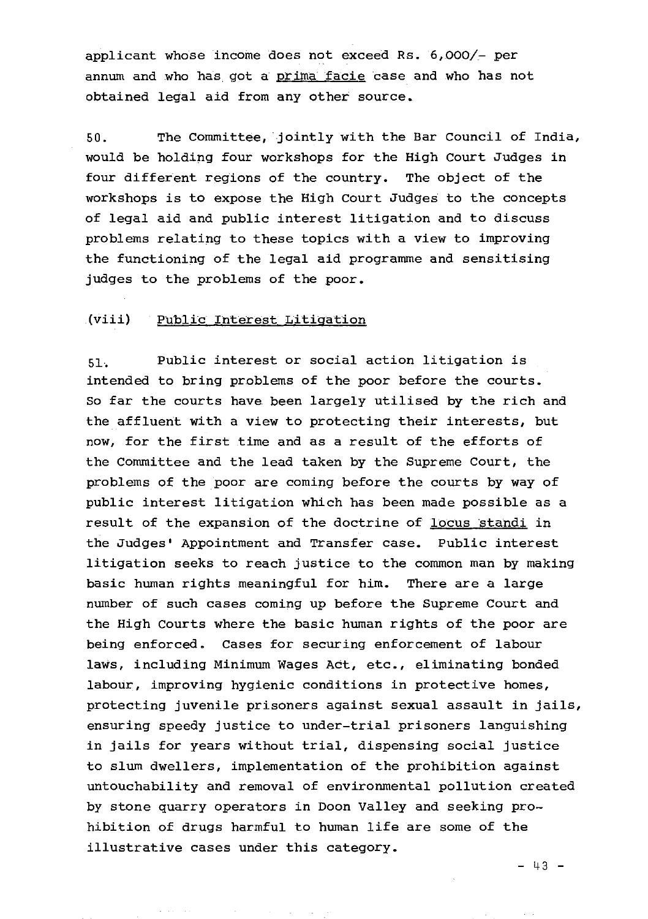applicant whose income does not exceed Rs. 6,000/- per annum and who has got a prima facie case and who has not obtained legal aid from any other source.

50. The Committee, jointly with the Bar Council of India, would be holding four workshops for the High Court Judges in four different regions of the country. The object of the workshops is to expose the High Court Judges to the concepts of legal aid and public interest litigation and to discuss problems relating to these topics with a view to improving the functioning of the legal aid programme and sensitising judges to the problems of the poor.

(viii) Public Interest Litigation

51. Public interest or social action litigation is intended to bring problems of the poor before the courts. So far the courts have been largely utilised by the rich and the affluent with a view to protecting their interests, but now, for the first time and as a result of the efforts of the Committee and the lead taken by the Supreme Court, the problems of the poor are coming before the courts by way of public interest litigation which has been made possible as a result of the expansion of the doctrine of locus standi in the Judges' Appointment and Transfer case. Public interest litigation seeks to reach justice to the common man by making basic human rights meaningful for him. There are a large number of such cases coming up before the Supreme Court and the High Courts where the basic human rights of the poor are being enforced. Cases for securing enforcement of labour laws, including Minimum Wages Act, etc., eliminating bonded labour, improving hygienic conditions in protective homes, protecting juvenile prisoners against sexual assault in jails, ensuring speedy justice to under-trial prisoners languishing in jails for years without trial, dispensing social justice to slum dwellers, implementation of the prohibition against untouchability and removal of environmental pollution created by stone quarry operators in Doon Valley and seeking prohibition of drugs harmful to human life are some of the illustrative cases under this category.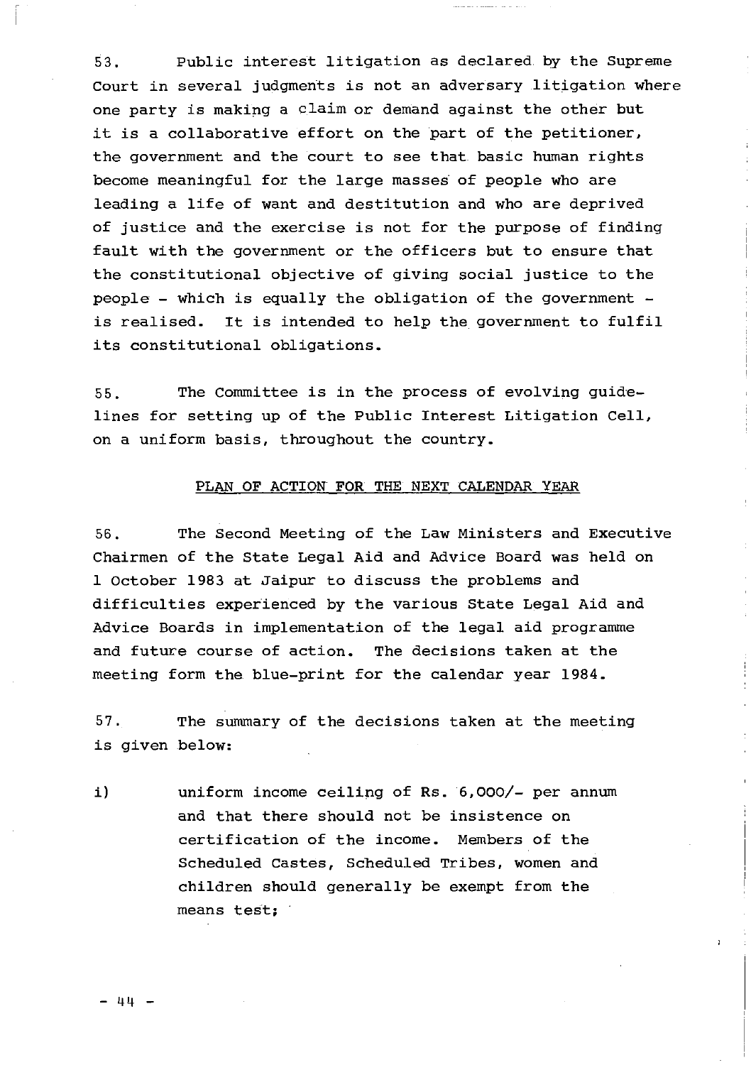53. Public interest litigation as declared by the Supreme Court in several judgments is not an adversary litigation where one party is making a claim or demand against the other but it is a collaborative effort on the part of the petitioner, the government and the court to see that basic human rights become meaningful for the large masses of people who are leading a life of want and destitution and who are deprived of justice and the exercise is not for the purpose of finding fault with the government or the officers but to ensure that the constitutional objective of giving social justice to the people - which is equally the obligation of the government - is realised. It is intended to help the government to fulfil its constitutional obligations.

55. The Committee is in the process of evolving guidelines for setting up of the Public Interest Litigation Cell, on a uniform basis, throughout the country.

## PLAN OF ACTION FOR THE NEXT CALENDAR YEAR

56. The Second Meeting of the Law Ministers and Executive Chairmen of the State Legal Aid and Advice Board was held on 1 October 1983 at Jaipur to discuss the problems and difficulties experienced by the various State Legal Aid and Advice Boards in implementation of the legal aid programme and future course of action. The decisions taken at the meeting form the blue-print for the calendar year 1984.

57. The summary of the decisions taken at the meeting is given below:

i) uniform income ceiling of Rs. 6,000/- per annum and that there should not be insistence on certification of the income. Members of the Scheduled Castes, Scheduled Tribes, women and children should generally be exempt from the means test;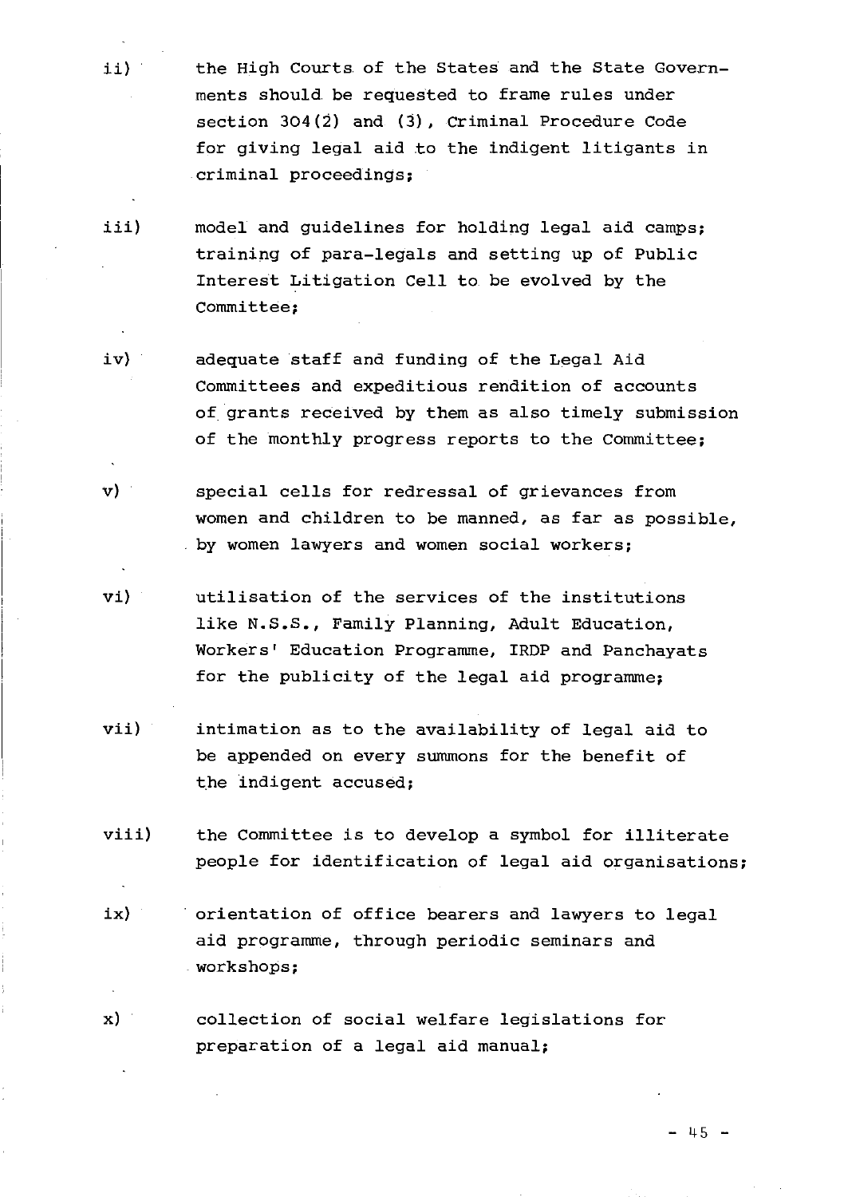ii) the High Courts of the States and the State Governments should be requested to frame rules under section 304(2) and (3), Criminal Procedure Code for giving legal aid to the indigent litigants in criminal proceedings;

iii) model and guidelines for holding legal aid camps; training of para-legals and setting up of Public Interest Litigation Cell to be evolved by the Committee;

iv) adequate staff and funding of the Legal Aid Committees and expeditious rendition of accounts of grants received by them as also timely submission of the monthly progress reports to the Committee;

v) special cells for redressal of grievances from women and children to be manned, as far as possible, by women lawyers and women social workers;

vi) utilisation of the services of the institutions like N.S.S., Family Planning, Adult Education, Workers' Education Programme, IRDP and Panchayats for the publicity of the legal aid programme;

vii) intimation as to the availability of legal aid to be appended on every summons for the benefit of the indigent accused;

viii) the Committee is to develop a symbol for illiterate people for identification of legal aid organisations;

ix) orientation of office bearers and lawyers to legal aid programme, through periodic seminars and workshops;

x) collection of social welfare legislations for preparation of a legal aid manual;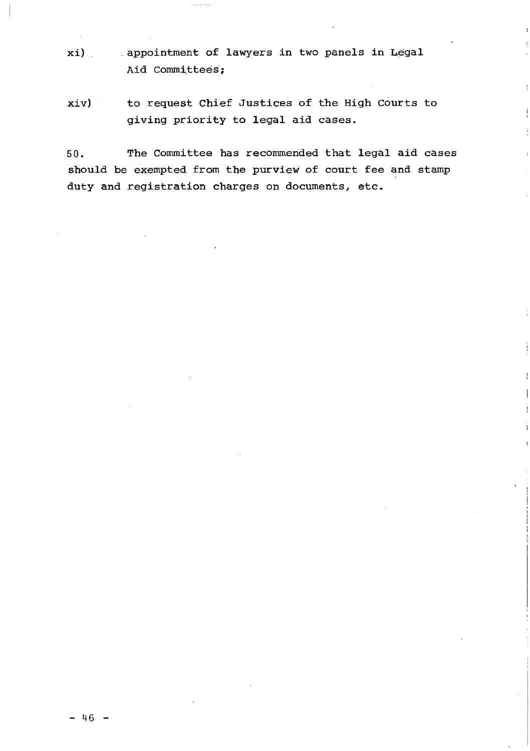xi) appointment of lawyers in two panels in Legal Aid Committees;

xiv) to request Chief Justices of the High Courts to giving priority to legal aid cases.

50. The Committee has recommended that legal aid cases should be exempted from the purview of court fee and stamp duty and registration charges on documents, etc.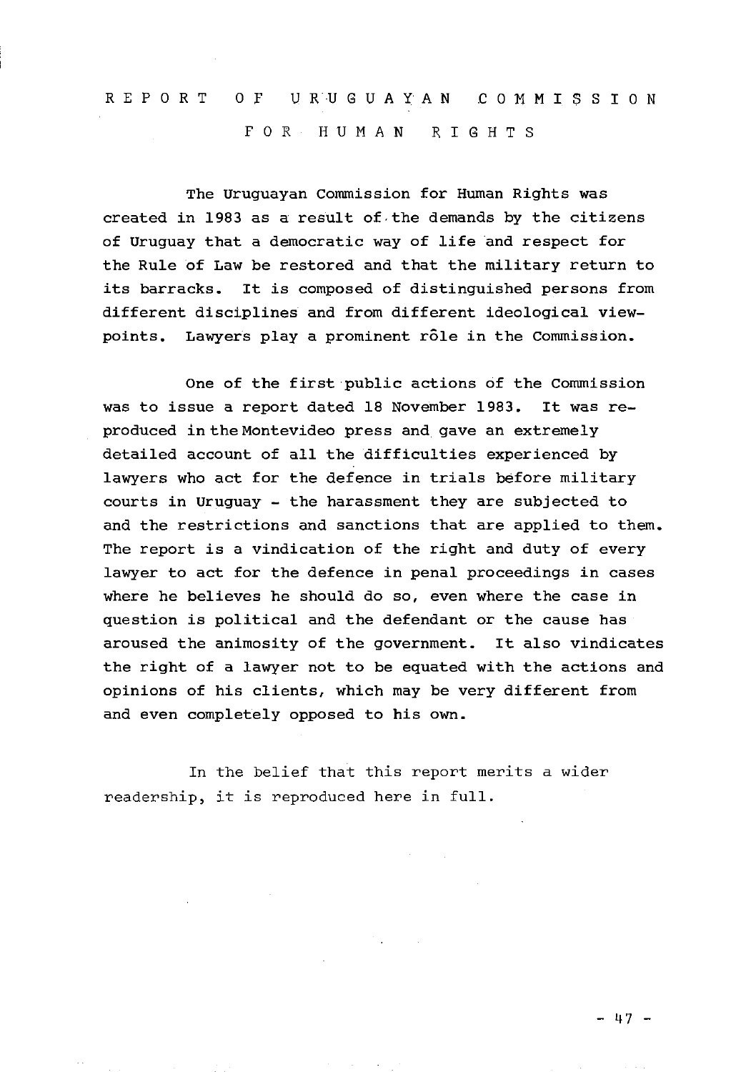# REPORT OF URUGUAYAN COMMISSION FOR HUMAN RIGHTS

The Uruguayan Commission for Human Rights was created in 1983 as a result of the demands by the citizens of Uruguay that a democratic way of life and respect for the Rule of Law be restored and that the military return to its barracks. It is composed of distinguished persons from different disciplines and from different ideological viewpoints. Lawyers play a prominent rôle in the Commission.

One of the first public actions of the Commission was to issue a report dated 18 November 1983. It was reproduced in the Montevideo press and gave an extremely detailed account of all the difficulties experienced by lawyers who act for the defence in trials before military courts in Uruguay - the harassment they are subjected to and the restrictions and sanctions that are applied to them. The report is a vindication of the right and duty of every lawyer to act for the defence in penal proceedings in cases where he believes he should do so, even where the case in question is political and the defendant or the cause has aroused the animosity of the government. It also vindicates the right of a lawyer not to be equated with the actions and opinions of his clients, which may be very different from and even completely opposed to his own.

In the belief that this report merits a wider readership, it is reproduced here in full.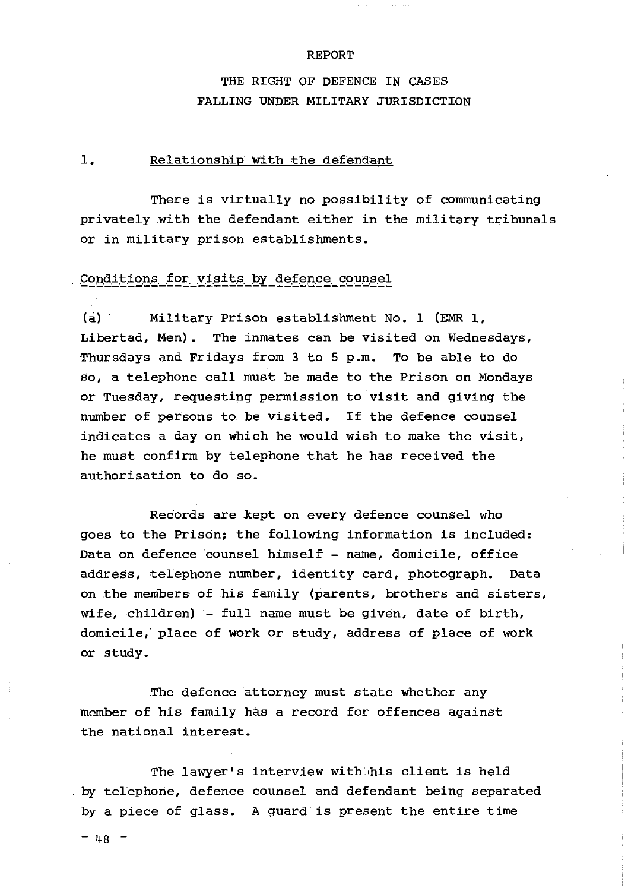REPORT

# THE RIGHT OF DEFENCE IN CASES FALLING UNDER MILITARY JURISDICTION

## 1. Relationship with the defendant

There is virtually no possibility of communicating privately with the defendant either in the military tribunals or in military prison establishments.

### Conditions for visits by defence counsel

(a) Military Prison establishment No. 1 (EMR 1, Libertad, Men). The inmates can be visited on Wednesdays, Thursdays and Fridays from 3 to 5 p.m. To be able to do so, a telephone call must be made to the Prison on Mondays or Tuesday, requesting permission to visit and giving the number of persons to be visited. If the defence counsel indicates a day on which he would wish to make the visit, he must confirm by telephone that he has received the authorisation to do so.

Records are kept on every defence counsel who goes to the Prison; the following information is included: Data on defence counsel himself - name, domicile, office address, telephone number, identity card, photograph. Data on the members of his family (parents, brothers and sisters, wife, children) - full name must be given, date of birth, domicile, place of work or study, address of place of work or study.

The defence attorney must state whether any member of his family has a record for offences against the national interest.

The lawyer's interview with his client is held by telephone, defence counsel and defendant being separated by a piece of glass. A guard is present the entire time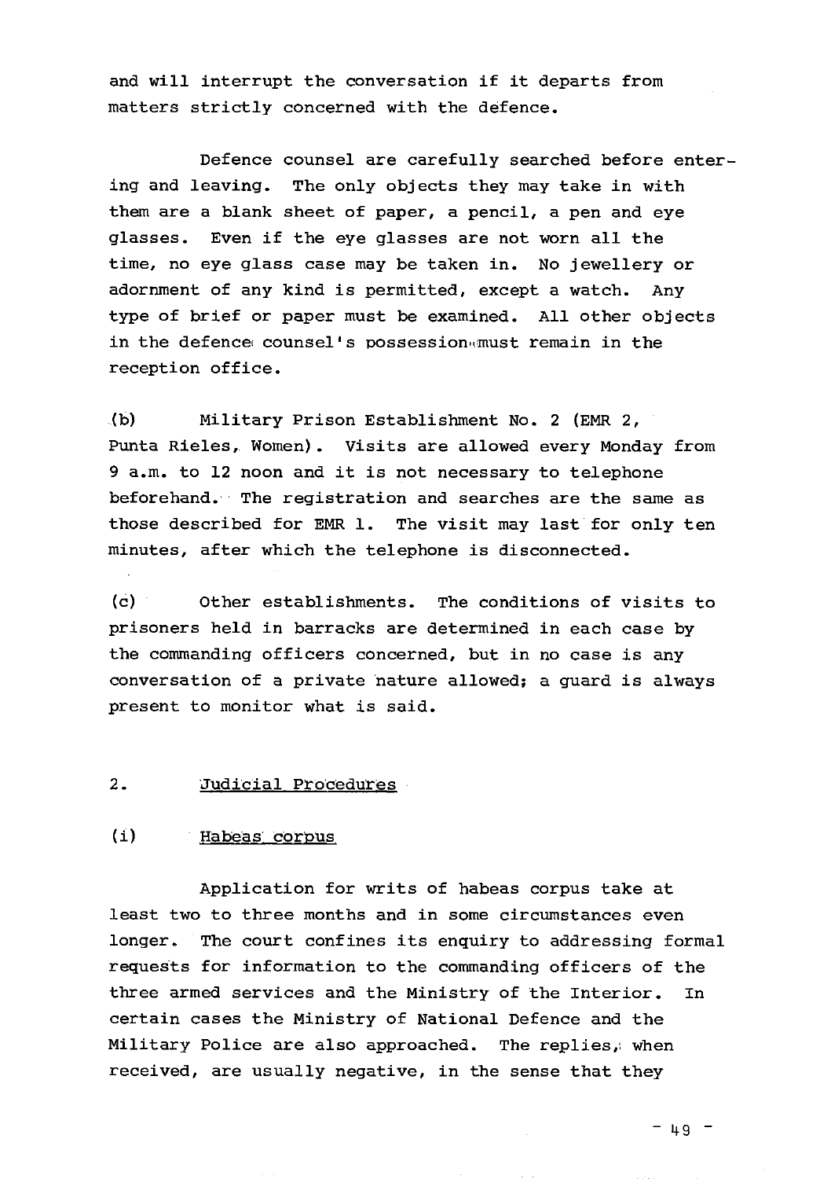and will interrupt the conversation if it departs from matters strictly concerned with the defence.

Defence counsel are carefully searched before entering and leaving. The only objects they may take in with them are a blank sheet of paper, a pencil, a pen and eye glasses. Even if the eye glasses are not worn all the time, no eye glass case may be taken in. No jewellery or adornment of any kind is permitted, except a watch. Any type of brief or paper must be examined. All other objects in the defence counsel's possession must remain in the reception office.

(b) Military Prison Establishment No. 2 (EMR 2, Punta Rieles, Women). Visits are allowed every Monday from 9 a.m. to 12 noon and it is not necessary to telephone beforehand. The registration and searches are the same as those described for EMR 1. The visit may last for only ten minutes, after which the telephone is disconnected.

(c) Other establishments. The conditions of visits to prisoners held in barracks are determined in each case by the commanding officers concerned, but in no case is any conversation of a private nature allowed; a guard is always present to monitor what is said.

## 2. Judicial Procedures

### (i) Habeas corpus

Application for writs of habeas corpus take at least two to three months and in some circumstances even longer. The court confines its enquiry to addressing formal requests for information to the commanding officers of the three armed services and the Ministry of the Interior. In certain cases the Ministry of National Defence and the Military Police are also approached. The replies, when received, are usually negative, in the sense that they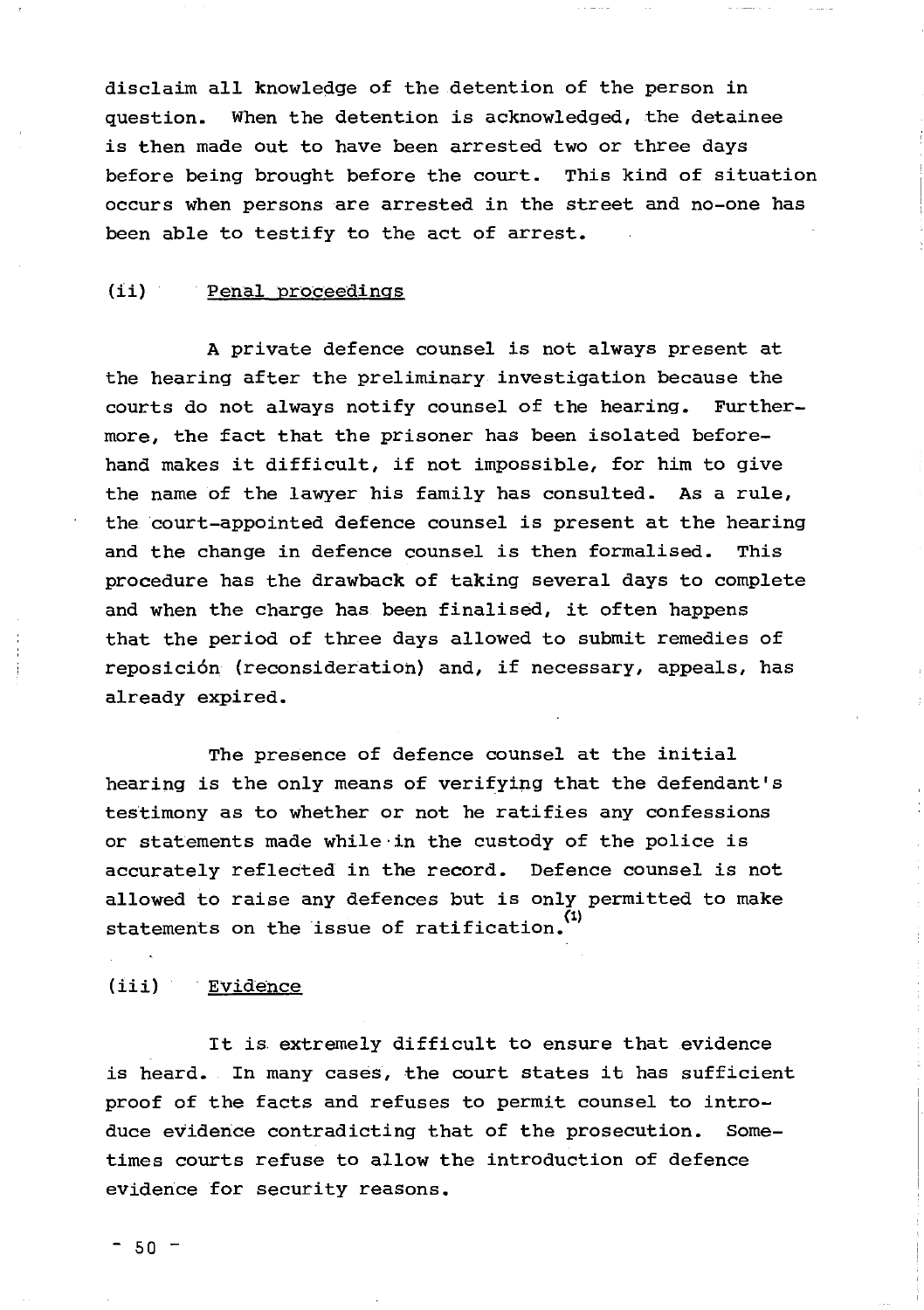disclaim all knowledge of the detention of the person in question. When the detention is acknowledged, the detainee is then made out to have been arrested two or three days before being brought before the court. This kind of situation occurs when persons are arrested in the street and no-one has been able to testify to the act of arrest.

(ii) Penal proceedings

A private defence counsel is not always present at the hearing after the preliminary investigation because the courts do not always notify counsel of the hearing. Furthermore, the fact that the prisoner has been isolated beforehand makes it difficult, if not impossible, for him to give the name of the lawyer his family has consulted. As a rule, the court-appointed defence counsel is present at the hearing and the change in defence counsel is then formalised. This procedure has the drawback of taking several days to complete and when the charge has been finalised, it often happens that the period of three days allowed to submit remedies of reposición (reconsideration) and, if necessary, appeals, has already expired.

The presence of defence counsel at the initial hearing is the only means of verifying that the defendant's testimony as to whether or not he ratifies any confessions or statements made while in the custody of the police is accurately reflected in the record. Defence counsel is not allowed to raise any defences but is only permitted to make statements on the issue of ratification.[1]

(iii) Evidence

It is extremely difficult to ensure that evidence is heard. In many cases, the court states it has sufficient proof of the facts and refuses to permit counsel to introduce evidence contradicting that of the prosecution. Sometimes courts refuse to allow the introduction of defence evidence for security reasons.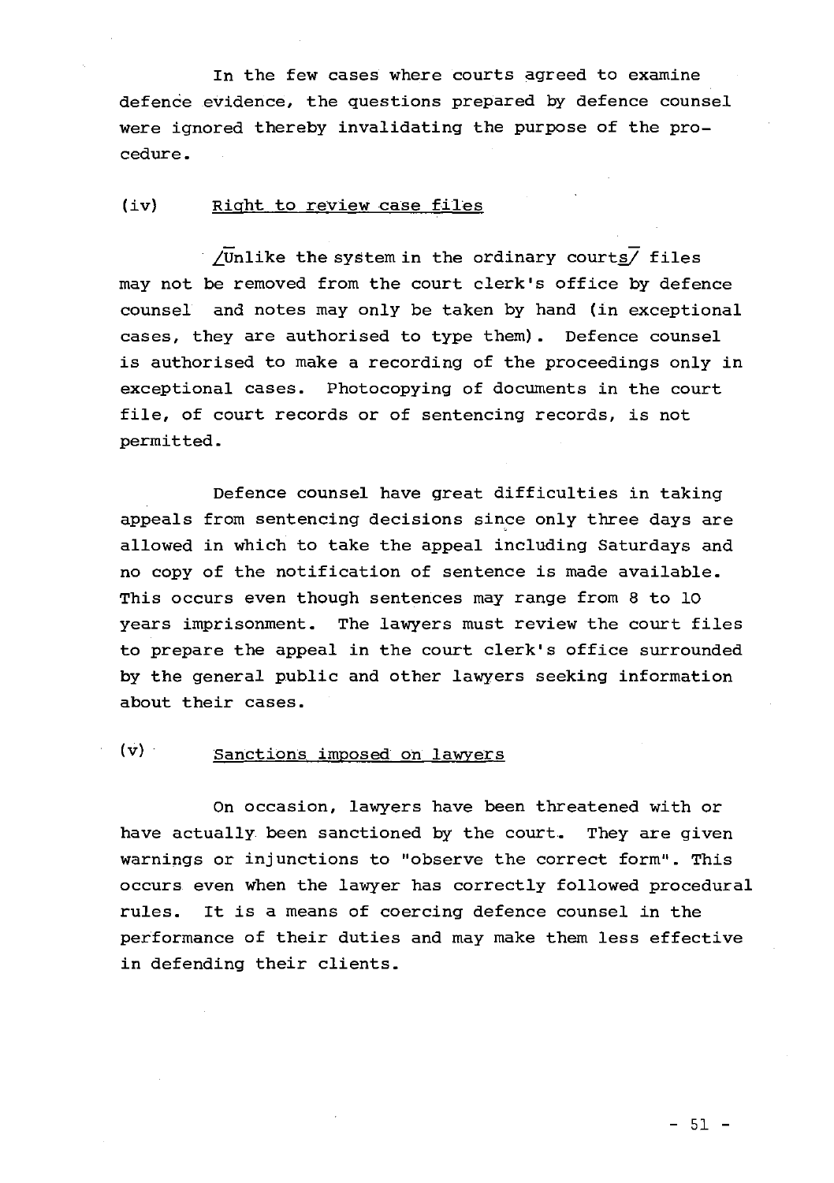In the few cases where courts agreed to examine defence evidence, the questions prepared by defence counsel were ignored thereby invalidating the purpose of the procedure.

(iv) Right to review case files

/Unlike the system in the ordinary courts/ files may not be removed from the court clerk's office by defence counsel and notes may only be taken by hand (in exceptional cases, they are authorised to type them). Defence counsel is authorised to make a recording of the proceedings only in exceptional cases. Photocopying of documents in the court file, of court records or of sentencing records, is not permitted.

Defence counsel have great difficulties in taking appeals from sentencing decisions since only three days are allowed in which to take the appeal including Saturdays and no copy of the notification of sentence is made available. This occurs even though sentences may range from 8 to 10 years imprisonment. The lawyers must review the court files to prepare the appeal in the court clerk's office surrounded by the general public and other lawyers seeking information about their cases.

(v) Sanctions imposed on lawyers

On occasion, lawyers have been threatened with or have actually been sanctioned by the court. They are given warnings or injunctions to "observe the correct form". This occurs even when the lawyer has correctly followed procedural rules. It is a means of coercing defence counsel in the performance of their duties and may make them less effective in defending their clients.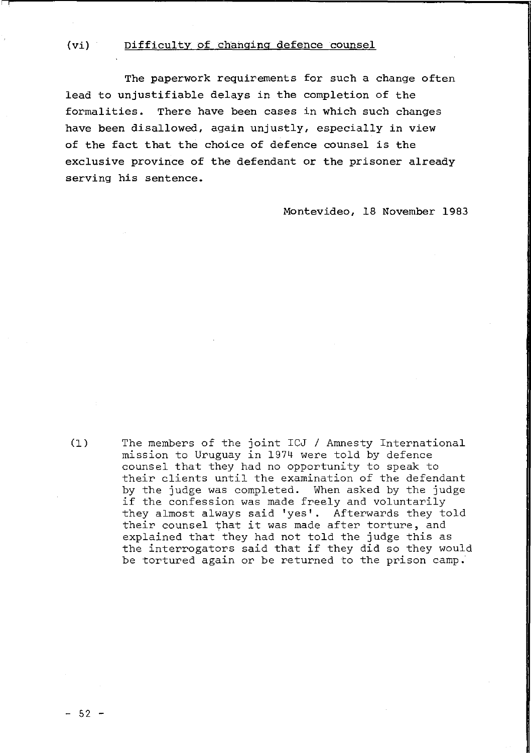### (vi) Difficulty of changing defence counsel

The paperwork requirements for such a change often lead to unjustifiable delays in the completion of the formalities. There have been cases in which such changes have been disallowed, again unjustly, especially in view of the fact that the choice of defence counsel is the exclusive province of the defendant or the prisoner already serving his sentence.

Montevideo, 18 November 1983

(1) The members of the joint ICJ / Amnesty International mission to Uruguay in 1974 were told by defence counsel that they had no opportunity to speak to their clients until the examination of the defendant by the judge was completed. When asked by the judge if the confession was made freely and voluntarily they almost always said 'yes'. Afterwards they told their counsel that it was made after torture, and explained that they had not told the judge this as the interrogators said that if they did so they would be tortured again or be returned to the prison camp.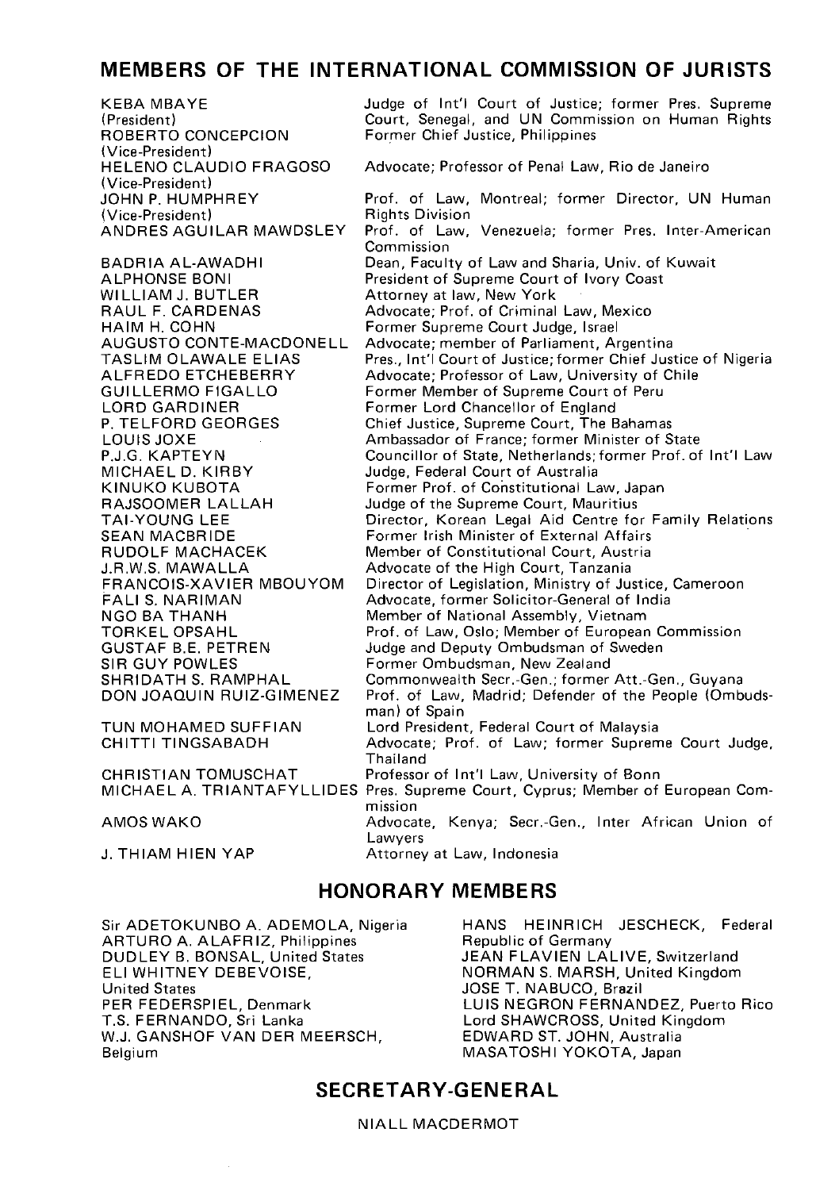## MEMBERS OF THE INTERNATIONAL COMMISSION OF JURISTS

| | |
|---|---|
| KEBA MBAYE (President) | Judge of Int'l Court of Justice; former Pres. Supreme Court, Senegal, and UN Commission on Human Rights |
| ROBERTO CONCEPCION (Vice-President) | Former Chief Justice, Philippines |
| HELENO CLAUDIO FRAGOSO (Vice-President) | Advocate; Professor of Penal Law, Rio de Janeiro |
| JOHN P. HUMPHREY (Vice-President) | Prof. of Law, Montreal; former Director, UN Human Rights Division |
| ANDRES AGUILAR MAWDSLEY | Prof. of Law, Venezuela; former Pres. Inter-American Commission |
| BADRIA AL-AWADHI | Dean, Faculty of Law and Sharia, Univ. of Kuwait |
| ALPHONSE BONI | President of Supreme Court of Ivory Coast |
| WILLIAM J. BUTLER | Attorney at law, New York |
| RAUL F. CARDENAS | Advocate; Prof. of Criminal Law, Mexico |
| HAIM H. COHN | Former Supreme Court Judge, Israel |
| AUGUSTO CONTE-MACDONELL | Advocate; member of Parliament, Argentina |
| TASLIM OLAWALE ELIAS | Pres., Int'l Court of Justice; former Chief Justice of Nigeria |
| ALFREDO ETCHEBERRY | Advocate; Professor of Law, University of Chile |
| GUILLERMO FIGALLO | Former Member of Supreme Court of Peru |
| LORD GARDINER | Former Lord Chancellor of England |
| P. TELFORD GEORGES | Chief Justice, Supreme Court, The Bahamas |
| LOUIS JOXE | Ambassador of France; former Minister of State |
| P.J.G. KAPTEYN | Councillor of State, Netherlands; former Prof. of Int'l Law |
| MICHAEL D. KIRBY | Judge, Federal Court of Australia |
| KINUKO KUBOTA | Former Prof. of Constitutional Law, Japan |
| RAJSOOMER LALLAH | Judge of the Supreme Court, Mauritius |
| TAI-YOUNG LEE | Director, Korean Legal Aid Centre for Family Relations |
| SEAN MACBRIDE | Former Irish Minister of External Affairs |
| RUDOLF MACHACEK | Member of Constitutional Court, Austria |
| J.R.W.S. MAWALLA | Advocate of the High Court, Tanzania |
| FRANCOIS-XAVIER MBOUYOM | Director of Legislation, Ministry of Justice, Cameroon |
| FALI S. NARIMAN | Advocate, former Solicitor-General of India |
| NGO BA THANH | Member of National Assembly, Vietnam |
| TORKEL OPSAHL | Prof. of Law, Oslo; Member of European Commission |
| GUSTAF B.E. PETREN | Judge and Deputy Ombudsman of Sweden |
| SIR GUY POWLES | Former Ombudsman, New Zealand |
| SHRIDATH S. RAMPHAL | Commonwealth Secr.-Gen.; former Att.-Gen., Guyana |
| DON JOAQUIN RUIZ-GIMENEZ | Prof. of Law, Madrid; Defender of the People (Ombudsman) of Spain |
| TUN MOHAMED SUFFIAN | Lord President, Federal Court of Malaysia |
| CHITTI TINGSABADH | Advocate; Prof. of Law; former Supreme Court Judge, Thailand |
| CHRISTIAN TOMUSCHAT | Professor of Int'l Law, University of Bonn |
| MICHAEL A. TRIANTAFYLLIDES | Pres. Supreme Court, Cyprus; Member of European Commission |
| AMOS WAKO | Advocate, Kenya; Secr.-Gen., Inter African Union of Lawyers |
| J. THIAM HIEN YAP | Attorney at Law, Indonesia |

## HONORARY MEMBERS

Sir ADETOKUNBO A. ADEMOLA, Nigeria
ARTURO A. ALAFRIZ, Philippines
DUDLEY B. BONSAL, United States
ELI WHITNEY DEBEVOISE, United States
PER FEDERSPIEL, Denmark
T.S. FERNANDO, Sri Lanka
W.J. GANSHOF VAN DER MEERSCH, Belgium
HANS HEINRICH JESCHECK, Federal Republic of Germany
JEAN FLAVIEN LALIVE, Switzerland
NORMAN S. MARSH, United Kingdom
JOSE T. NABUCO, Brazil
LUIS NEGRON FERNANDEZ, Puerto Rico
Lord SHAWCROSS, United Kingdom
EDWARD ST. JOHN, Australia
MASATOSHI YOKOTA, Japan

## SECRETARY-GENERAL

NIALL MACDERMOT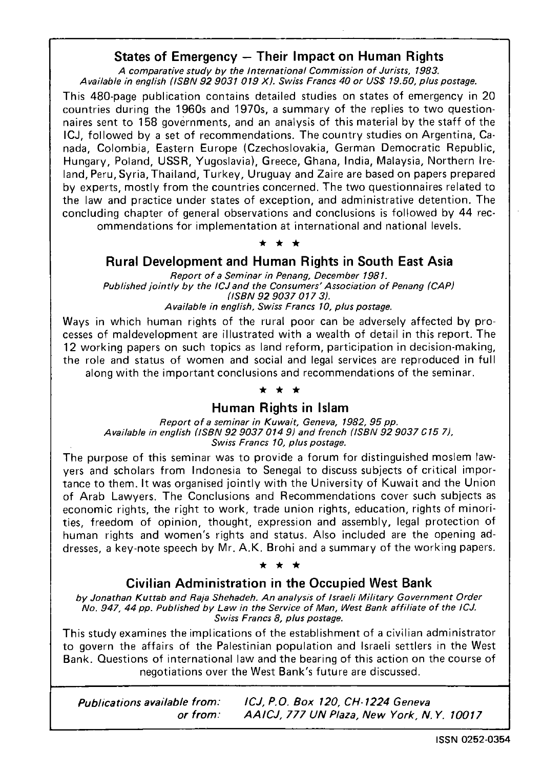## States of Emergency — Their Impact on Human Rights

*A comparative study by the International Commission of Jurists, 1983.*
*Available in english (ISBN 92 9031 019 X). Swiss Francs 40 or US$ 19.50, plus postage.*

This 480-page publication contains detailed studies on states of emergency in 20 countries during the 1960s and 1970s, a summary of the replies to two questionnaires sent to 158 governments, and an analysis of this material by the staff of the ICJ, followed by a set of recommendations. The country studies on Argentina, Canada, Colombia, Eastern Europe (Czechoslovakia, German Democratic Republic, Hungary, Poland, USSR, Yugoslavia), Greece, Ghana, India, Malaysia, Northern Ireland, Peru, Syria, Thailand, Turkey, Uruguay and Zaire are based on papers prepared by experts, mostly from the countries concerned. The two questionnaires related to the law and practice under states of exception, and administrative detention. The concluding chapter of general observations and conclusions is followed by 44 recommendations for implementation at international and national levels.

\* \* \*

## Rural Development and Human Rights in South East Asia

*Report of a Seminar in Penang, December 1981.*
*Published jointly by the ICJ and the Consumers' Association of Penang (CAP)*
*(ISBN 92 9037 017 3).*
*Available in english, Swiss Francs 10, plus postage.*

Ways in which human rights of the rural poor can be adversely affected by processes of maldevelopment are illustrated with a wealth of detail in this report. The 12 working papers on such topics as land reform, participation in decision-making, the role and status of women and social and legal services are reproduced in full along with the important conclusions and recommendations of the seminar.

\* \* \*

## Human Rights in Islam

*Report of a seminar in Kuwait, Geneva, 1982, 95 pp.*
*Available in english (ISBN 92 9037 014 9) and french (ISBN 92 9037 C15 7),*
*Swiss Francs 10, plus postage.*

The purpose of this seminar was to provide a forum for distinguished moslem lawyers and scholars from Indonesia to Senegal to discuss subjects of critical importance to them. It was organised jointly with the University of Kuwait and the Union of Arab Lawyers. The Conclusions and Recommendations cover such subjects as economic rights, the right to work, trade union rights, education, rights of minorities, freedom of opinion, thought, expression and assembly, legal protection of human rights and women's rights and status. Also included are the opening addresses, a key-note speech by Mr. A.K. Brohi and a summary of the working papers.

\* \* \*

## Civilian Administration in the Occupied West Bank

*by Jonathan Kuttab and Raja Shehadeh. An analysis of Israeli Military Government Order No. 947, 44 pp. Published by Law in the Service of Man, West Bank affiliate of the ICJ.*
*Swiss Francs 8, plus postage.*

This study examines the implications of the establishment of a civilian administrator to govern the affairs of the Palestinian population and Israeli settlers in the West Bank. Questions of international law and the bearing of this action on the course of negotiations over the West Bank's future are discussed.

---

*Publications available from:* *ICJ, P.O. Box 120, CH-1224 Geneva*
*or from:* *AAICJ, 777 UN Plaza, New York, N.Y. 10017*

ISSN 0252-0354